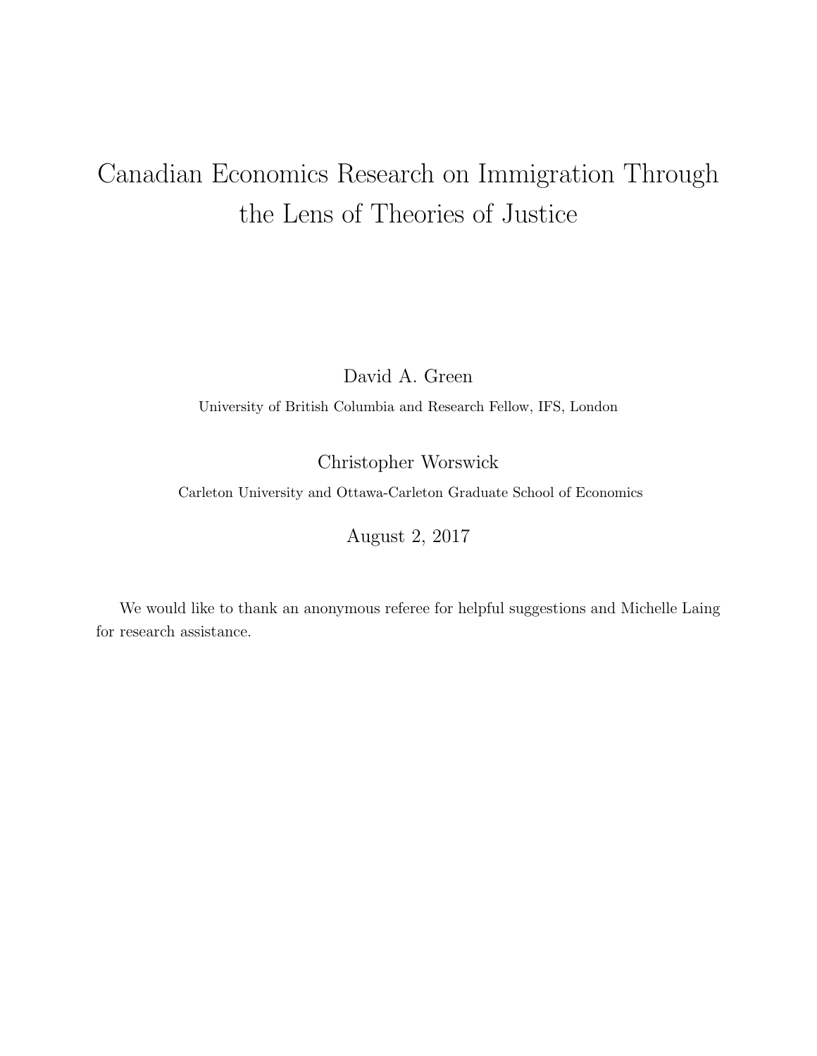# Canadian Economics Research on Immigration Through the Lens of Theories of Justice

David A. Green

University of British Columbia and Research Fellow, IFS, London

Christopher Worswick

Carleton University and Ottawa-Carleton Graduate School of Economics

August 2, 2017

We would like to thank an anonymous referee for helpful suggestions and Michelle Laing for research assistance.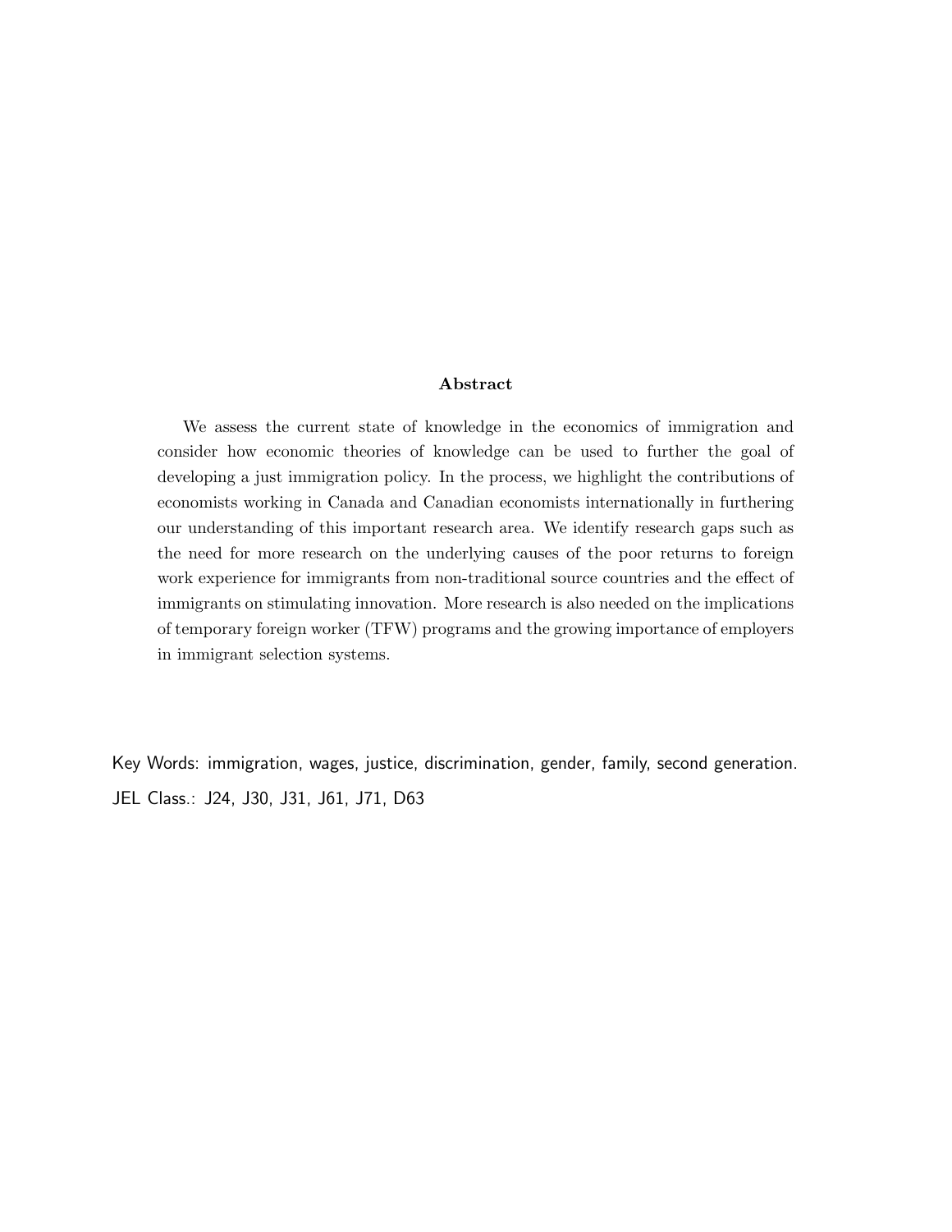## Abstract

We assess the current state of knowledge in the economics of immigration and consider how economic theories of knowledge can be used to further the goal of developing a just immigration policy. In the process, we highlight the contributions of economists working in Canada and Canadian economists internationally in furthering our understanding of this important research area. We identify research gaps such as the need for more research on the underlying causes of the poor returns to foreign work experience for immigrants from non-traditional source countries and the effect of immigrants on stimulating innovation. More research is also needed on the implications of temporary foreign worker (TFW) programs and the growing importance of employers in immigrant selection systems.

Key Words: immigration, wages, justice, discrimination, gender, family, second generation.

JEL Class.: J24, J30, J31, J61, J71, D63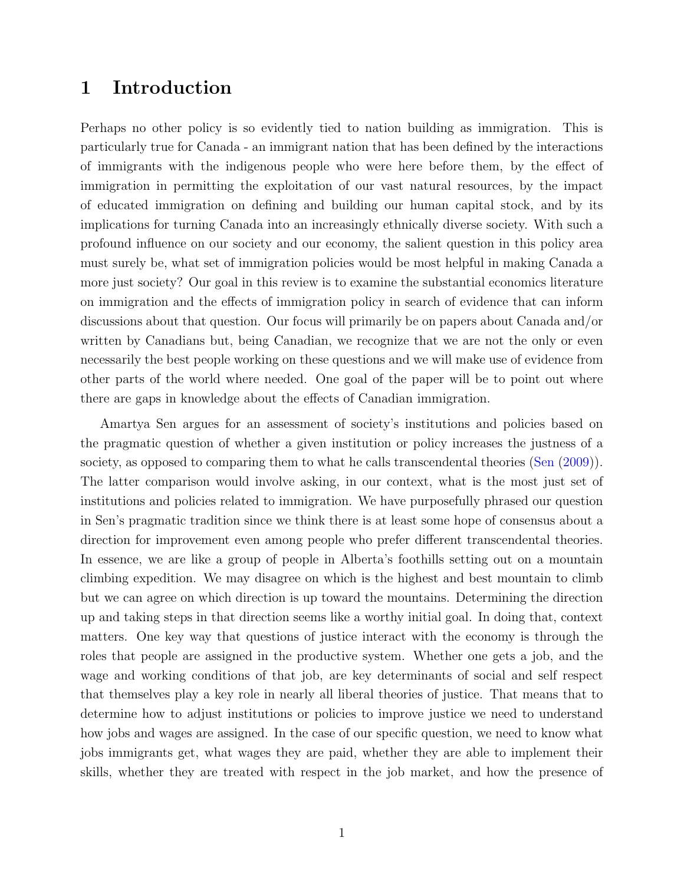# 1 Introduction

Perhaps no other policy is so evidently tied to nation building as immigration. This is particularly true for Canada - an immigrant nation that has been defined by the interactions of immigrants with the indigenous people who were here before them, by the effect of immigration in permitting the exploitation of our vast natural resources, by the impact of educated immigration on defining and building our human capital stock, and by its implications for turning Canada into an increasingly ethnically diverse society. With such a profound influence on our society and our economy, the salient question in this policy area must surely be, what set of immigration policies would be most helpful in making Canada a more just society? Our goal in this review is to examine the substantial economics literature on immigration and the effects of immigration policy in search of evidence that can inform discussions about that question. Our focus will primarily be on papers about Canada and/or written by Canadians but, being Canadian, we recognize that we are not the only or even necessarily the best people working on these questions and we will make use of evidence from other parts of the world where needed. One goal of the paper will be to point out where there are gaps in knowledge about the effects of Canadian immigration.

Amartya Sen argues for an assessment of society's institutions and policies based on the pragmatic question of whether a given institution or policy increases the justness of a society, as opposed to comparing them to what he calls transcendental theories (Sen (2009)). The latter comparison would involve asking, in our context, what is the most just set of institutions and policies related to immigration. We have purposefully phrased our question in Sen's pragmatic tradition since we think there is at least some hope of consensus about a direction for improvement even among people who prefer different transcendental theories. In essence, we are like a group of people in Alberta's foothills setting out on a mountain climbing expedition. We may disagree on which is the highest and best mountain to climb but we can agree on which direction is up toward the mountains. Determining the direction up and taking steps in that direction seems like a worthy initial goal. In doing that, context matters. One key way that questions of justice interact with the economy is through the roles that people are assigned in the productive system. Whether one gets a job, and the wage and working conditions of that job, are key determinants of social and self respect that themselves play a key role in nearly all liberal theories of justice. That means that to determine how to adjust institutions or policies to improve justice we need to understand how jobs and wages are assigned. In the case of our specific question, we need to know what jobs immigrants get, what wages they are paid, whether they are able to implement their skills, whether they are treated with respect in the job market, and how the presence of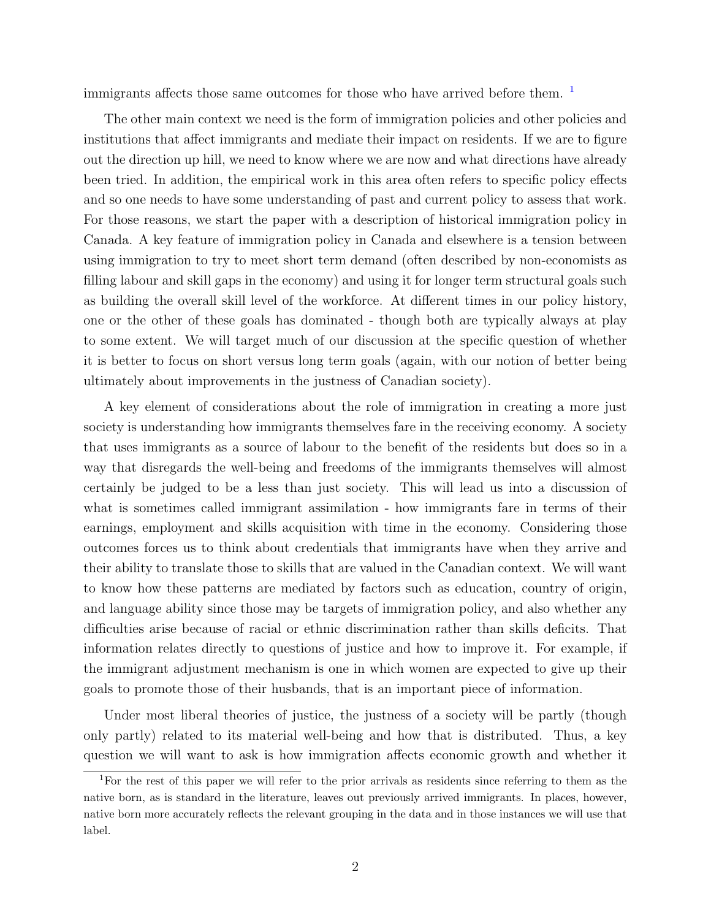immigrants affects those same outcomes for those who have arrived before them. [1]

The other main context we need is the form of immigration policies and other policies and institutions that affect immigrants and mediate their impact on residents. If we are to figure out the direction up hill, we need to know where we are now and what directions have already been tried. In addition, the empirical work in this area often refers to specific policy effects and so one needs to have some understanding of past and current policy to assess that work. For those reasons, we start the paper with a description of historical immigration policy in Canada. A key feature of immigration policy in Canada and elsewhere is a tension between using immigration to try to meet short term demand (often described by non-economists as filling labour and skill gaps in the economy) and using it for longer term structural goals such as building the overall skill level of the workforce. At different times in our policy history, one or the other of these goals has dominated - though both are typically always at play to some extent. We will target much of our discussion at the specific question of whether it is better to focus on short versus long term goals (again, with our notion of better being ultimately about improvements in the justness of Canadian society).

A key element of considerations about the role of immigration in creating a more just society is understanding how immigrants themselves fare in the receiving economy. A society that uses immigrants as a source of labour to the benefit of the residents but does so in a way that disregards the well-being and freedoms of the immigrants themselves will almost certainly be judged to be a less than just society. This will lead us into a discussion of what is sometimes called immigrant assimilation - how immigrants fare in terms of their earnings, employment and skills acquisition with time in the economy. Considering those outcomes forces us to think about credentials that immigrants have when they arrive and their ability to translate those to skills that are valued in the Canadian context. We will want to know how these patterns are mediated by factors such as education, country of origin, and language ability since those may be targets of immigration policy, and also whether any difficulties arise because of racial or ethnic discrimination rather than skills deficits. That information relates directly to questions of justice and how to improve it. For example, if the immigrant adjustment mechanism is one in which women are expected to give up their goals to promote those of their husbands, that is an important piece of information.

Under most liberal theories of justice, the justness of a society will be partly (though only partly) related to its material well-being and how that is distributed. Thus, a key question we will want to ask is how immigration affects economic growth and whether it

[1] For the rest of this paper we will refer to the prior arrivals as residents since referring to them as the native born, as is standard in the literature, leaves out previously arrived immigrants. In places, however, native born more accurately reflects the relevant grouping in the data and in those instances we will use that label.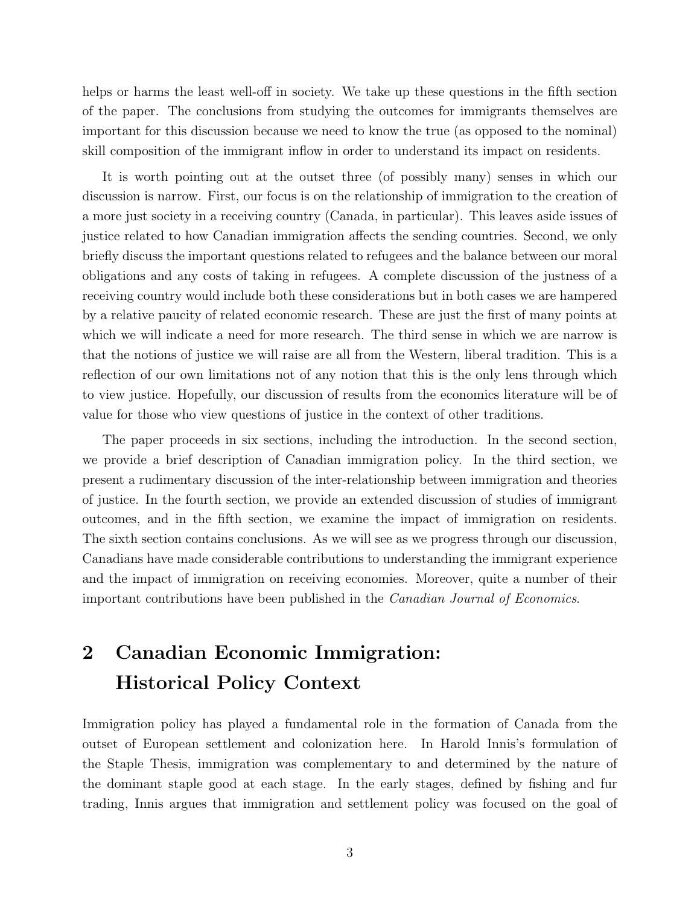helps or harms the least well-off in society. We take up these questions in the fifth section of the paper. The conclusions from studying the outcomes for immigrants themselves are important for this discussion because we need to know the true (as opposed to the nominal) skill composition of the immigrant inflow in order to understand its impact on residents.

It is worth pointing out at the outset three (of possibly many) senses in which our discussion is narrow. First, our focus is on the relationship of immigration to the creation of a more just society in a receiving country (Canada, in particular). This leaves aside issues of justice related to how Canadian immigration affects the sending countries. Second, we only briefly discuss the important questions related to refugees and the balance between our moral obligations and any costs of taking in refugees. A complete discussion of the justness of a receiving country would include both these considerations but in both cases we are hampered by a relative paucity of related economic research. These are just the first of many points at which we will indicate a need for more research. The third sense in which we are narrow is that the notions of justice we will raise are all from the Western, liberal tradition. This is a reflection of our own limitations not of any notion that this is the only lens through which to view justice. Hopefully, our discussion of results from the economics literature will be of value for those who view questions of justice in the context of other traditions.

The paper proceeds in six sections, including the introduction. In the second section, we provide a brief description of Canadian immigration policy. In the third section, we present a rudimentary discussion of the inter-relationship between immigration and theories of justice. In the fourth section, we provide an extended discussion of studies of immigrant outcomes, and in the fifth section, we examine the impact of immigration on residents. The sixth section contains conclusions. As we will see as we progress through our discussion, Canadians have made considerable contributions to understanding the immigrant experience and the impact of immigration on receiving economies. Moreover, quite a number of their important contributions have been published in the *Canadian Journal of Economics*.

## 2 Canadian Economic Immigration: Historical Policy Context

Immigration policy has played a fundamental role in the formation of Canada from the outset of European settlement and colonization here. In Harold Innis's formulation of the Staple Thesis, immigration was complementary to and determined by the nature of the dominant staple good at each stage. In the early stages, defined by fishing and fur trading, Innis argues that immigration and settlement policy was focused on the goal of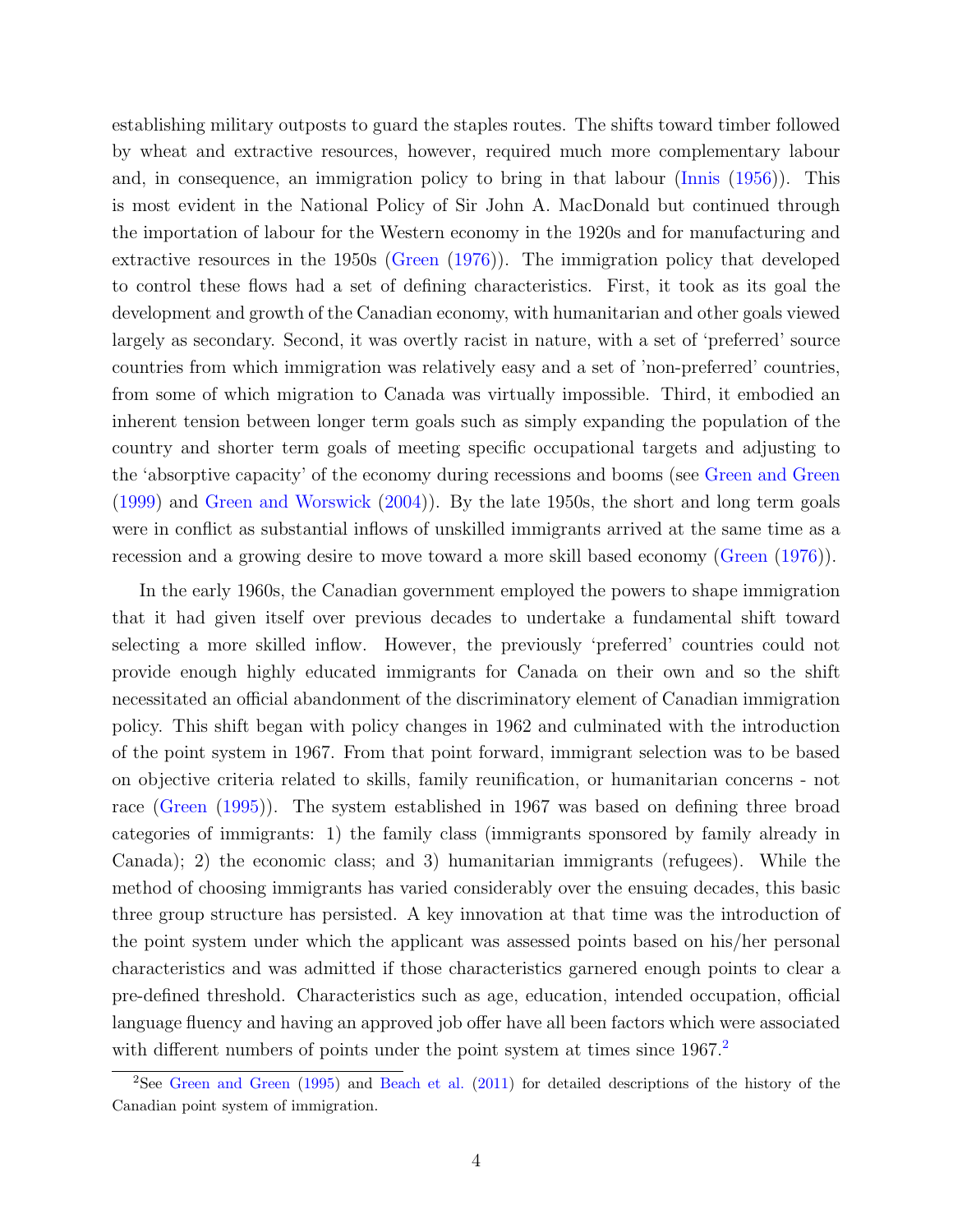establishing military outposts to guard the staples routes. The shifts toward timber followed by wheat and extractive resources, however, required much more complementary labour and, in consequence, an immigration policy to bring in that labour (Innis (1956)). This is most evident in the National Policy of Sir John A. MacDonald but continued through the importation of labour for the Western economy in the 1920s and for manufacturing and extractive resources in the 1950s (Green (1976)). The immigration policy that developed to control these flows had a set of defining characteristics. First, it took as its goal the development and growth of the Canadian economy, with humanitarian and other goals viewed largely as secondary. Second, it was overtly racist in nature, with a set of 'preferred' source countries from which immigration was relatively easy and a set of 'non-preferred' countries, from some of which migration to Canada was virtually impossible. Third, it embodied an inherent tension between longer term goals such as simply expanding the population of the country and shorter term goals of meeting specific occupational targets and adjusting to the 'absorptive capacity' of the economy during recessions and booms (see Green and Green (1999) and Green and Worswick (2004)). By the late 1950s, the short and long term goals were in conflict as substantial inflows of unskilled immigrants arrived at the same time as a recession and a growing desire to move toward a more skill based economy (Green (1976)).

In the early 1960s, the Canadian government employed the powers to shape immigration that it had given itself over previous decades to undertake a fundamental shift toward selecting a more skilled inflow. However, the previously 'preferred' countries could not provide enough highly educated immigrants for Canada on their own and so the shift necessitated an official abandonment of the discriminatory element of Canadian immigration policy. This shift began with policy changes in 1962 and culminated with the introduction of the point system in 1967. From that point forward, immigrant selection was to be based on objective criteria related to skills, family reunification, or humanitarian concerns - not race (Green (1995)). The system established in 1967 was based on defining three broad categories of immigrants: 1) the family class (immigrants sponsored by family already in Canada); 2) the economic class; and 3) humanitarian immigrants (refugees). While the method of choosing immigrants has varied considerably over the ensuing decades, this basic three group structure has persisted. A key innovation at that time was the introduction of the point system under which the applicant was assessed points based on his/her personal characteristics and was admitted if those characteristics garnered enough points to clear a pre-defined threshold. Characteristics such as age, education, intended occupation, official language fluency and having an approved job offer have all been factors which were associated with different numbers of points under the point system at times since 1967.[2]

[2]See Green and Green (1995) and Beach et al. (2011) for detailed descriptions of the history of the Canadian point system of immigration.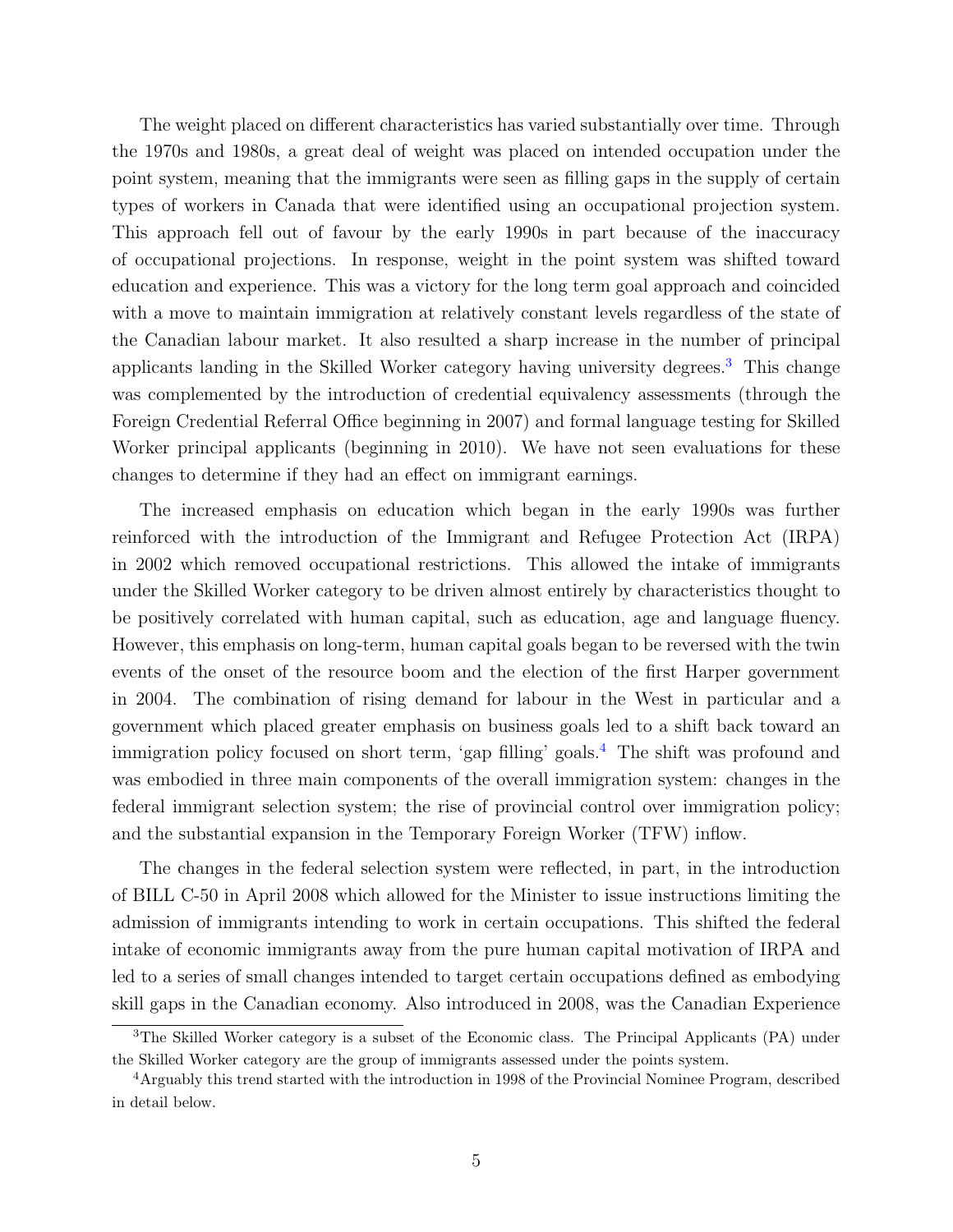The weight placed on different characteristics has varied substantially over time. Through the 1970s and 1980s, a great deal of weight was placed on intended occupation under the point system, meaning that the immigrants were seen as filling gaps in the supply of certain types of workers in Canada that were identified using an occupational projection system. This approach fell out of favour by the early 1990s in part because of the inaccuracy of occupational projections. In response, weight in the point system was shifted toward education and experience. This was a victory for the long term goal approach and coincided with a move to maintain immigration at relatively constant levels regardless of the state of the Canadian labour market. It also resulted a sharp increase in the number of principal applicants landing in the Skilled Worker category having university degrees.[3] This change was complemented by the introduction of credential equivalency assessments (through the Foreign Credential Referral Office beginning in 2007) and formal language testing for Skilled Worker principal applicants (beginning in 2010). We have not seen evaluations for these changes to determine if they had an effect on immigrant earnings.

The increased emphasis on education which began in the early 1990s was further reinforced with the introduction of the Immigrant and Refugee Protection Act (IRPA) in 2002 which removed occupational restrictions. This allowed the intake of immigrants under the Skilled Worker category to be driven almost entirely by characteristics thought to be positively correlated with human capital, such as education, age and language fluency. However, this emphasis on long-term, human capital goals began to be reversed with the twin events of the onset of the resource boom and the election of the first Harper government in 2004. The combination of rising demand for labour in the West in particular and a government which placed greater emphasis on business goals led to a shift back toward an immigration policy focused on short term, 'gap filling' goals.[4] The shift was profound and was embodied in three main components of the overall immigration system: changes in the federal immigrant selection system; the rise of provincial control over immigration policy; and the substantial expansion in the Temporary Foreign Worker (TFW) inflow.

The changes in the federal selection system were reflected, in part, in the introduction of BILL C-50 in April 2008 which allowed for the Minister to issue instructions limiting the admission of immigrants intending to work in certain occupations. This shifted the federal intake of economic immigrants away from the pure human capital motivation of IRPA and led to a series of small changes intended to target certain occupations defined as embodying skill gaps in the Canadian economy. Also introduced in 2008, was the Canadian Experience

[3]The Skilled Worker category is a subset of the Economic class. The Principal Applicants (PA) under the Skilled Worker category are the group of immigrants assessed under the points system.

[4]Arguably this trend started with the introduction in 1998 of the Provincial Nominee Program, described in detail below.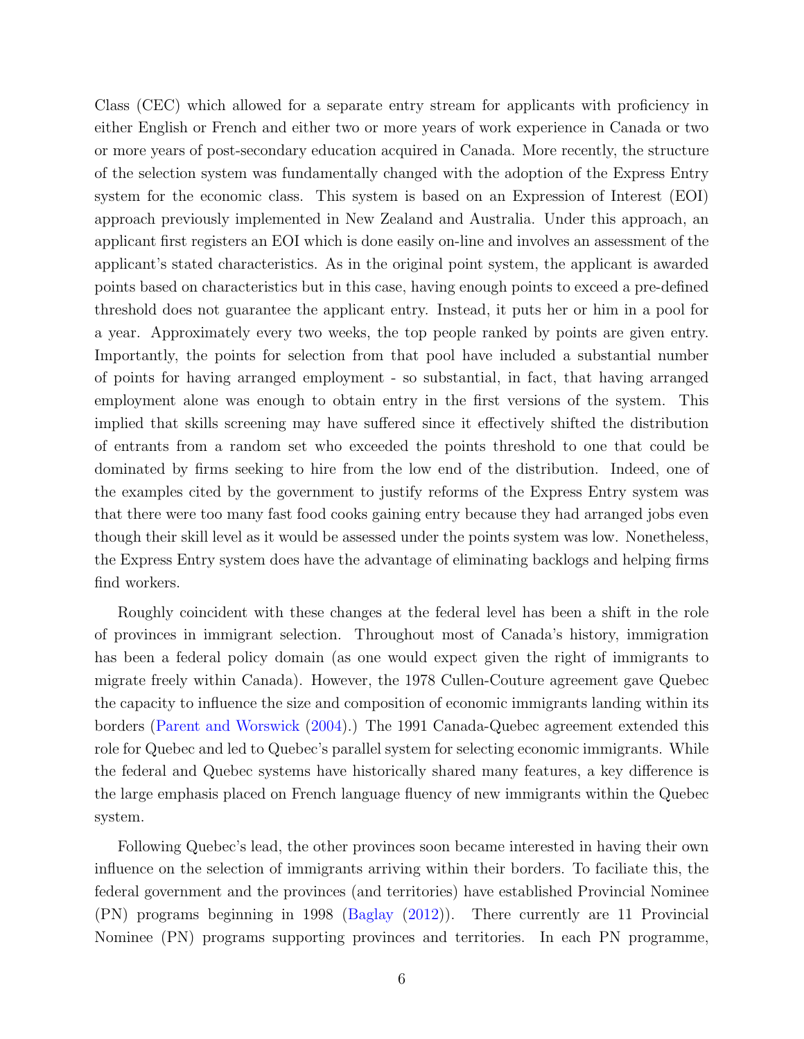Class (CEC) which allowed for a separate entry stream for applicants with proficiency in either English or French and either two or more years of work experience in Canada or two or more years of post-secondary education acquired in Canada. More recently, the structure of the selection system was fundamentally changed with the adoption of the Express Entry system for the economic class. This system is based on an Expression of Interest (EOI) approach previously implemented in New Zealand and Australia. Under this approach, an applicant first registers an EOI which is done easily on-line and involves an assessment of the applicant's stated characteristics. As in the original point system, the applicant is awarded points based on characteristics but in this case, having enough points to exceed a pre-defined threshold does not guarantee the applicant entry. Instead, it puts her or him in a pool for a year. Approximately every two weeks, the top people ranked by points are given entry. Importantly, the points for selection from that pool have included a substantial number of points for having arranged employment - so substantial, in fact, that having arranged employment alone was enough to obtain entry in the first versions of the system. This implied that skills screening may have suffered since it effectively shifted the distribution of entrants from a random set who exceeded the points threshold to one that could be dominated by firms seeking to hire from the low end of the distribution. Indeed, one of the examples cited by the government to justify reforms of the Express Entry system was that there were too many fast food cooks gaining entry because they had arranged jobs even though their skill level as it would be assessed under the points system was low. Nonetheless, the Express Entry system does have the advantage of eliminating backlogs and helping firms find workers.

Roughly coincident with these changes at the federal level has been a shift in the role of provinces in immigrant selection. Throughout most of Canada's history, immigration has been a federal policy domain (as one would expect given the right of immigrants to migrate freely within Canada). However, the 1978 Cullen-Couture agreement gave Quebec the capacity to influence the size and composition of economic immigrants landing within its borders (Parent and Worswick (2004).) The 1991 Canada-Quebec agreement extended this role for Quebec and led to Quebec's parallel system for selecting economic immigrants. While the federal and Quebec systems have historically shared many features, a key difference is the large emphasis placed on French language fluency of new immigrants within the Quebec system.

Following Quebec's lead, the other provinces soon became interested in having their own influence on the selection of immigrants arriving within their borders. To faciliate this, the federal government and the provinces (and territories) have established Provincial Nominee (PN) programs beginning in 1998 (Baglay (2012)). There currently are 11 Provincial Nominee (PN) programs supporting provinces and territories. In each PN programme,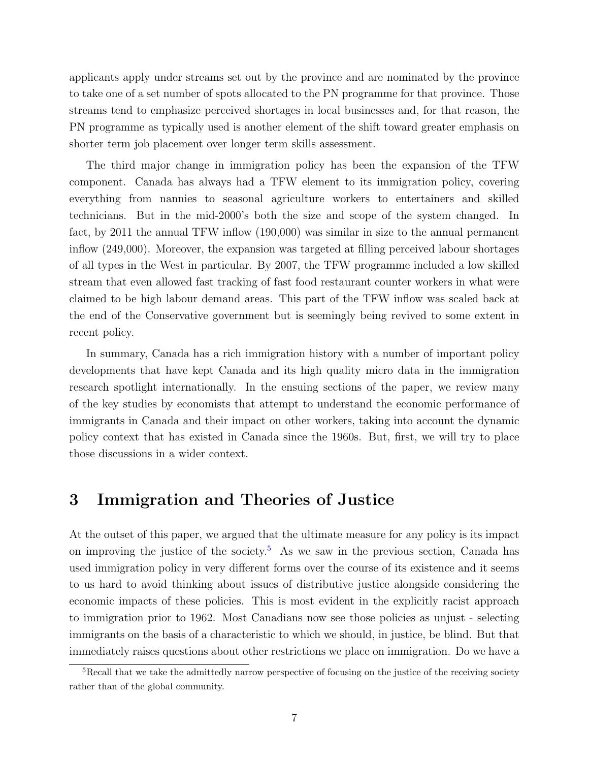applicants apply under streams set out by the province and are nominated by the province to take one of a set number of spots allocated to the PN programme for that province. Those streams tend to emphasize perceived shortages in local businesses and, for that reason, the PN programme as typically used is another element of the shift toward greater emphasis on shorter term job placement over longer term skills assessment.

The third major change in immigration policy has been the expansion of the TFW component. Canada has always had a TFW element to its immigration policy, covering everything from nannies to seasonal agriculture workers to entertainers and skilled technicians. But in the mid-2000's both the size and scope of the system changed. In fact, by 2011 the annual TFW inflow (190,000) was similar in size to the annual permanent inflow (249,000). Moreover, the expansion was targeted at filling perceived labour shortages of all types in the West in particular. By 2007, the TFW programme included a low skilled stream that even allowed fast tracking of fast food restaurant counter workers in what were claimed to be high labour demand areas. This part of the TFW inflow was scaled back at the end of the Conservative government but is seemingly being revived to some extent in recent policy.

In summary, Canada has a rich immigration history with a number of important policy developments that have kept Canada and its high quality micro data in the immigration research spotlight internationally. In the ensuing sections of the paper, we review many of the key studies by economists that attempt to understand the economic performance of immigrants in Canada and their impact on other workers, taking into account the dynamic policy context that has existed in Canada since the 1960s. But, first, we will try to place those discussions in a wider context.

# 3 Immigration and Theories of Justice

At the outset of this paper, we argued that the ultimate measure for any policy is its impact on improving the justice of the society.[5] As we saw in the previous section, Canada has used immigration policy in very different forms over the course of its existence and it seems to us hard to avoid thinking about issues of distributive justice alongside considering the economic impacts of these policies. This is most evident in the explicitly racist approach to immigration prior to 1962. Most Canadians now see those policies as unjust - selecting immigrants on the basis of a characteristic to which we should, in justice, be blind. But that immediately raises questions about other restrictions we place on immigration. Do we have a

[5]Recall that we take the admittedly narrow perspective of focusing on the justice of the receiving society rather than of the global community.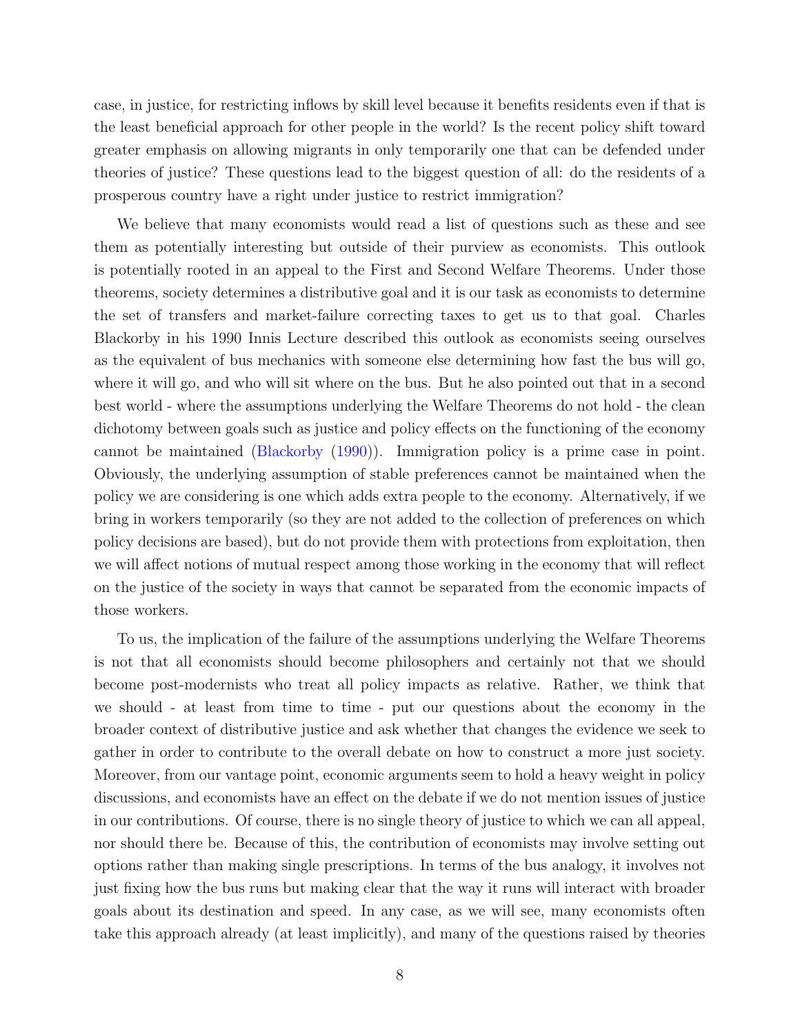case, in justice, for restricting inflows by skill level because it benefits residents even if that is the least beneficial approach for other people in the world? Is the recent policy shift toward greater emphasis on allowing migrants in only temporarily one that can be defended under theories of justice? These questions lead to the biggest question of all: do the residents of a prosperous country have a right under justice to restrict immigration?

We believe that many economists would read a list of questions such as these and see them as potentially interesting but outside of their purview as economists. This outlook is potentially rooted in an appeal to the First and Second Welfare Theorems. Under those theorems, society determines a distributive goal and it is our task as economists to determine the set of transfers and market-failure correcting taxes to get us to that goal. Charles Blackorby in his 1990 Innis Lecture described this outlook as economists seeing ourselves as the equivalent of bus mechanics with someone else determining how fast the bus will go, where it will go, and who will sit where on the bus. But he also pointed out that in a second best world - where the assumptions underlying the Welfare Theorems do not hold - the clean dichotomy between goals such as justice and policy effects on the functioning of the economy cannot be maintained (Blackorby (1990)). Immigration policy is a prime case in point. Obviously, the underlying assumption of stable preferences cannot be maintained when the policy we are considering is one which adds extra people to the economy. Alternatively, if we bring in workers temporarily (so they are not added to the collection of preferences on which policy decisions are based), but do not provide them with protections from exploitation, then we will affect notions of mutual respect among those working in the economy that will reflect on the justice of the society in ways that cannot be separated from the economic impacts of those workers.

To us, the implication of the failure of the assumptions underlying the Welfare Theorems is not that all economists should become philosophers and certainly not that we should become post-modernists who treat all policy impacts as relative. Rather, we think that we should - at least from time to time - put our questions about the economy in the broader context of distributive justice and ask whether that changes the evidence we seek to gather in order to contribute to the overall debate on how to construct a more just society. Moreover, from our vantage point, economic arguments seem to hold a heavy weight in policy discussions, and economists have an effect on the debate if we do not mention issues of justice in our contributions. Of course, there is no single theory of justice to which we can all appeal, nor should there be. Because of this, the contribution of economists may involve setting out options rather than making single prescriptions. In terms of the bus analogy, it involves not just fixing how the bus runs but making clear that the way it runs will interact with broader goals about its destination and speed. In any case, as we will see, many economists often take this approach already (at least implicitly), and many of the questions raised by theories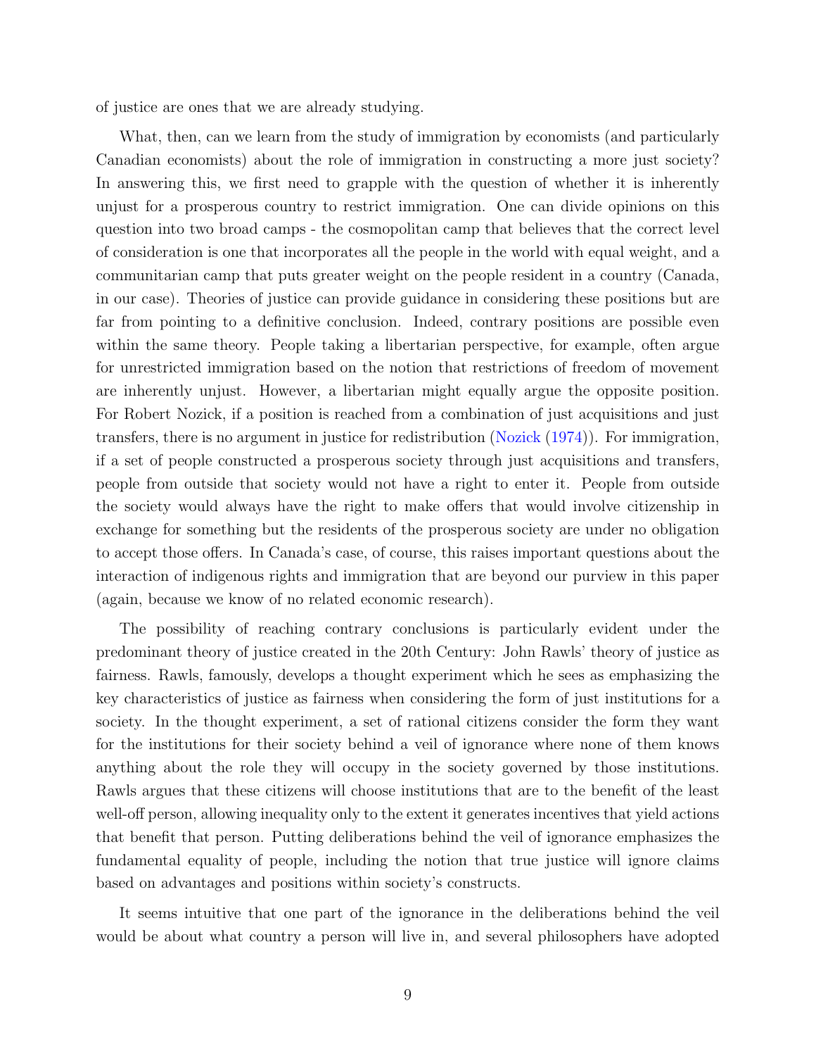of justice are ones that we are already studying.

What, then, can we learn from the study of immigration by economists (and particularly Canadian economists) about the role of immigration in constructing a more just society? In answering this, we first need to grapple with the question of whether it is inherently unjust for a prosperous country to restrict immigration. One can divide opinions on this question into two broad camps - the cosmopolitan camp that believes that the correct level of consideration is one that incorporates all the people in the world with equal weight, and a communitarian camp that puts greater weight on the people resident in a country (Canada, in our case). Theories of justice can provide guidance in considering these positions but are far from pointing to a definitive conclusion. Indeed, contrary positions are possible even within the same theory. People taking a libertarian perspective, for example, often argue for unrestricted immigration based on the notion that restrictions of freedom of movement are inherently unjust. However, a libertarian might equally argue the opposite position. For Robert Nozick, if a position is reached from a combination of just acquisitions and just transfers, there is no argument in justice for redistribution (Nozick (1974)). For immigration, if a set of people constructed a prosperous society through just acquisitions and transfers, people from outside that society would not have a right to enter it. People from outside the society would always have the right to make offers that would involve citizenship in exchange for something but the residents of the prosperous society are under no obligation to accept those offers. In Canada's case, of course, this raises important questions about the interaction of indigenous rights and immigration that are beyond our purview in this paper (again, because we know of no related economic research).

The possibility of reaching contrary conclusions is particularly evident under the predominant theory of justice created in the 20th Century: John Rawls' theory of justice as fairness. Rawls, famously, develops a thought experiment which he sees as emphasizing the key characteristics of justice as fairness when considering the form of just institutions for a society. In the thought experiment, a set of rational citizens consider the form they want for the institutions for their society behind a veil of ignorance where none of them knows anything about the role they will occupy in the society governed by those institutions. Rawls argues that these citizens will choose institutions that are to the benefit of the least well-off person, allowing inequality only to the extent it generates incentives that yield actions that benefit that person. Putting deliberations behind the veil of ignorance emphasizes the fundamental equality of people, including the notion that true justice will ignore claims based on advantages and positions within society's constructs.

It seems intuitive that one part of the ignorance in the deliberations behind the veil would be about what country a person will live in, and several philosophers have adopted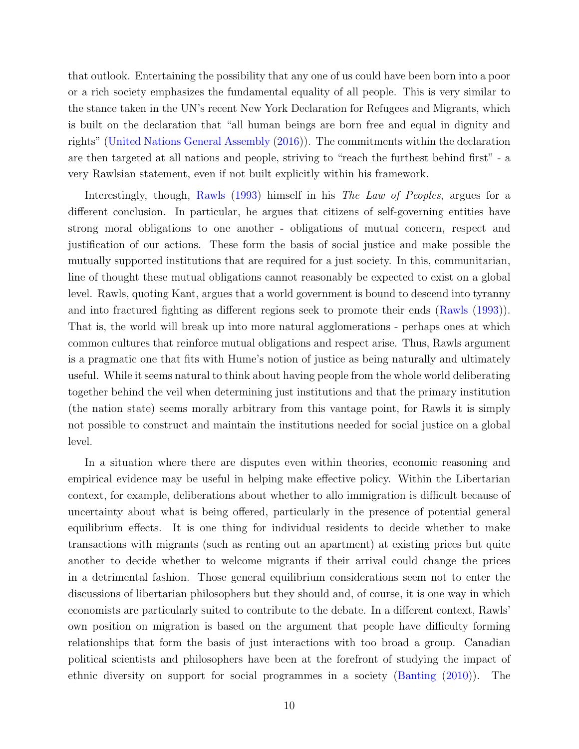that outlook. Entertaining the possibility that any one of us could have been born into a poor or a rich society emphasizes the fundamental equality of all people. This is very similar to the stance taken in the UN's recent New York Declaration for Refugees and Migrants, which is built on the declaration that "all human beings are born free and equal in dignity and rights" (United Nations General Assembly (2016)). The commitments within the declaration are then targeted at all nations and people, striving to "reach the furthest behind first" - a very Rawlsian statement, even if not built explicitly within his framework.

Interestingly, though, Rawls (1993) himself in his *The Law of Peoples*, argues for a different conclusion. In particular, he argues that citizens of self-governing entities have strong moral obligations to one another - obligations of mutual concern, respect and justification of our actions. These form the basis of social justice and make possible the mutually supported institutions that are required for a just society. In this, communitarian, line of thought these mutual obligations cannot reasonably be expected to exist on a global level. Rawls, quoting Kant, argues that a world government is bound to descend into tyranny and into fractured fighting as different regions seek to promote their ends (Rawls (1993)). That is, the world will break up into more natural agglomerations - perhaps ones at which common cultures that reinforce mutual obligations and respect arise. Thus, Rawls argument is a pragmatic one that fits with Hume's notion of justice as being naturally and ultimately useful. While it seems natural to think about having people from the whole world deliberating together behind the veil when determining just institutions and that the primary institution (the nation state) seems morally arbitrary from this vantage point, for Rawls it is simply not possible to construct and maintain the institutions needed for social justice on a global level.

In a situation where there are disputes even within theories, economic reasoning and empirical evidence may be useful in helping make effective policy. Within the Libertarian context, for example, deliberations about whether to allo immigration is difficult because of uncertainty about what is being offered, particularly in the presence of potential general equilibrium effects. It is one thing for individual residents to decide whether to make transactions with migrants (such as renting out an apartment) at existing prices but quite another to decide whether to welcome migrants if their arrival could change the prices in a detrimental fashion. Those general equilibrium considerations seem not to enter the discussions of libertarian philosophers but they should and, of course, it is one way in which economists are particularly suited to contribute to the debate. In a different context, Rawls' own position on migration is based on the argument that people have difficulty forming relationships that form the basis of just interactions with too broad a group. Canadian political scientists and philosophers have been at the forefront of studying the impact of ethnic diversity on support for social programmes in a society (Banting (2010)). The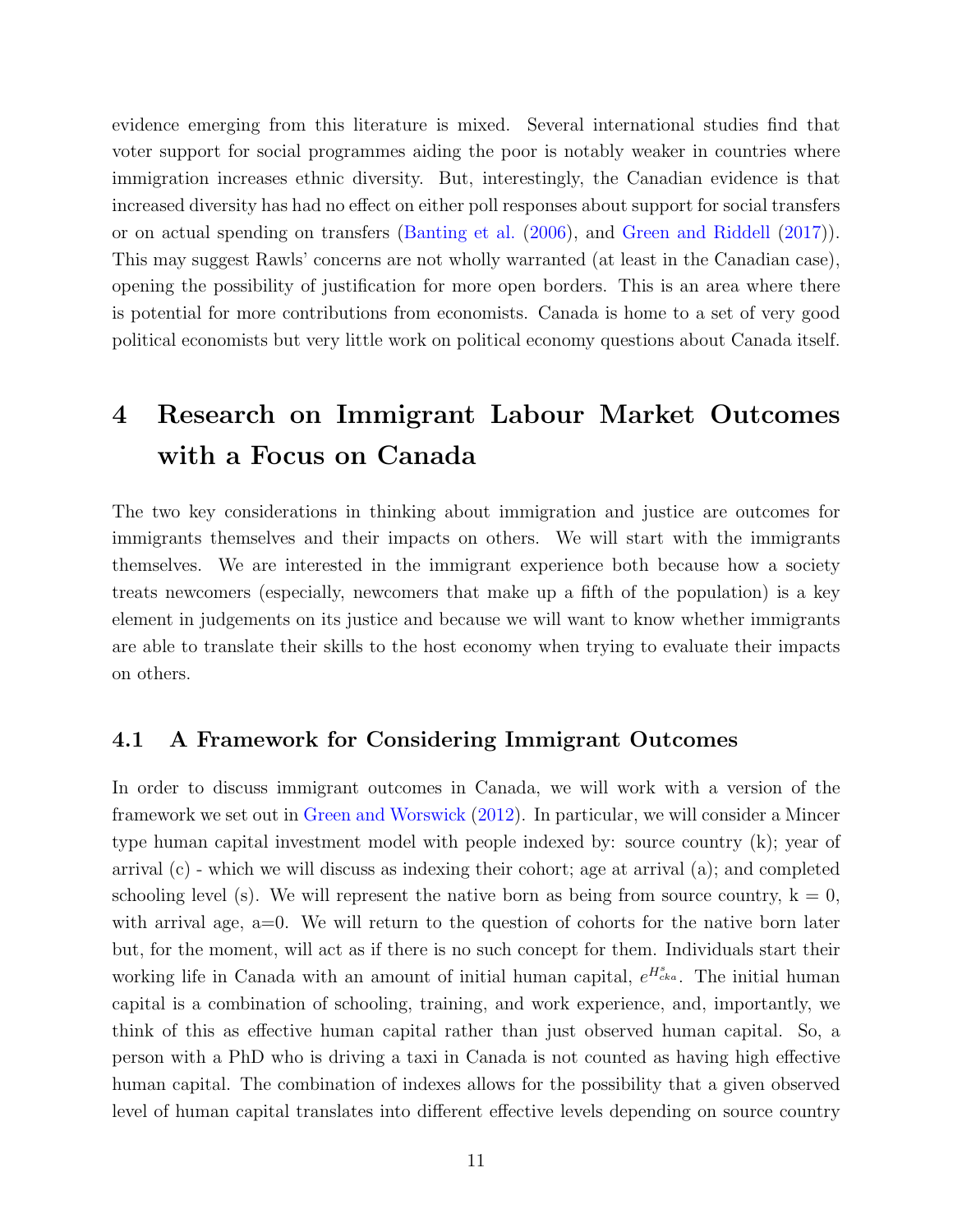evidence emerging from this literature is mixed. Several international studies find that voter support for social programmes aiding the poor is notably weaker in countries where immigration increases ethnic diversity. But, interestingly, the Canadian evidence is that increased diversity has had no effect on either poll responses about support for social transfers or on actual spending on transfers (Banting et al. (2006), and Green and Riddell (2017)). This may suggest Rawls' concerns are not wholly warranted (at least in the Canadian case), opening the possibility of justification for more open borders. This is an area where there is potential for more contributions from economists. Canada is home to a set of very good political economists but very little work on political economy questions about Canada itself.

# 4 Research on Immigrant Labour Market Outcomes with a Focus on Canada

The two key considerations in thinking about immigration and justice are outcomes for immigrants themselves and their impacts on others. We will start with the immigrants themselves. We are interested in the immigrant experience both because how a society treats newcomers (especially, newcomers that make up a fifth of the population) is a key element in judgements on its justice and because we will want to know whether immigrants are able to translate their skills to the host economy when trying to evaluate their impacts on others.

## 4.1 A Framework for Considering Immigrant Outcomes

In order to discuss immigrant outcomes in Canada, we will work with a version of the framework we set out in Green and Worswick (2012). In particular, we will consider a Mincer type human capital investment model with people indexed by: source country (k); year of arrival (c) - which we will discuss as indexing their cohort; age at arrival (a); and completed schooling level (s). We will represent the native born as being from source country, k = 0, with arrival age, a=0. We will return to the question of cohorts for the native born later but, for the moment, will act as if there is no such concept for them. Individuals start their working life in Canada with an amount of initial human capital, $e^{H^s_{cka}}$. The initial human capital is a combination of schooling, training, and work experience, and, importantly, we think of this as effective human capital rather than just observed human capital. So, a person with a PhD who is driving a taxi in Canada is not counted as having high effective human capital. The combination of indexes allows for the possibility that a given observed level of human capital translates into different effective levels depending on source country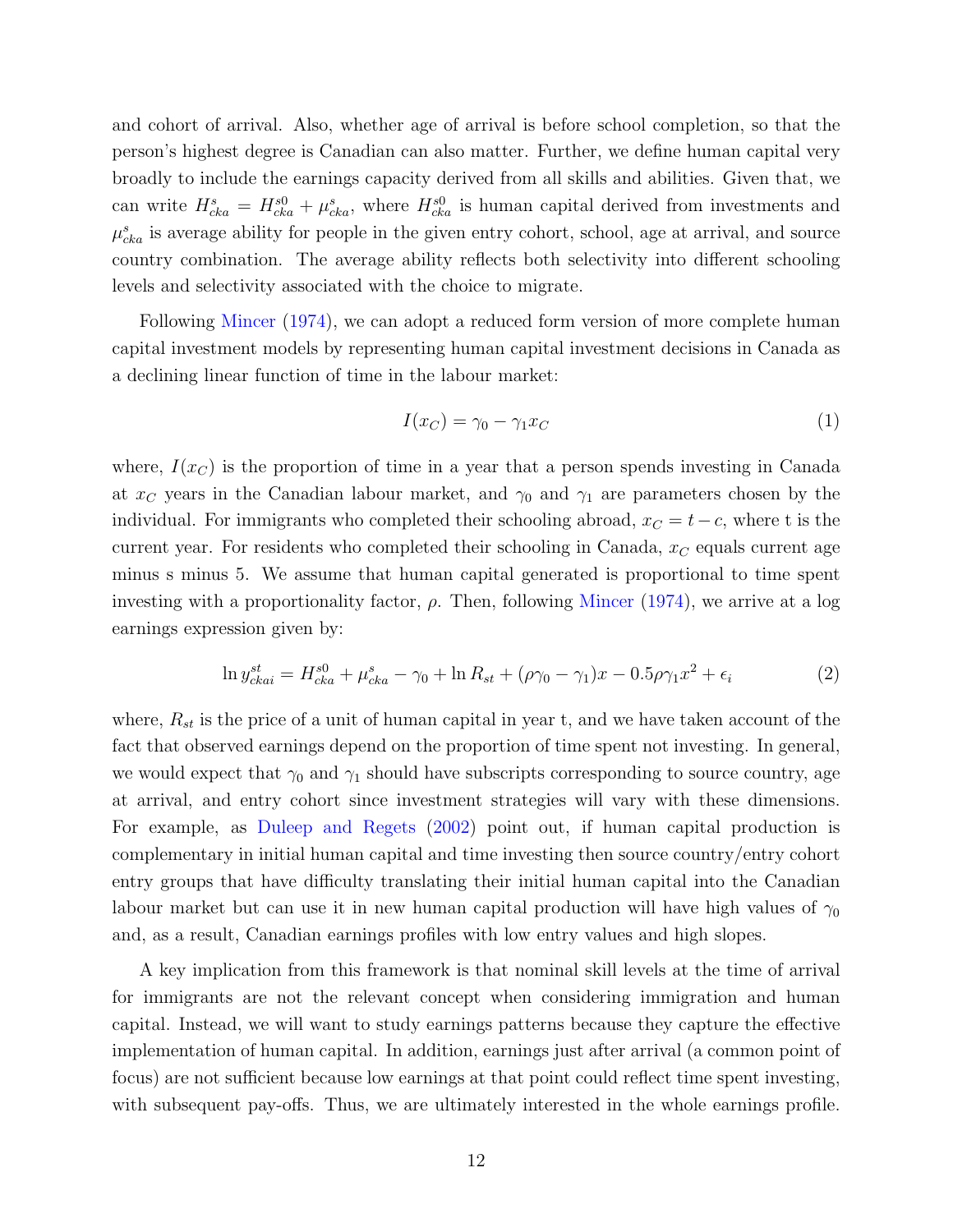and cohort of arrival. Also, whether age of arrival is before school completion, so that the person's highest degree is Canadian can also matter. Further, we define human capital very broadly to include the earnings capacity derived from all skills and abilities. Given that, we can write $H^s_{cka} = H^{s0}_{cka} + \mu^s_{cka}$, where $H^{s0}_{cka}$ is human capital derived from investments and $\mu^s_{cka}$ is average ability for people in the given entry cohort, school, age at arrival, and source country combination. The average ability reflects both selectivity into different schooling levels and selectivity associated with the choice to migrate.

Following Mincer (1974), we can adopt a reduced form version of more complete human capital investment models by representing human capital investment decisions in Canada as a declining linear function of time in the labour market:

$$I(x_C) = \gamma_0 - \gamma_1 x_C \tag{1}$$

where, $I(x_C)$ is the proportion of time in a year that a person spends investing in Canada at $x_C$ years in the Canadian labour market, and $\gamma_0$ and $\gamma_1$ are parameters chosen by the individual. For immigrants who completed their schooling abroad, $x_C = t - c$, where t is the current year. For residents who completed their schooling in Canada, $x_C$ equals current age minus s minus 5. We assume that human capital generated is proportional to time spent investing with a proportionality factor, $\rho$. Then, following Mincer (1974), we arrive at a log earnings expression given by:

$$\ln y^{st}_{ckai} = H^{s0}_{cka} + \mu^s_{cka} - \gamma_0 + \ln R_{st} + (\rho\gamma_0 - \gamma_1)x - 0.5\rho\gamma_1 x^2 + \epsilon_i \tag{2}$$

where, $R_{st}$ is the price of a unit of human capital in year t, and we have taken account of the fact that observed earnings depend on the proportion of time spent not investing. In general, we would expect that $\gamma_0$ and $\gamma_1$ should have subscripts corresponding to source country, age at arrival, and entry cohort since investment strategies will vary with these dimensions. For example, as Duleep and Regets (2002) point out, if human capital production is complementary in initial human capital and time investing then source country/entry cohort entry groups that have difficulty translating their initial human capital into the Canadian labour market but can use it in new human capital production will have high values of $\gamma_0$ and, as a result, Canadian earnings profiles with low entry values and high slopes.

A key implication from this framework is that nominal skill levels at the time of arrival for immigrants are not the relevant concept when considering immigration and human capital. Instead, we will want to study earnings patterns because they capture the effective implementation of human capital. In addition, earnings just after arrival (a common point of focus) are not sufficient because low earnings at that point could reflect time spent investing, with subsequent pay-offs. Thus, we are ultimately interested in the whole earnings profile.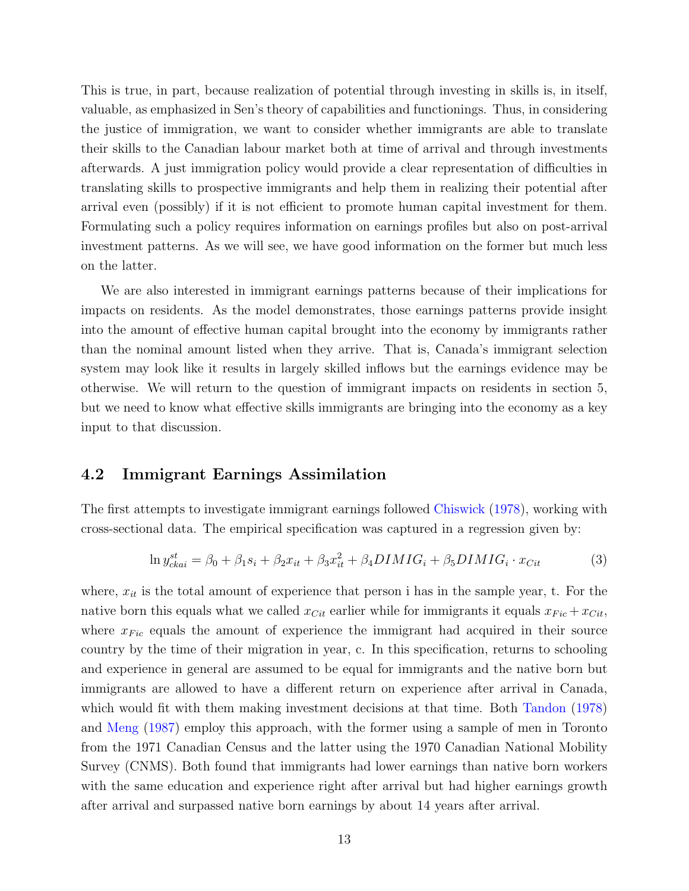This is true, in part, because realization of potential through investing in skills is, in itself, valuable, as emphasized in Sen's theory of capabilities and functionings. Thus, in considering the justice of immigration, we want to consider whether immigrants are able to translate their skills to the Canadian labour market both at time of arrival and through investments afterwards. A just immigration policy would provide a clear representation of difficulties in translating skills to prospective immigrants and help them in realizing their potential after arrival even (possibly) if it is not efficient to promote human capital investment for them. Formulating such a policy requires information on earnings profiles but also on post-arrival investment patterns. As we will see, we have good information on the former but much less on the latter.

We are also interested in immigrant earnings patterns because of their implications for impacts on residents. As the model demonstrates, those earnings patterns provide insight into the amount of effective human capital brought into the economy by immigrants rather than the nominal amount listed when they arrive. That is, Canada's immigrant selection system may look like it results in largely skilled inflows but the earnings evidence may be otherwise. We will return to the question of immigrant impacts on residents in section 5, but we need to know what effective skills immigrants are bringing into the economy as a key input to that discussion.

## 4.2 Immigrant Earnings Assimilation

The first attempts to investigate immigrant earnings followed Chiswick (1978), working with cross-sectional data. The empirical specification was captured in a regression given by:

$$\ln y^{st}_{ckai} = \beta_0 + \beta_1 s_i + \beta_2 x_{it} + \beta_3 x^2_{it} + \beta_4 DIMIG_i + \beta_5 DIMIG_i \cdot x_{Cit} \tag{3}$$

where, $x_{it}$ is the total amount of experience that person i has in the sample year, t. For the native born this equals what we called $x_{Cit}$ earlier while for immigrants it equals $x_{Fic} + x_{Cit}$, where $x_{Fic}$ equals the amount of experience the immigrant had acquired in their source country by the time of their migration in year, c. In this specification, returns to schooling and experience in general are assumed to be equal for immigrants and the native born but immigrants are allowed to have a different return on experience after arrival in Canada, which would fit with them making investment decisions at that time. Both Tandon (1978) and Meng (1987) employ this approach, with the former using a sample of men in Toronto from the 1971 Canadian Census and the latter using the 1970 Canadian National Mobility Survey (CNMS). Both found that immigrants had lower earnings than native born workers with the same education and experience right after arrival but had higher earnings growth after arrival and surpassed native born earnings by about 14 years after arrival.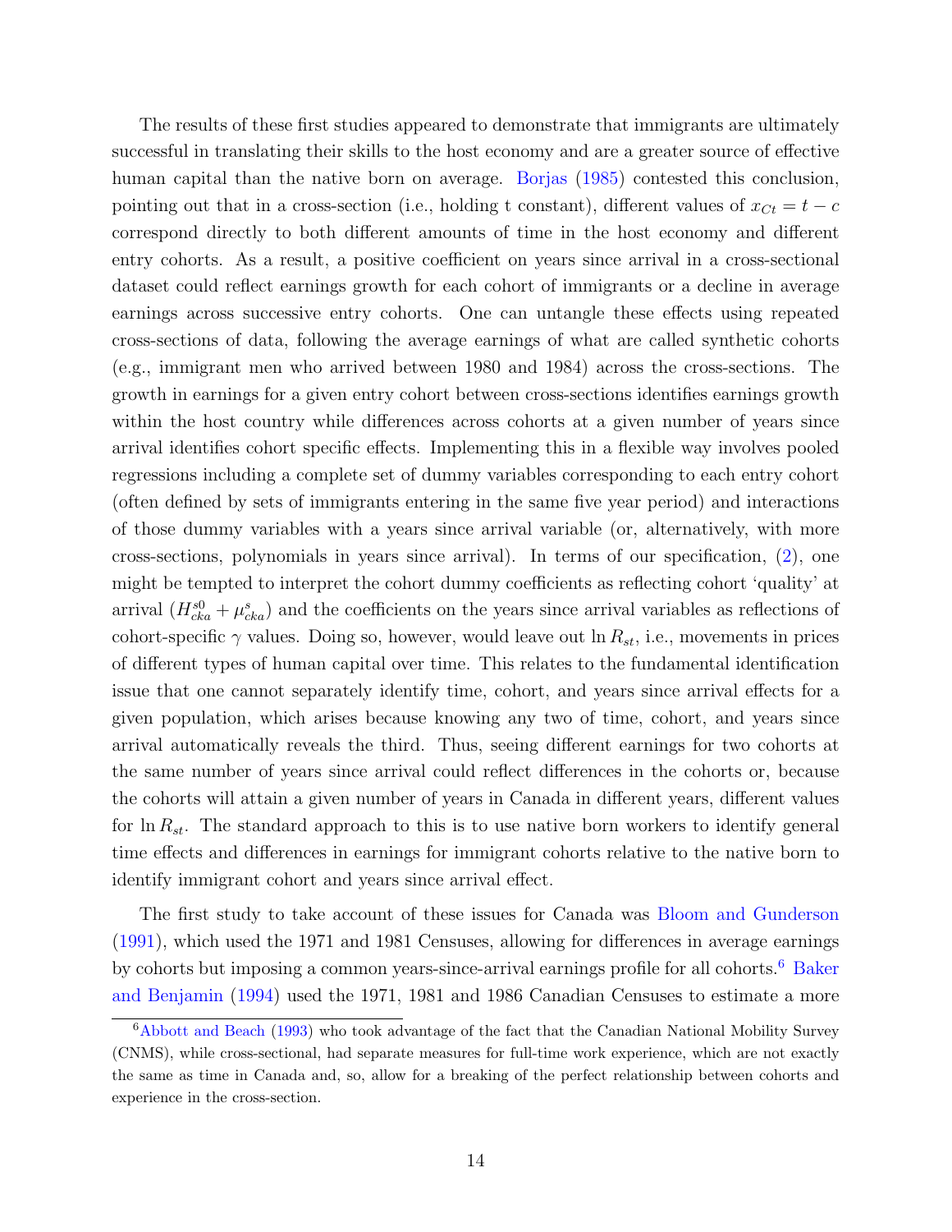The results of these first studies appeared to demonstrate that immigrants are ultimately successful in translating their skills to the host economy and are a greater source of effective human capital than the native born on average. Borjas (1985) contested this conclusion, pointing out that in a cross-section (i.e., holding t constant), different values of $x_{Ct} = t - c$ correspond directly to both different amounts of time in the host economy and different entry cohorts. As a result, a positive coefficient on years since arrival in a cross-sectional dataset could reflect earnings growth for each cohort of immigrants or a decline in average earnings across successive entry cohorts. One can untangle these effects using repeated cross-sections of data, following the average earnings of what are called synthetic cohorts (e.g., immigrant men who arrived between 1980 and 1984) across the cross-sections. The growth in earnings for a given entry cohort between cross-sections identifies earnings growth within the host country while differences across cohorts at a given number of years since arrival identifies cohort specific effects. Implementing this in a flexible way involves pooled regressions including a complete set of dummy variables corresponding to each entry cohort (often defined by sets of immigrants entering in the same five year period) and interactions of those dummy variables with a years since arrival variable (or, alternatively, with more cross-sections, polynomials in years since arrival). In terms of our specification, (2), one might be tempted to interpret the cohort dummy coefficients as reflecting cohort 'quality' at arrival ($H^{s0}_{cka} + \mu^{s}_{cka}$) and the coefficients on the years since arrival variables as reflections of cohort-specific $\gamma$ values. Doing so, however, would leave out $\ln R_{st}$, i.e., movements in prices of different types of human capital over time. This relates to the fundamental identification issue that one cannot separately identify time, cohort, and years since arrival effects for a given population, which arises because knowing any two of time, cohort, and years since arrival automatically reveals the third. Thus, seeing different earnings for two cohorts at the same number of years since arrival could reflect differences in the cohorts or, because the cohorts will attain a given number of years in Canada in different years, different values for $\ln R_{st}$. The standard approach to this is to use native born workers to identify general time effects and differences in earnings for immigrant cohorts relative to the native born to identify immigrant cohort and years since arrival effect.

The first study to take account of these issues for Canada was Bloom and Gunderson (1991), which used the 1971 and 1981 Censuses, allowing for differences in average earnings by cohorts but imposing a common years-since-arrival earnings profile for all cohorts.[6] Baker and Benjamin (1994) used the 1971, 1981 and 1986 Canadian Censuses to estimate a more

[6] Abbott and Beach (1993) who took advantage of the fact that the Canadian National Mobility Survey (CNMS), while cross-sectional, had separate measures for full-time work experience, which are not exactly the same as time in Canada and, so, allow for a breaking of the perfect relationship between cohorts and experience in the cross-section.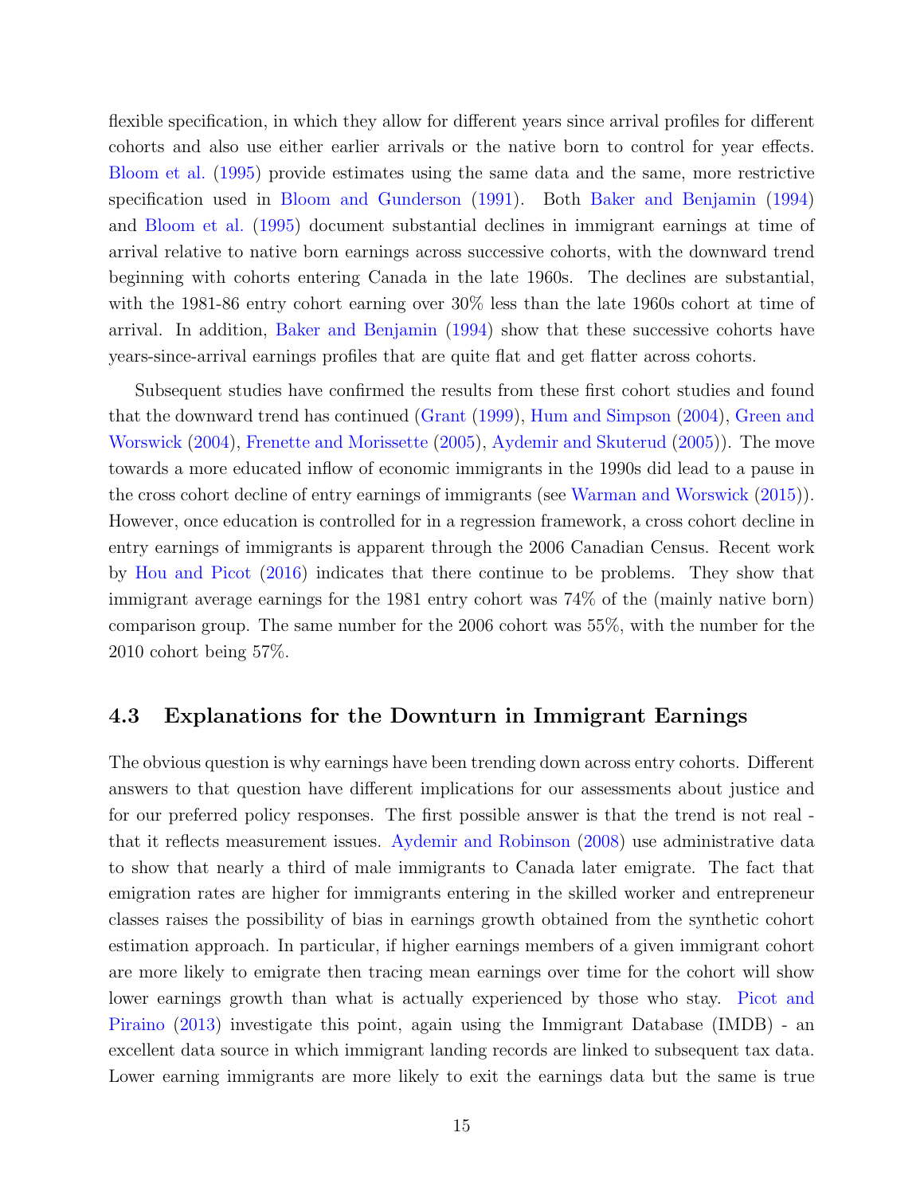flexible specification, in which they allow for different years since arrival profiles for different cohorts and also use either earlier arrivals or the native born to control for year effects. Bloom et al. (1995) provide estimates using the same data and the same, more restrictive specification used in Bloom and Gunderson (1991). Both Baker and Benjamin (1994) and Bloom et al. (1995) document substantial declines in immigrant earnings at time of arrival relative to native born earnings across successive cohorts, with the downward trend beginning with cohorts entering Canada in the late 1960s. The declines are substantial, with the 1981-86 entry cohort earning over 30% less than the late 1960s cohort at time of arrival. In addition, Baker and Benjamin (1994) show that these successive cohorts have years-since-arrival earnings profiles that are quite flat and get flatter across cohorts.

Subsequent studies have confirmed the results from these first cohort studies and found that the downward trend has continued (Grant (1999), Hum and Simpson (2004), Green and Worswick (2004), Frenette and Morissette (2005), Aydemir and Skuterud (2005)). The move towards a more educated inflow of economic immigrants in the 1990s did lead to a pause in the cross cohort decline of entry earnings of immigrants (see Warman and Worswick (2015)). However, once education is controlled for in a regression framework, a cross cohort decline in entry earnings of immigrants is apparent through the 2006 Canadian Census. Recent work by Hou and Picot (2016) indicates that there continue to be problems. They show that immigrant average earnings for the 1981 entry cohort was 74% of the (mainly native born) comparison group. The same number for the 2006 cohort was 55%, with the number for the 2010 cohort being 57%.

## 4.3 Explanations for the Downturn in Immigrant Earnings

The obvious question is why earnings have been trending down across entry cohorts. Different answers to that question have different implications for our assessments about justice and for our preferred policy responses. The first possible answer is that the trend is not real - that it reflects measurement issues. Aydemir and Robinson (2008) use administrative data to show that nearly a third of male immigrants to Canada later emigrate. The fact that emigration rates are higher for immigrants entering in the skilled worker and entrepreneur classes raises the possibility of bias in earnings growth obtained from the synthetic cohort estimation approach. In particular, if higher earnings members of a given immigrant cohort are more likely to emigrate then tracing mean earnings over time for the cohort will show lower earnings growth than what is actually experienced by those who stay. Picot and Piraino (2013) investigate this point, again using the Immigrant Database (IMDB) - an excellent data source in which immigrant landing records are linked to subsequent tax data. Lower earning immigrants are more likely to exit the earnings data but the same is true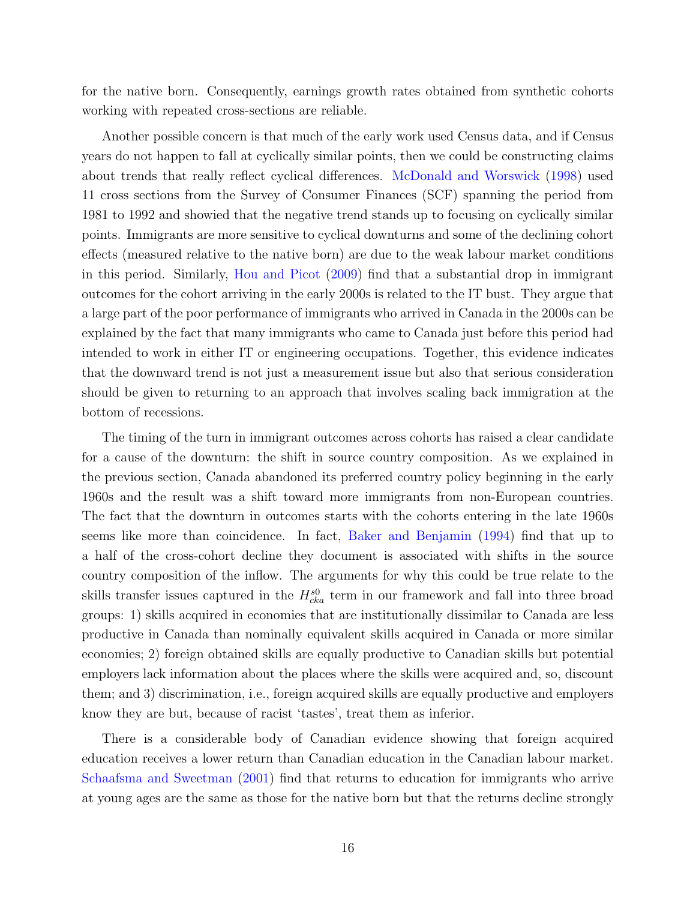for the native born. Consequently, earnings growth rates obtained from synthetic cohorts working with repeated cross-sections are reliable.

Another possible concern is that much of the early work used Census data, and if Census years do not happen to fall at cyclically similar points, then we could be constructing claims about trends that really reflect cyclical differences. McDonald and Worswick (1998) used 11 cross sections from the Survey of Consumer Finances (SCF) spanning the period from 1981 to 1992 and showied that the negative trend stands up to focusing on cyclically similar points. Immigrants are more sensitive to cyclical downturns and some of the declining cohort effects (measured relative to the native born) are due to the weak labour market conditions in this period. Similarly, Hou and Picot (2009) find that a substantial drop in immigrant outcomes for the cohort arriving in the early 2000s is related to the IT bust. They argue that a large part of the poor performance of immigrants who arrived in Canada in the 2000s can be explained by the fact that many immigrants who came to Canada just before this period had intended to work in either IT or engineering occupations. Together, this evidence indicates that the downward trend is not just a measurement issue but also that serious consideration should be given to returning to an approach that involves scaling back immigration at the bottom of recessions.

The timing of the turn in immigrant outcomes across cohorts has raised a clear candidate for a cause of the downturn: the shift in source country composition. As we explained in the previous section, Canada abandoned its preferred country policy beginning in the early 1960s and the result was a shift toward more immigrants from non-European countries. The fact that the downturn in outcomes starts with the cohorts entering in the late 1960s seems like more than coincidence. In fact, Baker and Benjamin (1994) find that up to a half of the cross-cohort decline they document is associated with shifts in the source country composition of the inflow. The arguments for why this could be true relate to the skills transfer issues captured in the $H^{s0}_{cka}$ term in our framework and fall into three broad groups: 1) skills acquired in economies that are institutionally dissimilar to Canada are less productive in Canada than nominally equivalent skills acquired in Canada or more similar economies; 2) foreign obtained skills are equally productive to Canadian skills but potential employers lack information about the places where the skills were acquired and, so, discount them; and 3) discrimination, i.e., foreign acquired skills are equally productive and employers know they are but, because of racist 'tastes', treat them as inferior.

There is a considerable body of Canadian evidence showing that foreign acquired education receives a lower return than Canadian education in the Canadian labour market. Schaafsma and Sweetman (2001) find that returns to education for immigrants who arrive at young ages are the same as those for the native born but that the returns decline strongly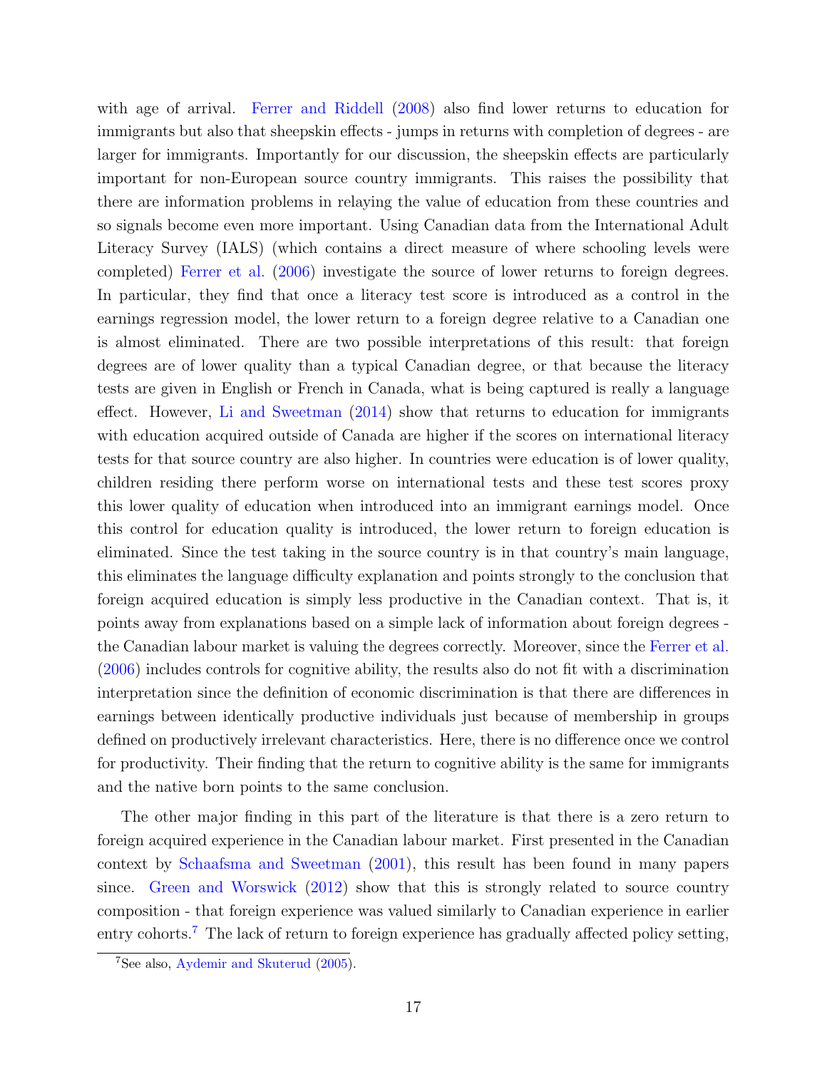with age of arrival. Ferrer and Riddell (2008) also find lower returns to education for immigrants but also that sheepskin effects - jumps in returns with completion of degrees - are larger for immigrants. Importantly for our discussion, the sheepskin effects are particularly important for non-European source country immigrants. This raises the possibility that there are information problems in relaying the value of education from these countries and so signals become even more important. Using Canadian data from the International Adult Literacy Survey (IALS) (which contains a direct measure of where schooling levels were completed) Ferrer et al. (2006) investigate the source of lower returns to foreign degrees. In particular, they find that once a literacy test score is introduced as a control in the earnings regression model, the lower return to a foreign degree relative to a Canadian one is almost eliminated. There are two possible interpretations of this result: that foreign degrees are of lower quality than a typical Canadian degree, or that because the literacy tests are given in English or French in Canada, what is being captured is really a language effect. However, Li and Sweetman (2014) show that returns to education for immigrants with education acquired outside of Canada are higher if the scores on international literacy tests for that source country are also higher. In countries were education is of lower quality, children residing there perform worse on international tests and these test scores proxy this lower quality of education when introduced into an immigrant earnings model. Once this control for education quality is introduced, the lower return to foreign education is eliminated. Since the test taking in the source country is in that country's main language, this eliminates the language difficulty explanation and points strongly to the conclusion that foreign acquired education is simply less productive in the Canadian context. That is, it points away from explanations based on a simple lack of information about foreign degrees - the Canadian labour market is valuing the degrees correctly. Moreover, since the Ferrer et al. (2006) includes controls for cognitive ability, the results also do not fit with a discrimination interpretation since the definition of economic discrimination is that there are differences in earnings between identically productive individuals just because of membership in groups defined on productively irrelevant characteristics. Here, there is no difference once we control for productivity. Their finding that the return to cognitive ability is the same for immigrants and the native born points to the same conclusion.

The other major finding in this part of the literature is that there is a zero return to foreign acquired experience in the Canadian labour market. First presented in the Canadian context by Schaafsma and Sweetman (2001), this result has been found in many papers since. Green and Worswick (2012) show that this is strongly related to source country composition - that foreign experience was valued similarly to Canadian experience in earlier entry cohorts.[7] The lack of return to foreign experience has gradually affected policy setting,

[7] See also, Aydemir and Skuterud (2005).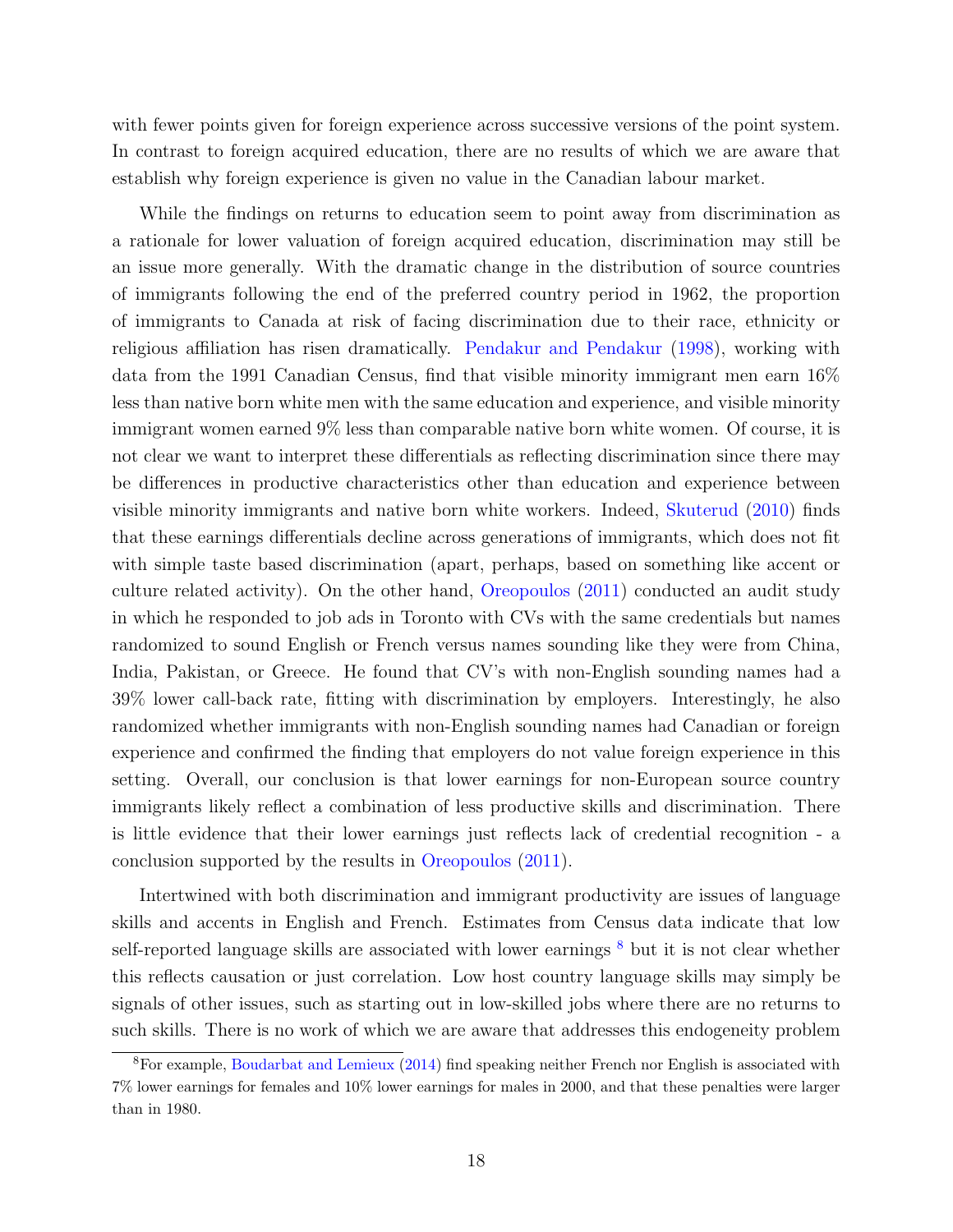with fewer points given for foreign experience across successive versions of the point system. In contrast to foreign acquired education, there are no results of which we are aware that establish why foreign experience is given no value in the Canadian labour market.

While the findings on returns to education seem to point away from discrimination as a rationale for lower valuation of foreign acquired education, discrimination may still be an issue more generally. With the dramatic change in the distribution of source countries of immigrants following the end of the preferred country period in 1962, the proportion of immigrants to Canada at risk of facing discrimination due to their race, ethnicity or religious affiliation has risen dramatically. Pendakur and Pendakur (1998), working with data from the 1991 Canadian Census, find that visible minority immigrant men earn 16% less than native born white men with the same education and experience, and visible minority immigrant women earned 9% less than comparable native born white women. Of course, it is not clear we want to interpret these differentials as reflecting discrimination since there may be differences in productive characteristics other than education and experience between visible minority immigrants and native born white workers. Indeed, Skuterud (2010) finds that these earnings differentials decline across generations of immigrants, which does not fit with simple taste based discrimination (apart, perhaps, based on something like accent or culture related activity). On the other hand, Oreopoulos (2011) conducted an audit study in which he responded to job ads in Toronto with CVs with the same credentials but names randomized to sound English or French versus names sounding like they were from China, India, Pakistan, or Greece. He found that CV's with non-English sounding names had a 39% lower call-back rate, fitting with discrimination by employers. Interestingly, he also randomized whether immigrants with non-English sounding names had Canadian or foreign experience and confirmed the finding that employers do not value foreign experience in this setting. Overall, our conclusion is that lower earnings for non-European source country immigrants likely reflect a combination of less productive skills and discrimination. There is little evidence that their lower earnings just reflects lack of credential recognition - a conclusion supported by the results in Oreopoulos (2011).

Intertwined with both discrimination and immigrant productivity are issues of language skills and accents in English and French. Estimates from Census data indicate that low self-reported language skills are associated with lower earnings [8] but it is not clear whether this reflects causation or just correlation. Low host country language skills may simply be signals of other issues, such as starting out in low-skilled jobs where there are no returns to such skills. There is no work of which we are aware that addresses this endogeneity problem

[8] For example, Boudarbat and Lemieux (2014) find speaking neither French nor English is associated with 7% lower earnings for females and 10% lower earnings for males in 2000, and that these penalties were larger than in 1980.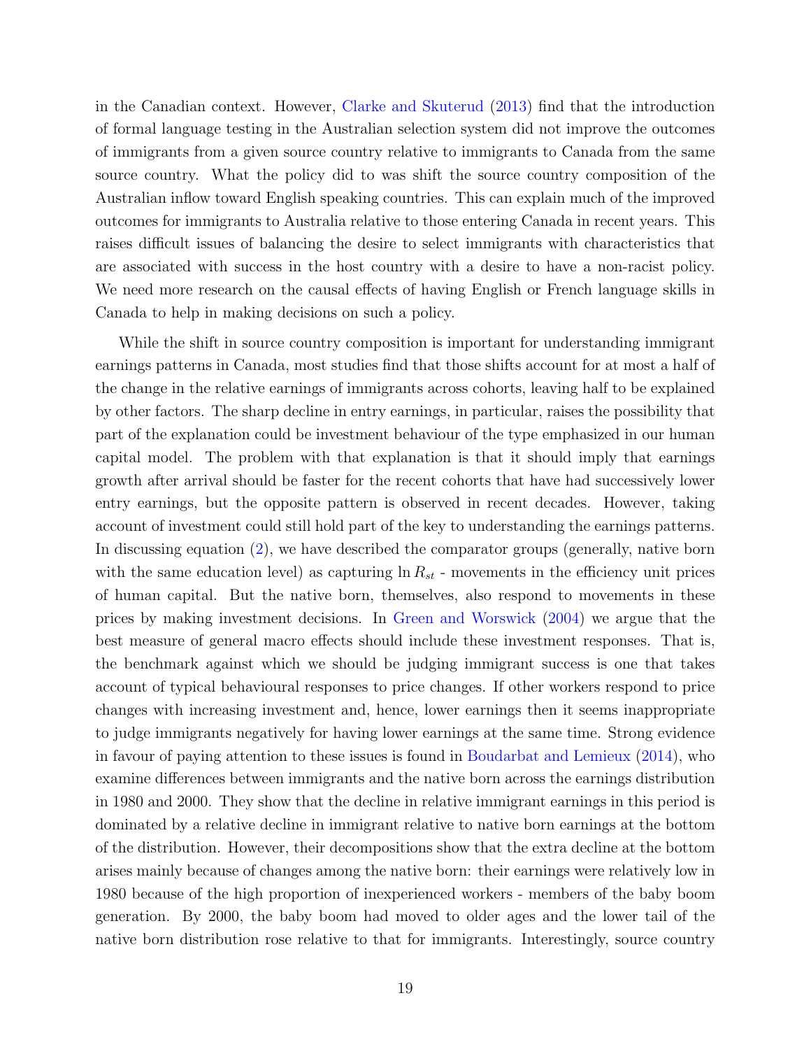in the Canadian context. However, Clarke and Skuterud (2013) find that the introduction of formal language testing in the Australian selection system did not improve the outcomes of immigrants from a given source country relative to immigrants to Canada from the same source country. What the policy did to was shift the source country composition of the Australian inflow toward English speaking countries. This can explain much of the improved outcomes for immigrants to Australia relative to those entering Canada in recent years. This raises difficult issues of balancing the desire to select immigrants with characteristics that are associated with success in the host country with a desire to have a non-racist policy. We need more research on the causal effects of having English or French language skills in Canada to help in making decisions on such a policy.

While the shift in source country composition is important for understanding immigrant earnings patterns in Canada, most studies find that those shifts account for at most a half of the change in the relative earnings of immigrants across cohorts, leaving half to be explained by other factors. The sharp decline in entry earnings, in particular, raises the possibility that part of the explanation could be investment behaviour of the type emphasized in our human capital model. The problem with that explanation is that it should imply that earnings growth after arrival should be faster for the recent cohorts that have had successively lower entry earnings, but the opposite pattern is observed in recent decades. However, taking account of investment could still hold part of the key to understanding the earnings patterns. In discussing equation (2), we have described the comparator groups (generally, native born with the same education level) as capturing $\ln R_{st}$ - movements in the efficiency unit prices of human capital. But the native born, themselves, also respond to movements in these prices by making investment decisions. In Green and Worswick (2004) we argue that the best measure of general macro effects should include these investment responses. That is, the benchmark against which we should be judging immigrant success is one that takes account of typical behavioural responses to price changes. If other workers respond to price changes with increasing investment and, hence, lower earnings then it seems inappropriate to judge immigrants negatively for having lower earnings at the same time. Strong evidence in favour of paying attention to these issues is found in Boudarbat and Lemieux (2014), who examine differences between immigrants and the native born across the earnings distribution in 1980 and 2000. They show that the decline in relative immigrant earnings in this period is dominated by a relative decline in immigrant relative to native born earnings at the bottom of the distribution. However, their decompositions show that the extra decline at the bottom arises mainly because of changes among the native born: their earnings were relatively low in 1980 because of the high proportion of inexperienced workers - members of the baby boom generation. By 2000, the baby boom had moved to older ages and the lower tail of the native born distribution rose relative to that for immigrants. Interestingly, source country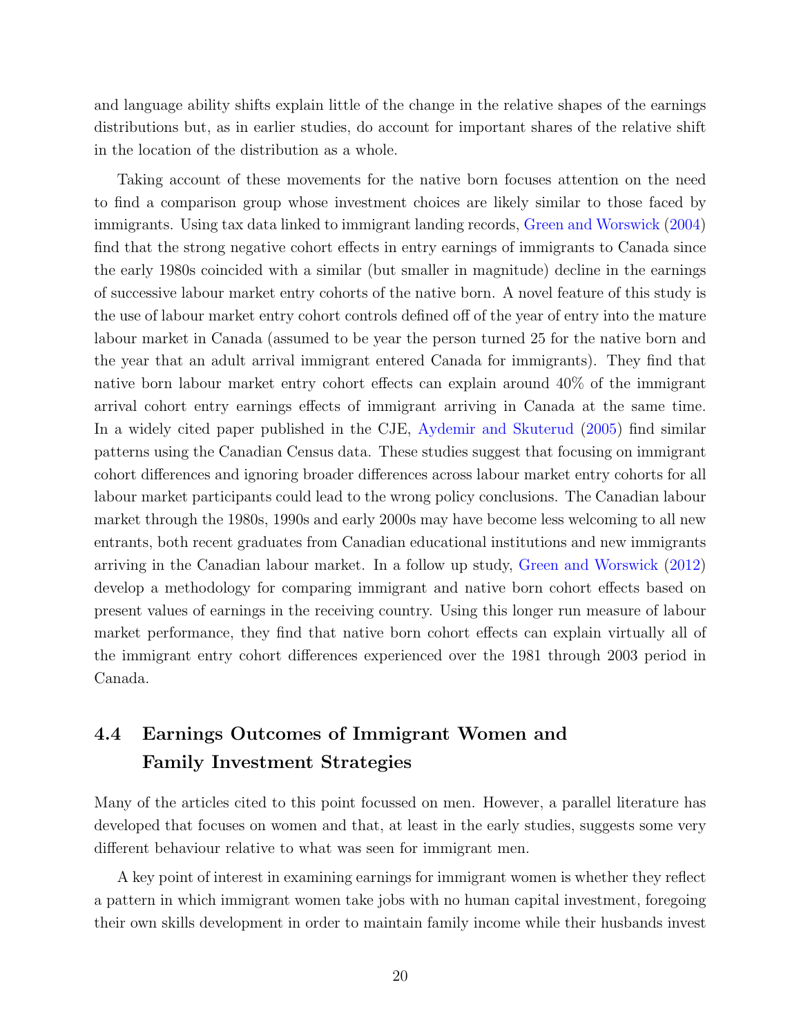and language ability shifts explain little of the change in the relative shapes of the earnings distributions but, as in earlier studies, do account for important shares of the relative shift in the location of the distribution as a whole.

Taking account of these movements for the native born focuses attention on the need to find a comparison group whose investment choices are likely similar to those faced by immigrants. Using tax data linked to immigrant landing records, Green and Worswick (2004) find that the strong negative cohort effects in entry earnings of immigrants to Canada since the early 1980s coincided with a similar (but smaller in magnitude) decline in the earnings of successive labour market entry cohorts of the native born. A novel feature of this study is the use of labour market entry cohort controls defined off of the year of entry into the mature labour market in Canada (assumed to be year the person turned 25 for the native born and the year that an adult arrival immigrant entered Canada for immigrants). They find that native born labour market entry cohort effects can explain around 40% of the immigrant arrival cohort entry earnings effects of immigrant arriving in Canada at the same time. In a widely cited paper published in the CJE, Aydemir and Skuterud (2005) find similar patterns using the Canadian Census data. These studies suggest that focusing on immigrant cohort differences and ignoring broader differences across labour market entry cohorts for all labour market participants could lead to the wrong policy conclusions. The Canadian labour market through the 1980s, 1990s and early 2000s may have become less welcoming to all new entrants, both recent graduates from Canadian educational institutions and new immigrants arriving in the Canadian labour market. In a follow up study, Green and Worswick (2012) develop a methodology for comparing immigrant and native born cohort effects based on present values of earnings in the receiving country. Using this longer run measure of labour market performance, they find that native born cohort effects can explain virtually all of the immigrant entry cohort differences experienced over the 1981 through 2003 period in Canada.

## 4.4 Earnings Outcomes of Immigrant Women and Family Investment Strategies

Many of the articles cited to this point focussed on men. However, a parallel literature has developed that focuses on women and that, at least in the early studies, suggests some very different behaviour relative to what was seen for immigrant men.

A key point of interest in examining earnings for immigrant women is whether they reflect a pattern in which immigrant women take jobs with no human capital investment, foregoing their own skills development in order to maintain family income while their husbands invest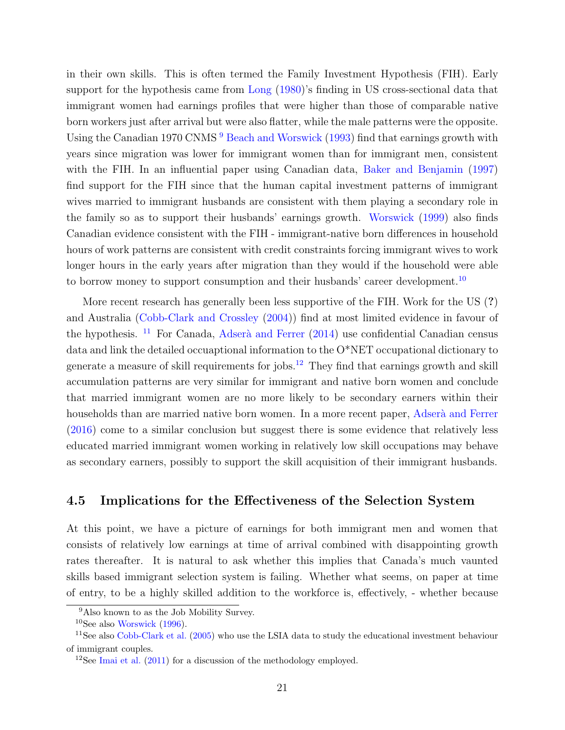in their own skills. This is often termed the Family Investment Hypothesis (FIH). Early support for the hypothesis came from Long (1980)'s finding in US cross-sectional data that immigrant women had earnings profiles that were higher than those of comparable native born workers just after arrival but were also flatter, while the male patterns were the opposite. Using the Canadian 1970 CNMS [9] Beach and Worswick (1993) find that earnings growth with years since migration was lower for immigrant women than for immigrant men, consistent with the FIH. In an influential paper using Canadian data, Baker and Benjamin (1997) find support for the FIH since that the human capital investment patterns of immigrant wives married to immigrant husbands are consistent with them playing a secondary role in the family so as to support their husbands' earnings growth. Worswick (1999) also finds Canadian evidence consistent with the FIH - immigrant-native born differences in household hours of work patterns are consistent with credit constraints forcing immigrant wives to work longer hours in the early years after migration than they would if the household were able to borrow money to support consumption and their husbands' career development.[10]

More recent research has generally been less supportive of the FIH. Work for the US (?) and Australia (Cobb-Clark and Crossley (2004)) find at most limited evidence in favour of the hypothesis. [11] For Canada, Adserà and Ferrer (2014) use confidential Canadian census data and link the detailed occuaptional information to the O*NET occupational dictionary to generate a measure of skill requirements for jobs.[12] They find that earnings growth and skill accumulation patterns are very similar for immigrant and native born women and conclude that married immigrant women are no more likely to be secondary earners within their households than are married native born women. In a more recent paper, Adserà and Ferrer (2016) come to a similar conclusion but suggest there is some evidence that relatively less educated married immigrant women working in relatively low skill occupations may behave as secondary earners, possibly to support the skill acquisition of their immigrant husbands.

### 4.5 Implications for the Effectiveness of the Selection System

At this point, we have a picture of earnings for both immigrant men and women that consists of relatively low earnings at time of arrival combined with disappointing growth rates thereafter. It is natural to ask whether this implies that Canada's much vaunted skills based immigrant selection system is failing. Whether what seems, on paper at time of entry, to be a highly skilled addition to the workforce is, effectively, - whether because

[9] Also known to as the Job Mobility Survey.

[10] See also Worswick (1996).

[11] See also Cobb-Clark et al. (2005) who use the LSIA data to study the educational investment behaviour of immigrant couples.

[12] See Imai et al. (2011) for a discussion of the methodology employed.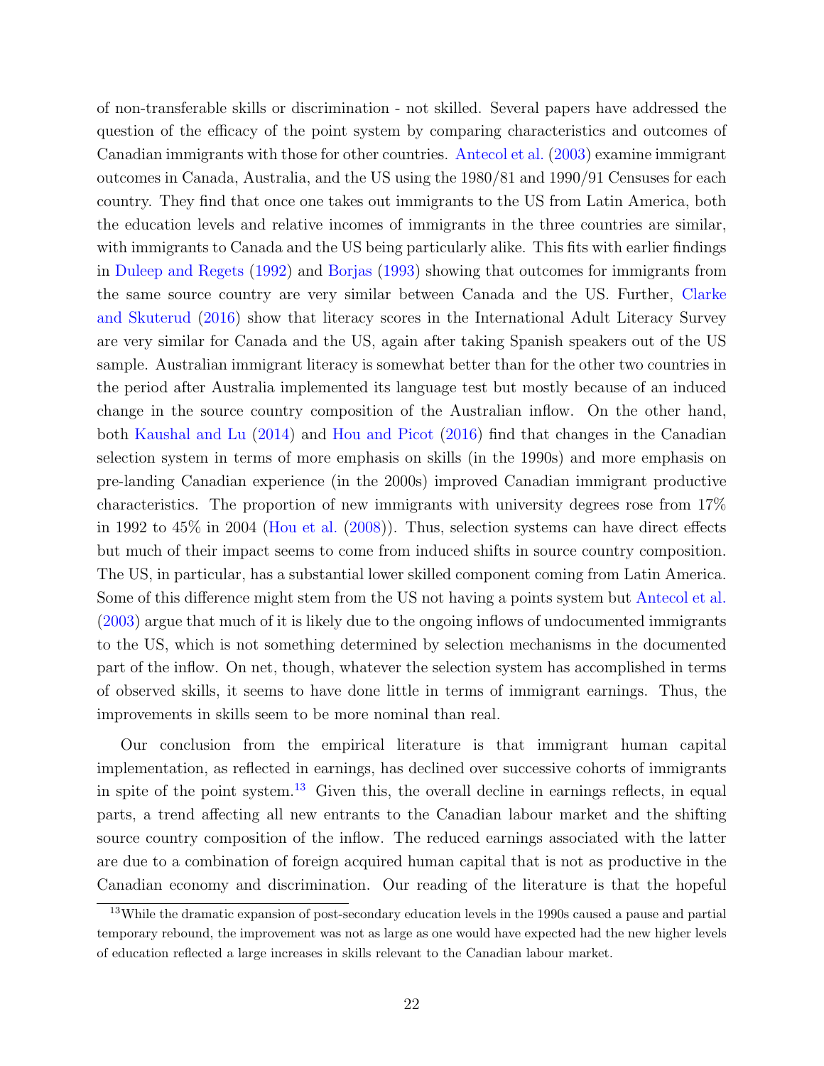of non-transferable skills or discrimination - not skilled. Several papers have addressed the question of the efficacy of the point system by comparing characteristics and outcomes of Canadian immigrants with those for other countries. Antecol et al. (2003) examine immigrant outcomes in Canada, Australia, and the US using the 1980/81 and 1990/91 Censuses for each country. They find that once one takes out immigrants to the US from Latin America, both the education levels and relative incomes of immigrants in the three countries are similar, with immigrants to Canada and the US being particularly alike. This fits with earlier findings in Duleep and Regets (1992) and Borjas (1993) showing that outcomes for immigrants from the same source country are very similar between Canada and the US. Further, Clarke and Skuterud (2016) show that literacy scores in the International Adult Literacy Survey are very similar for Canada and the US, again after taking Spanish speakers out of the US sample. Australian immigrant literacy is somewhat better than for the other two countries in the period after Australia implemented its language test but mostly because of an induced change in the source country composition of the Australian inflow. On the other hand, both Kaushal and Lu (2014) and Hou and Picot (2016) find that changes in the Canadian selection system in terms of more emphasis on skills (in the 1990s) and more emphasis on pre-landing Canadian experience (in the 2000s) improved Canadian immigrant productive characteristics. The proportion of new immigrants with university degrees rose from 17% in 1992 to 45% in 2004 (Hou et al. (2008)). Thus, selection systems can have direct effects but much of their impact seems to come from induced shifts in source country composition. The US, in particular, has a substantial lower skilled component coming from Latin America. Some of this difference might stem from the US not having a points system but Antecol et al. (2003) argue that much of it is likely due to the ongoing inflows of undocumented immigrants to the US, which is not something determined by selection mechanisms in the documented part of the inflow. On net, though, whatever the selection system has accomplished in terms of observed skills, it seems to have done little in terms of immigrant earnings. Thus, the improvements in skills seem to be more nominal than real.

Our conclusion from the empirical literature is that immigrant human capital implementation, as reflected in earnings, has declined over successive cohorts of immigrants in spite of the point system.[13] Given this, the overall decline in earnings reflects, in equal parts, a trend affecting all new entrants to the Canadian labour market and the shifting source country composition of the inflow. The reduced earnings associated with the latter are due to a combination of foreign acquired human capital that is not as productive in the Canadian economy and discrimination. Our reading of the literature is that the hopeful

[13] While the dramatic expansion of post-secondary education levels in the 1990s caused a pause and partial temporary rebound, the improvement was not as large as one would have expected had the new higher levels of education reflected a large increases in skills relevant to the Canadian labour market.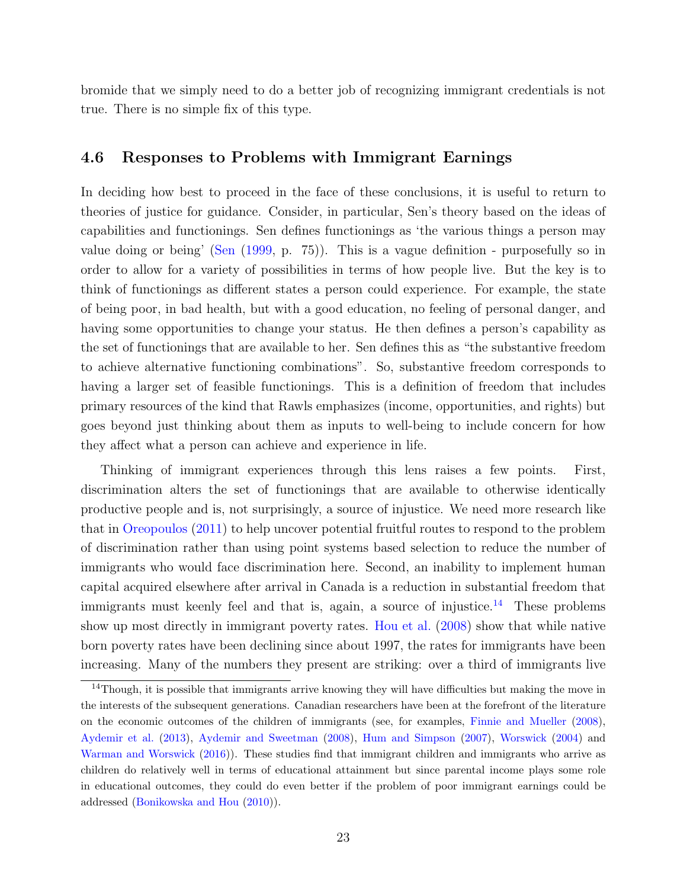bromide that we simply need to do a better job of recognizing immigrant credentials is not true. There is no simple fix of this type.

### 4.6 Responses to Problems with Immigrant Earnings

In deciding how best to proceed in the face of these conclusions, it is useful to return to theories of justice for guidance. Consider, in particular, Sen's theory based on the ideas of capabilities and functionings. Sen defines functionings as 'the various things a person may value doing or being' (Sen (1999, p. 75)). This is a vague definition - purposefully so in order to allow for a variety of possibilities in terms of how people live. But the key is to think of functionings as different states a person could experience. For example, the state of being poor, in bad health, but with a good education, no feeling of personal danger, and having some opportunities to change your status. He then defines a person's capability as the set of functionings that are available to her. Sen defines this as "the substantive freedom to achieve alternative functioning combinations". So, substantive freedom corresponds to having a larger set of feasible functionings. This is a definition of freedom that includes primary resources of the kind that Rawls emphasizes (income, opportunities, and rights) but goes beyond just thinking about them as inputs to well-being to include concern for how they affect what a person can achieve and experience in life.

Thinking of immigrant experiences through this lens raises a few points. First, discrimination alters the set of functionings that are available to otherwise identically productive people and is, not surprisingly, a source of injustice. We need more research like that in Oreopoulos (2011) to help uncover potential fruitful routes to respond to the problem of discrimination rather than using point systems based selection to reduce the number of immigrants who would face discrimination here. Second, an inability to implement human capital acquired elsewhere after arrival in Canada is a reduction in substantial freedom that immigrants must keenly feel and that is, again, a source of injustice.[14] These problems show up most directly in immigrant poverty rates. Hou et al. (2008) show that while native born poverty rates have been declining since about 1997, the rates for immigrants have been increasing. Many of the numbers they present are striking: over a third of immigrants live

[14] Though, it is possible that immigrants arrive knowing they will have difficulties but making the move in the interests of the subsequent generations. Canadian researchers have been at the forefront of the literature on the economic outcomes of the children of immigrants (see, for examples, Finnie and Mueller (2008), Aydemir et al. (2013), Aydemir and Sweetman (2008), Hum and Simpson (2007), Worswick (2004) and Warman and Worswick (2016)). These studies find that immigrant children and immigrants who arrive as children do relatively well in terms of educational attainment but since parental income plays some role in educational outcomes, they could do even better if the problem of poor immigrant earnings could be addressed (Bonikowska and Hou (2010)).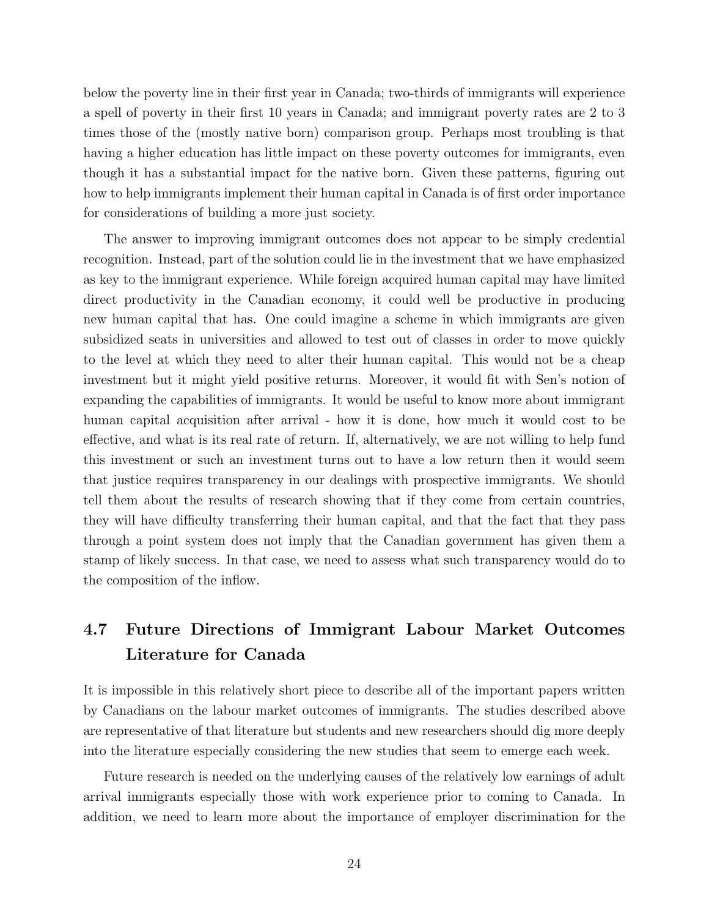below the poverty line in their first year in Canada; two-thirds of immigrants will experience a spell of poverty in their first 10 years in Canada; and immigrant poverty rates are 2 to 3 times those of the (mostly native born) comparison group. Perhaps most troubling is that having a higher education has little impact on these poverty outcomes for immigrants, even though it has a substantial impact for the native born. Given these patterns, figuring out how to help immigrants implement their human capital in Canada is of first order importance for considerations of building a more just society.

The answer to improving immigrant outcomes does not appear to be simply credential recognition. Instead, part of the solution could lie in the investment that we have emphasized as key to the immigrant experience. While foreign acquired human capital may have limited direct productivity in the Canadian economy, it could well be productive in producing new human capital that has. One could imagine a scheme in which immigrants are given subsidized seats in universities and allowed to test out of classes in order to move quickly to the level at which they need to alter their human capital. This would not be a cheap investment but it might yield positive returns. Moreover, it would fit with Sen's notion of expanding the capabilities of immigrants. It would be useful to know more about immigrant human capital acquisition after arrival - how it is done, how much it would cost to be effective, and what is its real rate of return. If, alternatively, we are not willing to help fund this investment or such an investment turns out to have a low return then it would seem that justice requires transparency in our dealings with prospective immigrants. We should tell them about the results of research showing that if they come from certain countries, they will have difficulty transferring their human capital, and that the fact that they pass through a point system does not imply that the Canadian government has given them a stamp of likely success. In that case, we need to assess what such transparency would do to the composition of the inflow.

## 4.7 Future Directions of Immigrant Labour Market Outcomes Literature for Canada

It is impossible in this relatively short piece to describe all of the important papers written by Canadians on the labour market outcomes of immigrants. The studies described above are representative of that literature but students and new researchers should dig more deeply into the literature especially considering the new studies that seem to emerge each week.

Future research is needed on the underlying causes of the relatively low earnings of adult arrival immigrants especially those with work experience prior to coming to Canada. In addition, we need to learn more about the importance of employer discrimination for the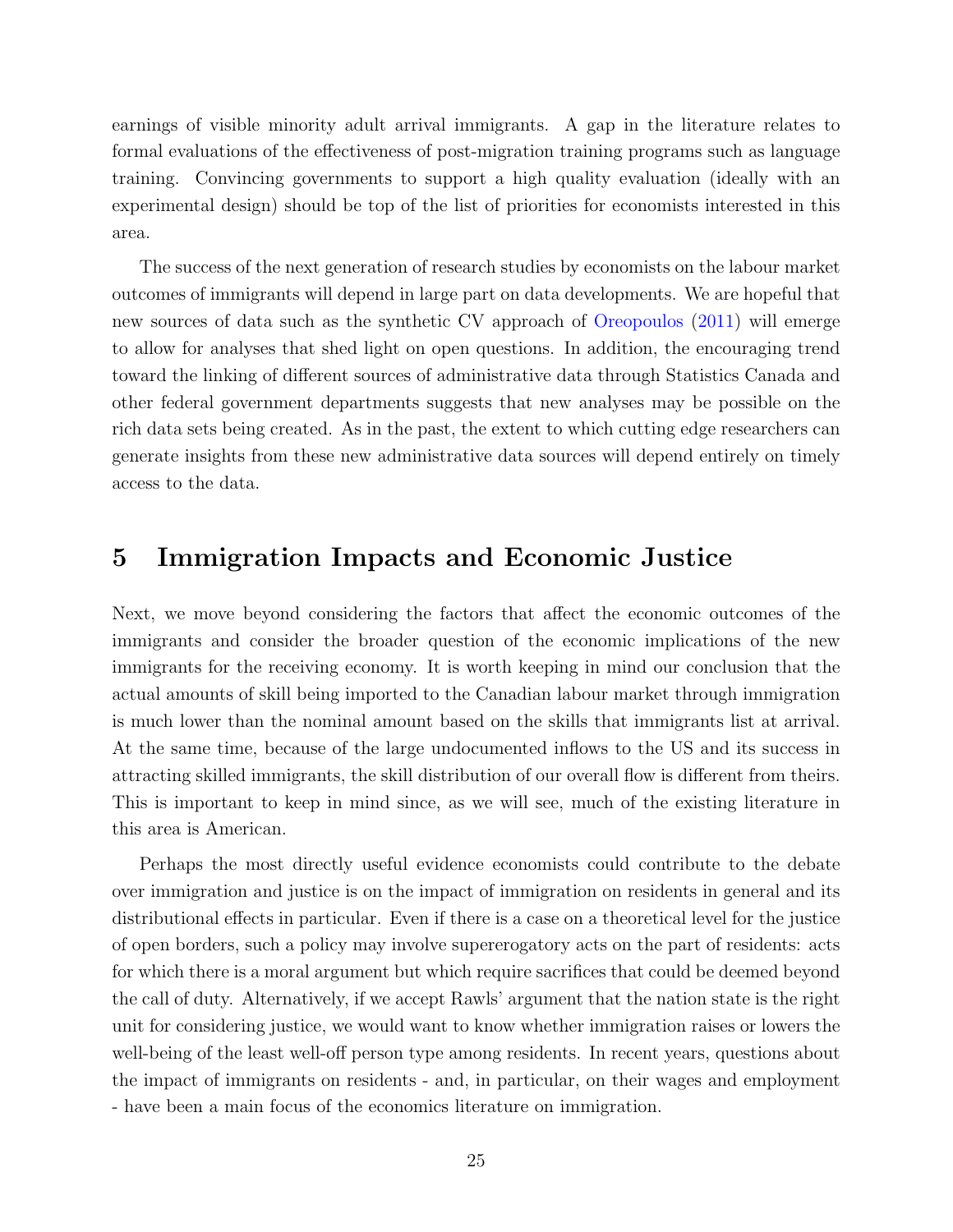earnings of visible minority adult arrival immigrants. A gap in the literature relates to formal evaluations of the effectiveness of post-migration training programs such as language training. Convincing governments to support a high quality evaluation (ideally with an experimental design) should be top of the list of priorities for economists interested in this area.

The success of the next generation of research studies by economists on the labour market outcomes of immigrants will depend in large part on data developments. We are hopeful that new sources of data such as the synthetic CV approach of Oreopoulos (2011) will emerge to allow for analyses that shed light on open questions. In addition, the encouraging trend toward the linking of different sources of administrative data through Statistics Canada and other federal government departments suggests that new analyses may be possible on the rich data sets being created. As in the past, the extent to which cutting edge researchers can generate insights from these new administrative data sources will depend entirely on timely access to the data.

# 5 Immigration Impacts and Economic Justice

Next, we move beyond considering the factors that affect the economic outcomes of the immigrants and consider the broader question of the economic implications of the new immigrants for the receiving economy. It is worth keeping in mind our conclusion that the actual amounts of skill being imported to the Canadian labour market through immigration is much lower than the nominal amount based on the skills that immigrants list at arrival. At the same time, because of the large undocumented inflows to the US and its success in attracting skilled immigrants, the skill distribution of our overall flow is different from theirs. This is important to keep in mind since, as we will see, much of the existing literature in this area is American.

Perhaps the most directly useful evidence economists could contribute to the debate over immigration and justice is on the impact of immigration on residents in general and its distributional effects in particular. Even if there is a case on a theoretical level for the justice of open borders, such a policy may involve supererogatory acts on the part of residents: acts for which there is a moral argument but which require sacrifices that could be deemed beyond the call of duty. Alternatively, if we accept Rawls' argument that the nation state is the right unit for considering justice, we would want to know whether immigration raises or lowers the well-being of the least well-off person type among residents. In recent years, questions about the impact of immigrants on residents - and, in particular, on their wages and employment - have been a main focus of the economics literature on immigration.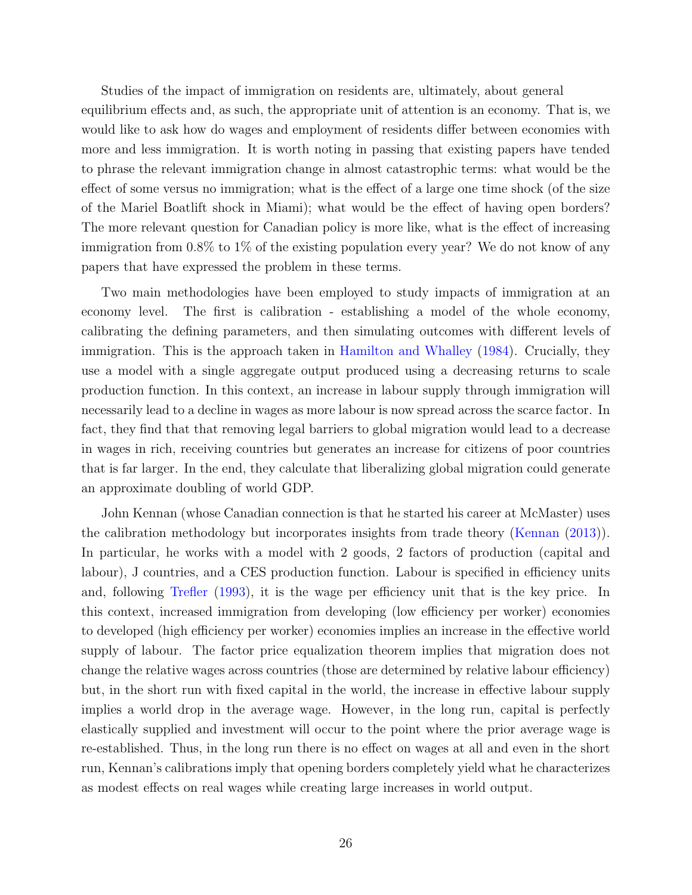Studies of the impact of immigration on residents are, ultimately, about general equilibrium effects and, as such, the appropriate unit of attention is an economy. That is, we would like to ask how do wages and employment of residents differ between economies with more and less immigration. It is worth noting in passing that existing papers have tended to phrase the relevant immigration change in almost catastrophic terms: what would be the effect of some versus no immigration; what is the effect of a large one time shock (of the size of the Mariel Boatlift shock in Miami); what would be the effect of having open borders? The more relevant question for Canadian policy is more like, what is the effect of increasing immigration from 0.8% to 1% of the existing population every year? We do not know of any papers that have expressed the problem in these terms.

Two main methodologies have been employed to study impacts of immigration at an economy level. The first is calibration - establishing a model of the whole economy, calibrating the defining parameters, and then simulating outcomes with different levels of immigration. This is the approach taken in Hamilton and Whalley (1984). Crucially, they use a model with a single aggregate output produced using a decreasing returns to scale production function. In this context, an increase in labour supply through immigration will necessarily lead to a decline in wages as more labour is now spread across the scarce factor. In fact, they find that that removing legal barriers to global migration would lead to a decrease in wages in rich, receiving countries but generates an increase for citizens of poor countries that is far larger. In the end, they calculate that liberalizing global migration could generate an approximate doubling of world GDP.

John Kennan (whose Canadian connection is that he started his career at McMaster) uses the calibration methodology but incorporates insights from trade theory (Kennan (2013)). In particular, he works with a model with 2 goods, 2 factors of production (capital and labour), J countries, and a CES production function. Labour is specified in efficiency units and, following Trefler (1993), it is the wage per efficiency unit that is the key price. In this context, increased immigration from developing (low efficiency per worker) economies to developed (high efficiency per worker) economies implies an increase in the effective world supply of labour. The factor price equalization theorem implies that migration does not change the relative wages across countries (those are determined by relative labour efficiency) but, in the short run with fixed capital in the world, the increase in effective labour supply implies a world drop in the average wage. However, in the long run, capital is perfectly elastically supplied and investment will occur to the point where the prior average wage is re-established. Thus, in the long run there is no effect on wages at all and even in the short run, Kennan's calibrations imply that opening borders completely yield what he characterizes as modest effects on real wages while creating large increases in world output.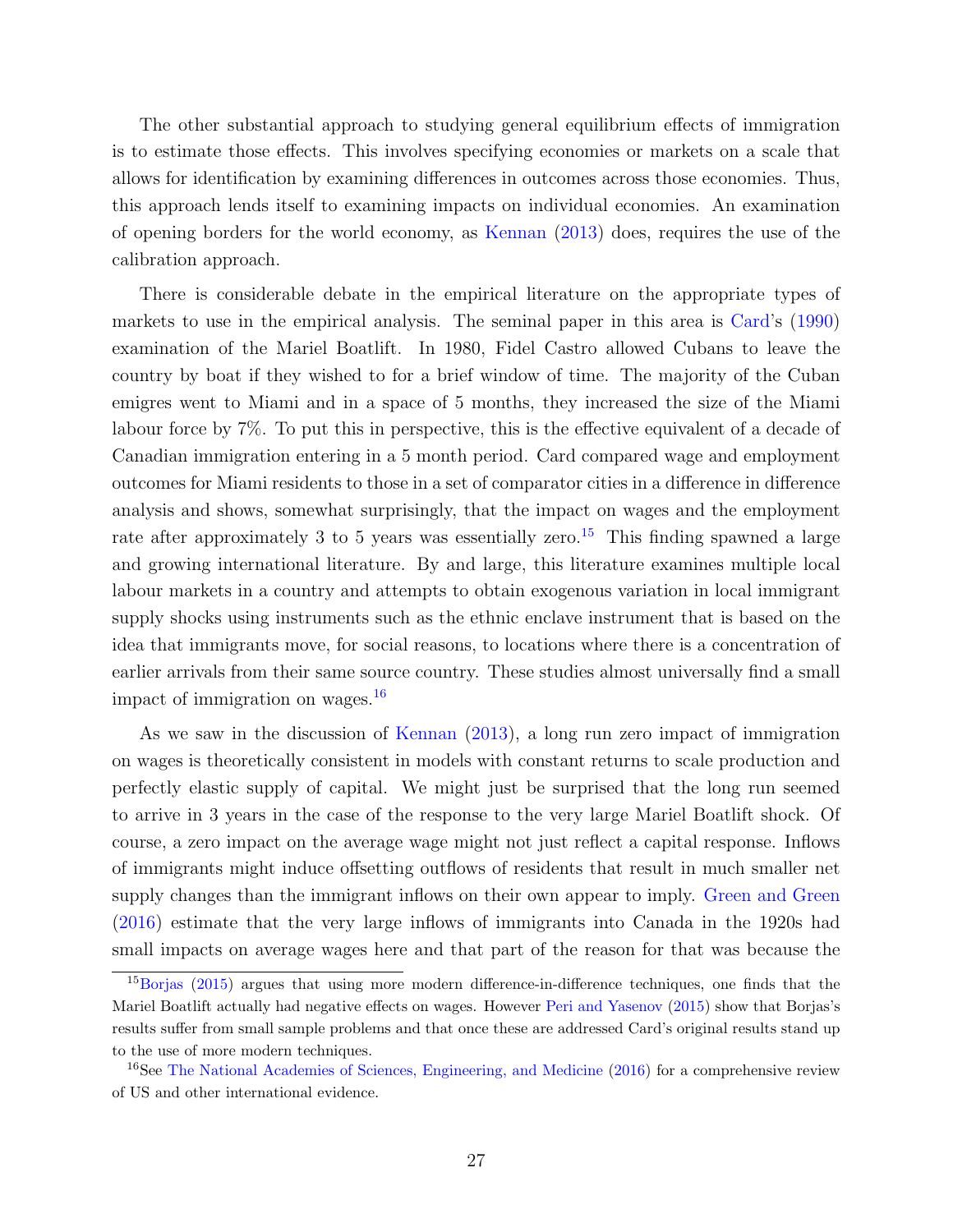The other substantial approach to studying general equilibrium effects of immigration is to estimate those effects. This involves specifying economies or markets on a scale that allows for identification by examining differences in outcomes across those economies. Thus, this approach lends itself to examining impacts on individual economies. An examination of opening borders for the world economy, as Kennan (2013) does, requires the use of the calibration approach.

There is considerable debate in the empirical literature on the appropriate types of markets to use in the empirical analysis. The seminal paper in this area is Card's (1990) examination of the Mariel Boatlift. In 1980, Fidel Castro allowed Cubans to leave the country by boat if they wished to for a brief window of time. The majority of the Cuban emigres went to Miami and in a space of 5 months, they increased the size of the Miami labour force by 7%. To put this in perspective, this is the effective equivalent of a decade of Canadian immigration entering in a 5 month period. Card compared wage and employment outcomes for Miami residents to those in a set of comparator cities in a difference in difference analysis and shows, somewhat surprisingly, that the impact on wages and the employment rate after approximately 3 to 5 years was essentially zero.[15] This finding spawned a large and growing international literature. By and large, this literature examines multiple local labour markets in a country and attempts to obtain exogenous variation in local immigrant supply shocks using instruments such as the ethnic enclave instrument that is based on the idea that immigrants move, for social reasons, to locations where there is a concentration of earlier arrivals from their same source country. These studies almost universally find a small impact of immigration on wages.[16]

As we saw in the discussion of Kennan (2013), a long run zero impact of immigration on wages is theoretically consistent in models with constant returns to scale production and perfectly elastic supply of capital. We might just be surprised that the long run seemed to arrive in 3 years in the case of the response to the very large Mariel Boatlift shock. Of course, a zero impact on the average wage might not just reflect a capital response. Inflows of immigrants might induce offsetting outflows of residents that result in much smaller net supply changes than the immigrant inflows on their own appear to imply. Green and Green (2016) estimate that the very large inflows of immigrants into Canada in the 1920s had small impacts on average wages here and that part of the reason for that was because the

[15] Borjas (2015) argues that using more modern difference-in-difference techniques, one finds that the Mariel Boatlift actually had negative effects on wages. However Peri and Yasenov (2015) show that Borjas's results suffer from small sample problems and that once these are addressed Card's original results stand up to the use of more modern techniques.

[16] See The National Academies of Sciences, Engineering, and Medicine (2016) for a comprehensive review of US and other international evidence.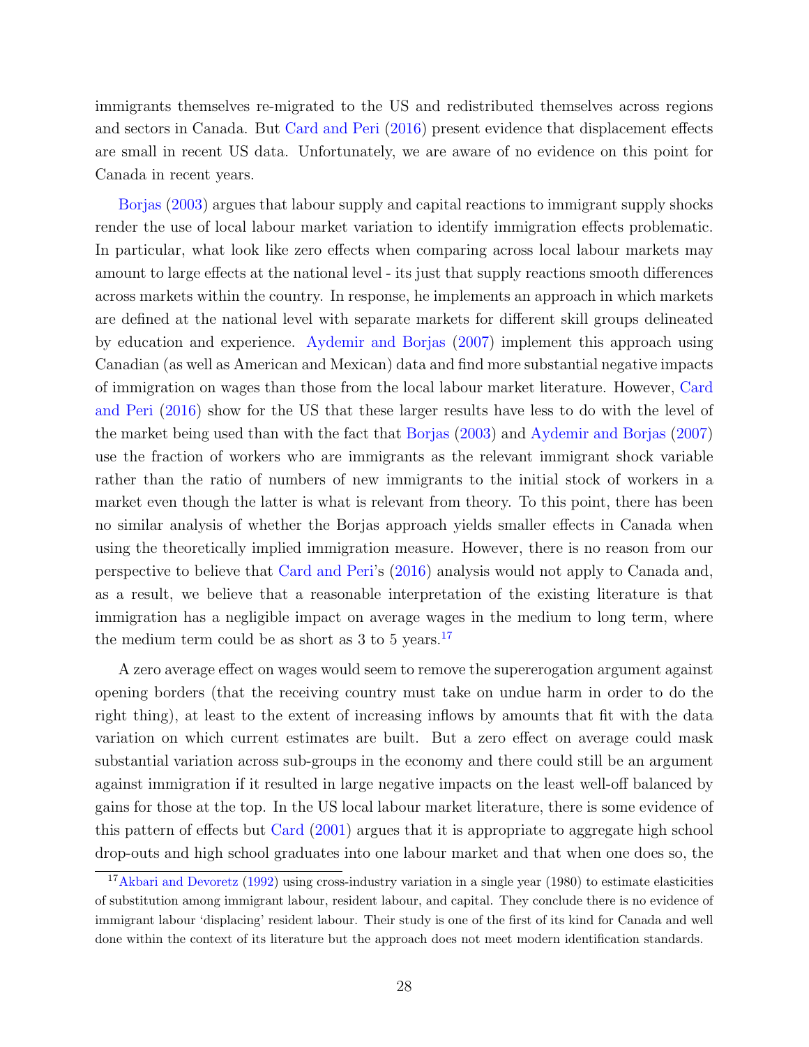immigrants themselves re-migrated to the US and redistributed themselves across regions and sectors in Canada. But Card and Peri (2016) present evidence that displacement effects are small in recent US data. Unfortunately, we are aware of no evidence on this point for Canada in recent years.

Borjas (2003) argues that labour supply and capital reactions to immigrant supply shocks render the use of local labour market variation to identify immigration effects problematic. In particular, what look like zero effects when comparing across local labour markets may amount to large effects at the national level - its just that supply reactions smooth differences across markets within the country. In response, he implements an approach in which markets are defined at the national level with separate markets for different skill groups delineated by education and experience. Aydemir and Borjas (2007) implement this approach using Canadian (as well as American and Mexican) data and find more substantial negative impacts of immigration on wages than those from the local labour market literature. However, Card and Peri (2016) show for the US that these larger results have less to do with the level of the market being used than with the fact that Borjas (2003) and Aydemir and Borjas (2007) use the fraction of workers who are immigrants as the relevant immigrant shock variable rather than the ratio of numbers of new immigrants to the initial stock of workers in a market even though the latter is what is relevant from theory. To this point, there has been no similar analysis of whether the Borjas approach yields smaller effects in Canada when using the theoretically implied immigration measure. However, there is no reason from our perspective to believe that Card and Peri's (2016) analysis would not apply to Canada and, as a result, we believe that a reasonable interpretation of the existing literature is that immigration has a negligible impact on average wages in the medium to long term, where the medium term could be as short as 3 to 5 years.[17]

A zero average effect on wages would seem to remove the supererogation argument against opening borders (that the receiving country must take on undue harm in order to do the right thing), at least to the extent of increasing inflows by amounts that fit with the data variation on which current estimates are built. But a zero effect on average could mask substantial variation across sub-groups in the economy and there could still be an argument against immigration if it resulted in large negative impacts on the least well-off balanced by gains for those at the top. In the US local labour market literature, there is some evidence of this pattern of effects but Card (2001) argues that it is appropriate to aggregate high school drop-outs and high school graduates into one labour market and that when one does so, the

[17] Akbari and Devoretz (1992) using cross-industry variation in a single year (1980) to estimate elasticities of substitution among immigrant labour, resident labour, and capital. They conclude there is no evidence of immigrant labour 'displacing' resident labour. Their study is one of the first of its kind for Canada and well done within the context of its literature but the approach does not meet modern identification standards.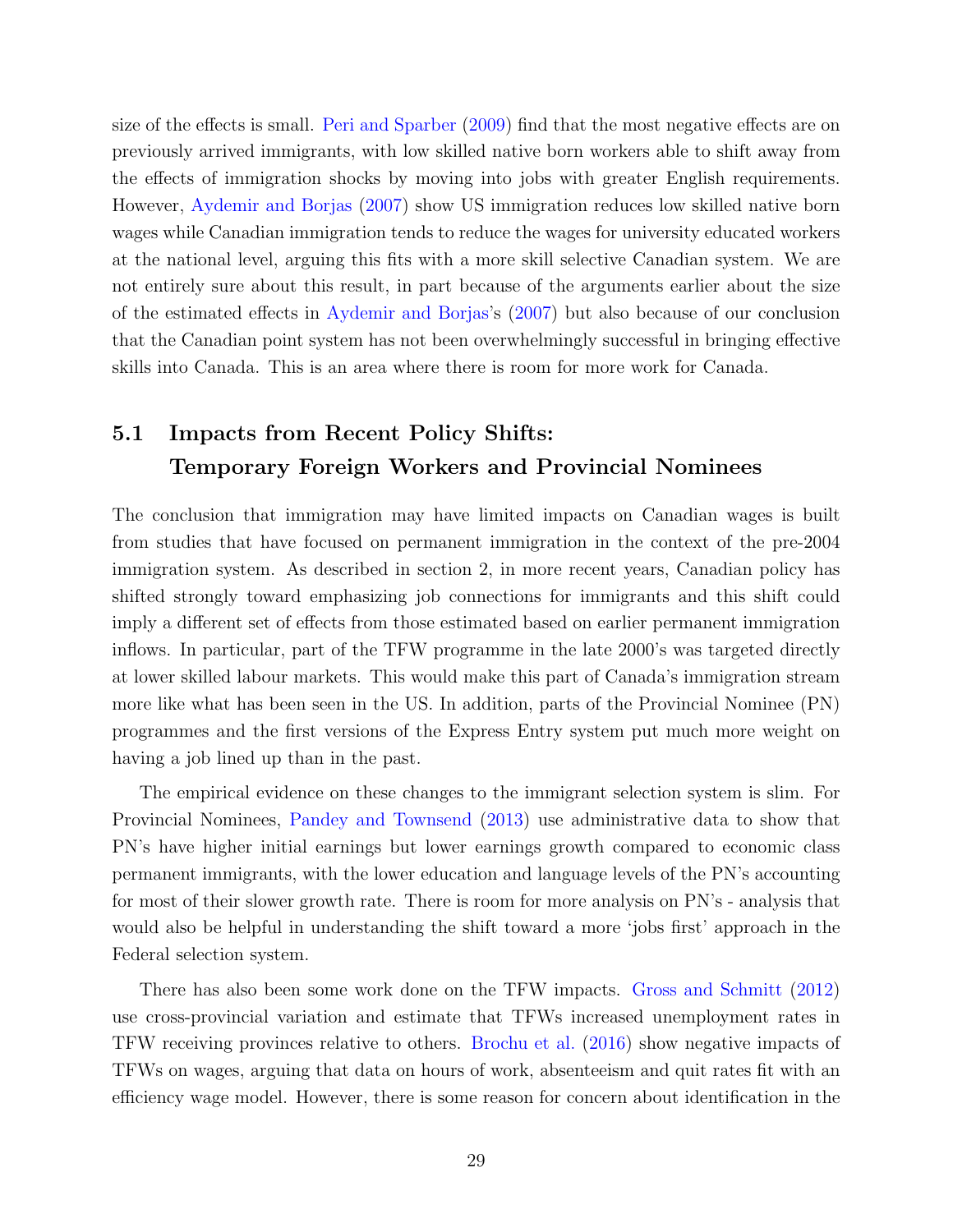size of the effects is small. Peri and Sparber (2009) find that the most negative effects are on previously arrived immigrants, with low skilled native born workers able to shift away from the effects of immigration shocks by moving into jobs with greater English requirements. However, Aydemir and Borjas (2007) show US immigration reduces low skilled native born wages while Canadian immigration tends to reduce the wages for university educated workers at the national level, arguing this fits with a more skill selective Canadian system. We are not entirely sure about this result, in part because of the arguments earlier about the size of the estimated effects in Aydemir and Borjas's (2007) but also because of our conclusion that the Canadian point system has not been overwhelmingly successful in bringing effective skills into Canada. This is an area where there is room for more work for Canada.

## 5.1 Impacts from Recent Policy Shifts: Temporary Foreign Workers and Provincial Nominees

The conclusion that immigration may have limited impacts on Canadian wages is built from studies that have focused on permanent immigration in the context of the pre-2004 immigration system. As described in section 2, in more recent years, Canadian policy has shifted strongly toward emphasizing job connections for immigrants and this shift could imply a different set of effects from those estimated based on earlier permanent immigration inflows. In particular, part of the TFW programme in the late 2000's was targeted directly at lower skilled labour markets. This would make this part of Canada's immigration stream more like what has been seen in the US. In addition, parts of the Provincial Nominee (PN) programmes and the first versions of the Express Entry system put much more weight on having a job lined up than in the past.

The empirical evidence on these changes to the immigrant selection system is slim. For Provincial Nominees, Pandey and Townsend (2013) use administrative data to show that PN's have higher initial earnings but lower earnings growth compared to economic class permanent immigrants, with the lower education and language levels of the PN's accounting for most of their slower growth rate. There is room for more analysis on PN's - analysis that would also be helpful in understanding the shift toward a more 'jobs first' approach in the Federal selection system.

There has also been some work done on the TFW impacts. Gross and Schmitt (2012) use cross-provincial variation and estimate that TFWs increased unemployment rates in TFW receiving provinces relative to others. Brochu et al. (2016) show negative impacts of TFWs on wages, arguing that data on hours of work, absenteeism and quit rates fit with an efficiency wage model. However, there is some reason for concern about identification in the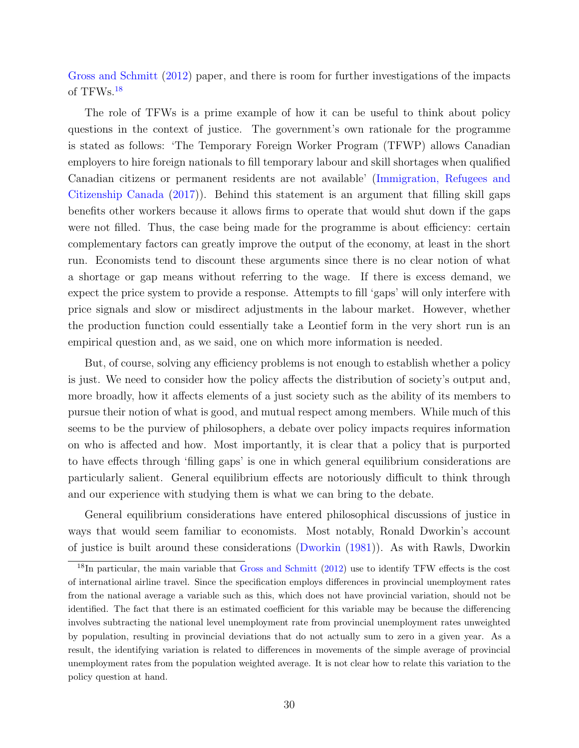Gross and Schmitt (2012) paper, and there is room for further investigations of the impacts of TFWs.[18]

The role of TFWs is a prime example of how it can be useful to think about policy questions in the context of justice. The government's own rationale for the programme is stated as follows: 'The Temporary Foreign Worker Program (TFWP) allows Canadian employers to hire foreign nationals to fill temporary labour and skill shortages when qualified Canadian citizens or permanent residents are not available' (Immigration, Refugees and Citizenship Canada (2017)). Behind this statement is an argument that filling skill gaps benefits other workers because it allows firms to operate that would shut down if the gaps were not filled. Thus, the case being made for the programme is about efficiency: certain complementary factors can greatly improve the output of the economy, at least in the short run. Economists tend to discount these arguments since there is no clear notion of what a shortage or gap means without referring to the wage. If there is excess demand, we expect the price system to provide a response. Attempts to fill 'gaps' will only interfere with price signals and slow or misdirect adjustments in the labour market. However, whether the production function could essentially take a Leontief form in the very short run is an empirical question and, as we said, one on which more information is needed.

But, of course, solving any efficiency problems is not enough to establish whether a policy is just. We need to consider how the policy affects the distribution of society's output and, more broadly, how it affects elements of a just society such as the ability of its members to pursue their notion of what is good, and mutual respect among members. While much of this seems to be the purview of philosophers, a debate over policy impacts requires information on who is affected and how. Most importantly, it is clear that a policy that is purported to have effects through 'filling gaps' is one in which general equilibrium considerations are particularly salient. General equilibrium effects are notoriously difficult to think through and our experience with studying them is what we can bring to the debate.

General equilibrium considerations have entered philosophical discussions of justice in ways that would seem familiar to economists. Most notably, Ronald Dworkin's account of justice is built around these considerations (Dworkin (1981)). As with Rawls, Dworkin

[18] In particular, the main variable that Gross and Schmitt (2012) use to identify TFW effects is the cost of international airline travel. Since the specification employs differences in provincial unemployment rates from the national average a variable such as this, which does not have provincial variation, should not be identified. The fact that there is an estimated coefficient for this variable may be because the differencing involves subtracting the national level unemployment rate from provincial unemployment rates unweighted by population, resulting in provincial deviations that do not actually sum to zero in a given year. As a result, the identifying variation is related to differences in movements of the simple average of provincial unemployment rates from the population weighted average. It is not clear how to relate this variation to the policy question at hand.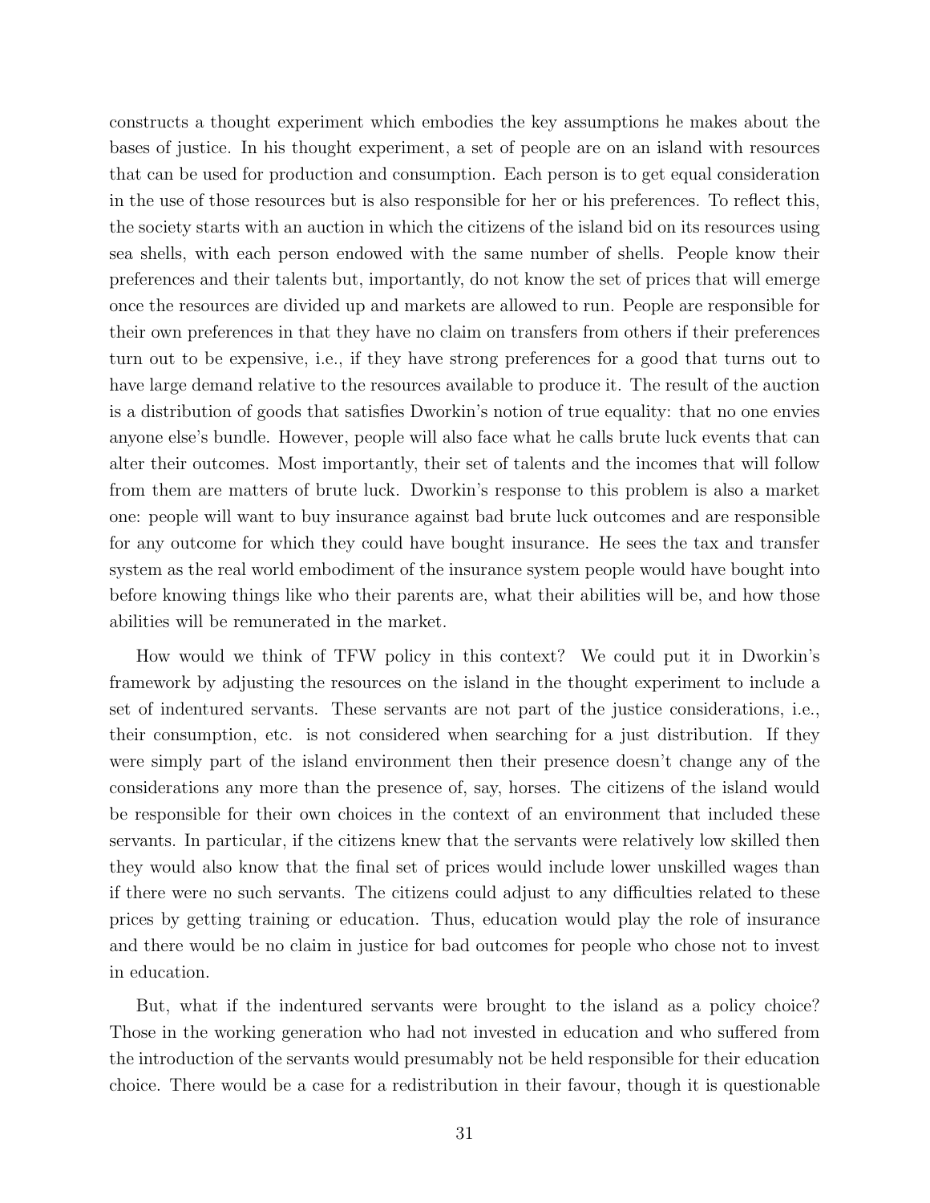constructs a thought experiment which embodies the key assumptions he makes about the bases of justice. In his thought experiment, a set of people are on an island with resources that can be used for production and consumption. Each person is to get equal consideration in the use of those resources but is also responsible for her or his preferences. To reflect this, the society starts with an auction in which the citizens of the island bid on its resources using sea shells, with each person endowed with the same number of shells. People know their preferences and their talents but, importantly, do not know the set of prices that will emerge once the resources are divided up and markets are allowed to run. People are responsible for their own preferences in that they have no claim on transfers from others if their preferences turn out to be expensive, i.e., if they have strong preferences for a good that turns out to have large demand relative to the resources available to produce it. The result of the auction is a distribution of goods that satisfies Dworkin's notion of true equality: that no one envies anyone else's bundle. However, people will also face what he calls brute luck events that can alter their outcomes. Most importantly, their set of talents and the incomes that will follow from them are matters of brute luck. Dworkin's response to this problem is also a market one: people will want to buy insurance against bad brute luck outcomes and are responsible for any outcome for which they could have bought insurance. He sees the tax and transfer system as the real world embodiment of the insurance system people would have bought into before knowing things like who their parents are, what their abilities will be, and how those abilities will be remunerated in the market.

How would we think of TFW policy in this context? We could put it in Dworkin's framework by adjusting the resources on the island in the thought experiment to include a set of indentured servants. These servants are not part of the justice considerations, i.e., their consumption, etc. is not considered when searching for a just distribution. If they were simply part of the island environment then their presence doesn't change any of the considerations any more than the presence of, say, horses. The citizens of the island would be responsible for their own choices in the context of an environment that included these servants. In particular, if the citizens knew that the servants were relatively low skilled then they would also know that the final set of prices would include lower unskilled wages than if there were no such servants. The citizens could adjust to any difficulties related to these prices by getting training or education. Thus, education would play the role of insurance and there would be no claim in justice for bad outcomes for people who chose not to invest in education.

But, what if the indentured servants were brought to the island as a policy choice? Those in the working generation who had not invested in education and who suffered from the introduction of the servants would presumably not be held responsible for their education choice. There would be a case for a redistribution in their favour, though it is questionable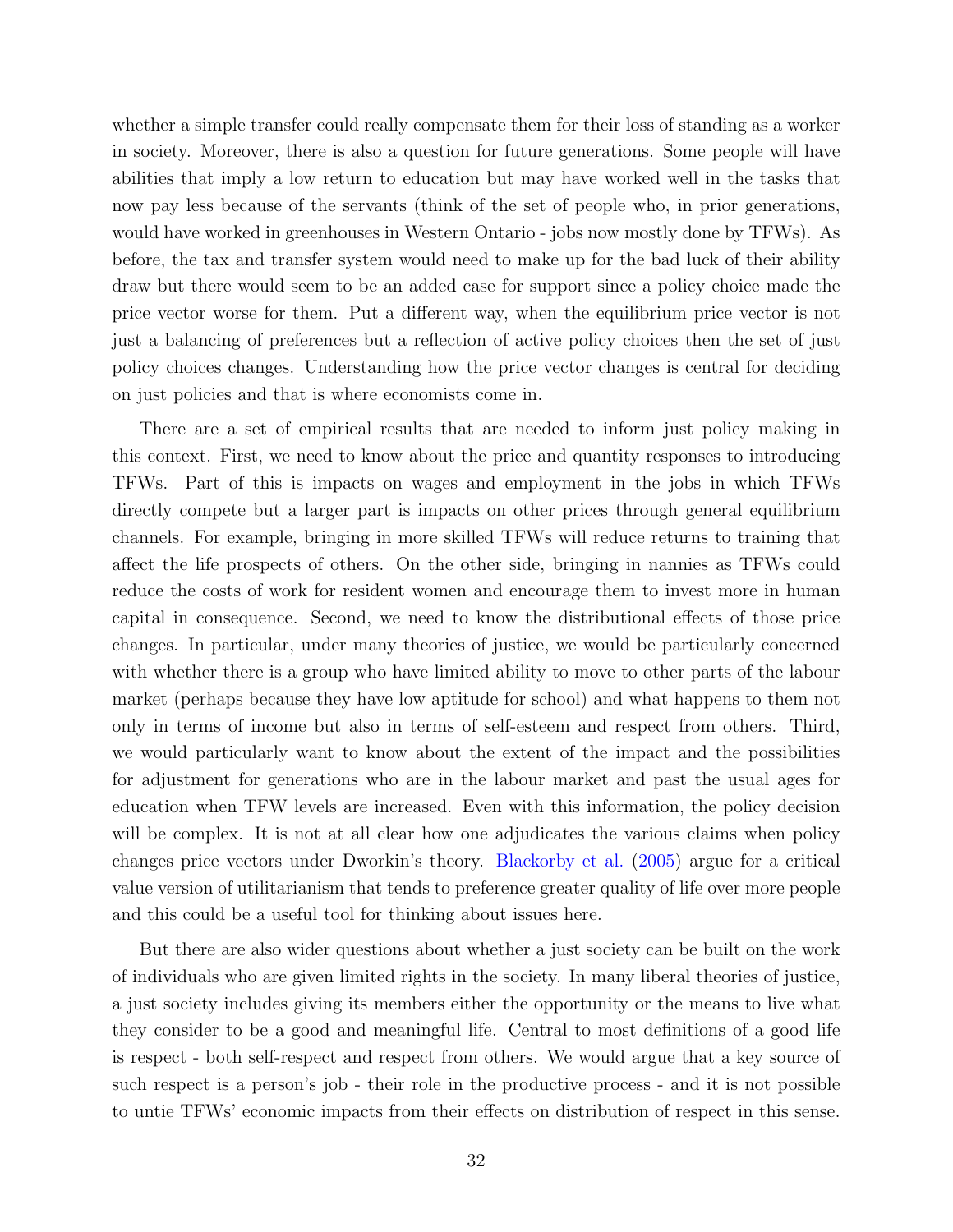whether a simple transfer could really compensate them for their loss of standing as a worker in society. Moreover, there is also a question for future generations. Some people will have abilities that imply a low return to education but may have worked well in the tasks that now pay less because of the servants (think of the set of people who, in prior generations, would have worked in greenhouses in Western Ontario - jobs now mostly done by TFWs). As before, the tax and transfer system would need to make up for the bad luck of their ability draw but there would seem to be an added case for support since a policy choice made the price vector worse for them. Put a different way, when the equilibrium price vector is not just a balancing of preferences but a reflection of active policy choices then the set of just policy choices changes. Understanding how the price vector changes is central for deciding on just policies and that is where economists come in.

There are a set of empirical results that are needed to inform just policy making in this context. First, we need to know about the price and quantity responses to introducing TFWs. Part of this is impacts on wages and employment in the jobs in which TFWs directly compete but a larger part is impacts on other prices through general equilibrium channels. For example, bringing in more skilled TFWs will reduce returns to training that affect the life prospects of others. On the other side, bringing in nannies as TFWs could reduce the costs of work for resident women and encourage them to invest more in human capital in consequence. Second, we need to know the distributional effects of those price changes. In particular, under many theories of justice, we would be particularly concerned with whether there is a group who have limited ability to move to other parts of the labour market (perhaps because they have low aptitude for school) and what happens to them not only in terms of income but also in terms of self-esteem and respect from others. Third, we would particularly want to know about the extent of the impact and the possibilities for adjustment for generations who are in the labour market and past the usual ages for education when TFW levels are increased. Even with this information, the policy decision will be complex. It is not at all clear how one adjudicates the various claims when policy changes price vectors under Dworkin's theory. Blackorby et al. (2005) argue for a critical value version of utilitarianism that tends to preference greater quality of life over more people and this could be a useful tool for thinking about issues here.

But there are also wider questions about whether a just society can be built on the work of individuals who are given limited rights in the society. In many liberal theories of justice, a just society includes giving its members either the opportunity or the means to live what they consider to be a good and meaningful life. Central to most definitions of a good life is respect - both self-respect and respect from others. We would argue that a key source of such respect is a person's job - their role in the productive process - and it is not possible to untie TFWs' economic impacts from their effects on distribution of respect in this sense.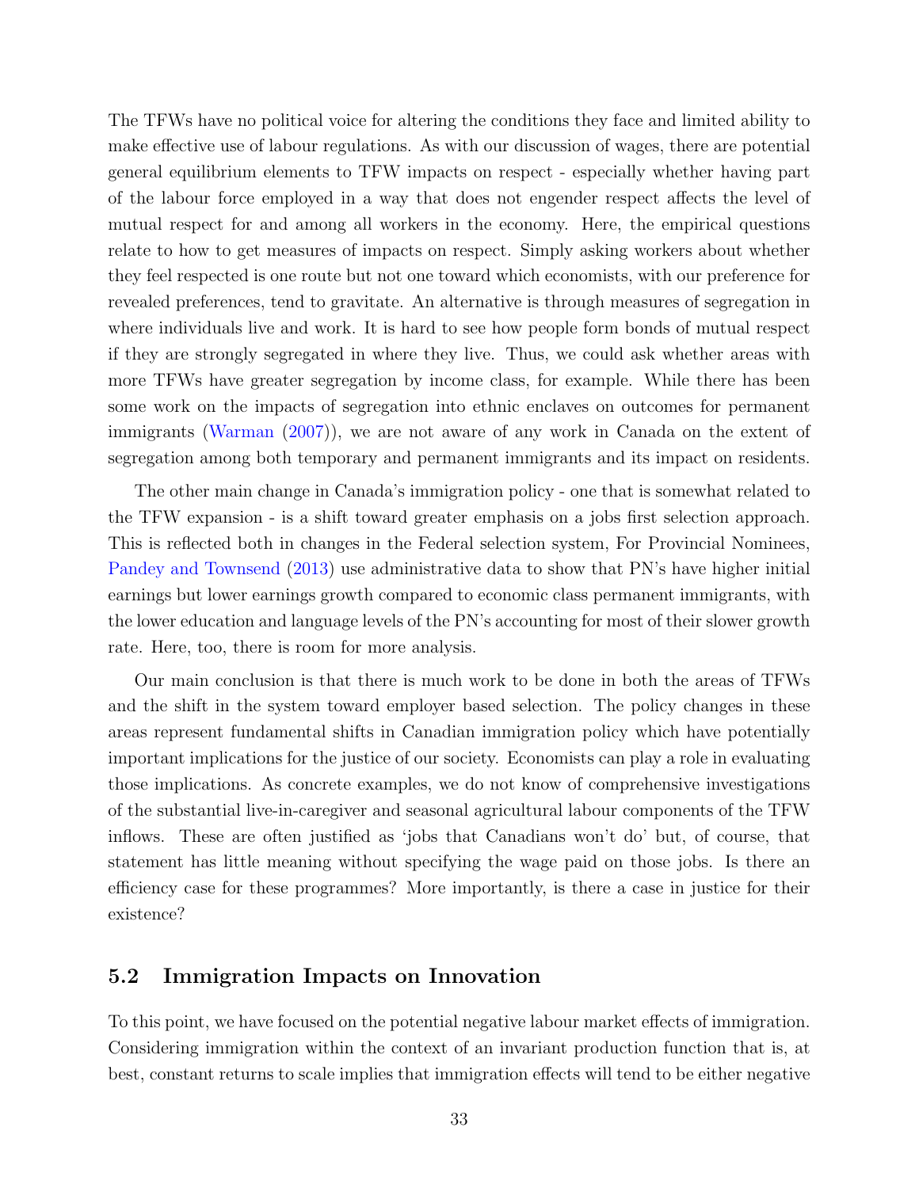The TFWs have no political voice for altering the conditions they face and limited ability to make effective use of labour regulations. As with our discussion of wages, there are potential general equilibrium elements to TFW impacts on respect - especially whether having part of the labour force employed in a way that does not engender respect affects the level of mutual respect for and among all workers in the economy. Here, the empirical questions relate to how to get measures of impacts on respect. Simply asking workers about whether they feel respected is one route but not one toward which economists, with our preference for revealed preferences, tend to gravitate. An alternative is through measures of segregation in where individuals live and work. It is hard to see how people form bonds of mutual respect if they are strongly segregated in where they live. Thus, we could ask whether areas with more TFWs have greater segregation by income class, for example. While there has been some work on the impacts of segregation into ethnic enclaves on outcomes for permanent immigrants (Warman (2007)), we are not aware of any work in Canada on the extent of segregation among both temporary and permanent immigrants and its impact on residents.

The other main change in Canada's immigration policy - one that is somewhat related to the TFW expansion - is a shift toward greater emphasis on a jobs first selection approach. This is reflected both in changes in the Federal selection system, For Provincial Nominees, Pandey and Townsend (2013) use administrative data to show that PN's have higher initial earnings but lower earnings growth compared to economic class permanent immigrants, with the lower education and language levels of the PN's accounting for most of their slower growth rate. Here, too, there is room for more analysis.

Our main conclusion is that there is much work to be done in both the areas of TFWs and the shift in the system toward employer based selection. The policy changes in these areas represent fundamental shifts in Canadian immigration policy which have potentially important implications for the justice of our society. Economists can play a role in evaluating those implications. As concrete examples, we do not know of comprehensive investigations of the substantial live-in-caregiver and seasonal agricultural labour components of the TFW inflows. These are often justified as 'jobs that Canadians won't do' but, of course, that statement has little meaning without specifying the wage paid on those jobs. Is there an efficiency case for these programmes? More importantly, is there a case in justice for their existence?

## 5.2 Immigration Impacts on Innovation

To this point, we have focused on the potential negative labour market effects of immigration. Considering immigration within the context of an invariant production function that is, at best, constant returns to scale implies that immigration effects will tend to be either negative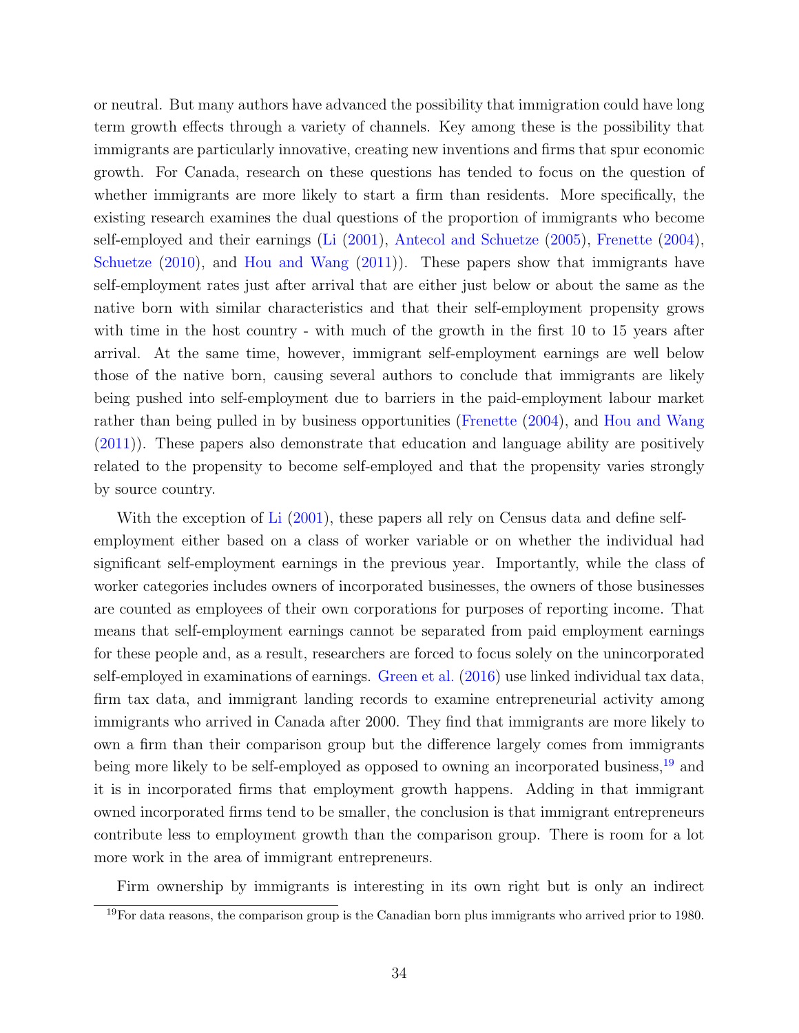or neutral. But many authors have advanced the possibility that immigration could have long term growth effects through a variety of channels. Key among these is the possibility that immigrants are particularly innovative, creating new inventions and firms that spur economic growth. For Canada, research on these questions has tended to focus on the question of whether immigrants are more likely to start a firm than residents. More specifically, the existing research examines the dual questions of the proportion of immigrants who become self-employed and their earnings (Li (2001), Antecol and Schuetze (2005), Frenette (2004), Schuetze (2010), and Hou and Wang (2011)). These papers show that immigrants have self-employment rates just after arrival that are either just below or about the same as the native born with similar characteristics and that their self-employment propensity grows with time in the host country - with much of the growth in the first 10 to 15 years after arrival. At the same time, however, immigrant self-employment earnings are well below those of the native born, causing several authors to conclude that immigrants are likely being pushed into self-employment due to barriers in the paid-employment labour market rather than being pulled in by business opportunities (Frenette (2004), and Hou and Wang (2011)). These papers also demonstrate that education and language ability are positively related to the propensity to become self-employed and that the propensity varies strongly by source country.

With the exception of Li (2001), these papers all rely on Census data and define self-employment either based on a class of worker variable or on whether the individual had significant self-employment earnings in the previous year. Importantly, while the class of worker categories includes owners of incorporated businesses, the owners of those businesses are counted as employees of their own corporations for purposes of reporting income. That means that self-employment earnings cannot be separated from paid employment earnings for these people and, as a result, researchers are forced to focus solely on the unincorporated self-employed in examinations of earnings. Green et al. (2016) use linked individual tax data, firm tax data, and immigrant landing records to examine entrepreneurial activity among immigrants who arrived in Canada after 2000. They find that immigrants are more likely to own a firm than their comparison group but the difference largely comes from immigrants being more likely to be self-employed as opposed to owning an incorporated business,[19] and it is in incorporated firms that employment growth happens. Adding in that immigrant owned incorporated firms tend to be smaller, the conclusion is that immigrant entrepreneurs contribute less to employment growth than the comparison group. There is room for a lot more work in the area of immigrant entrepreneurs.

Firm ownership by immigrants is interesting in its own right but is only an indirect

[19] For data reasons, the comparison group is the Canadian born plus immigrants who arrived prior to 1980.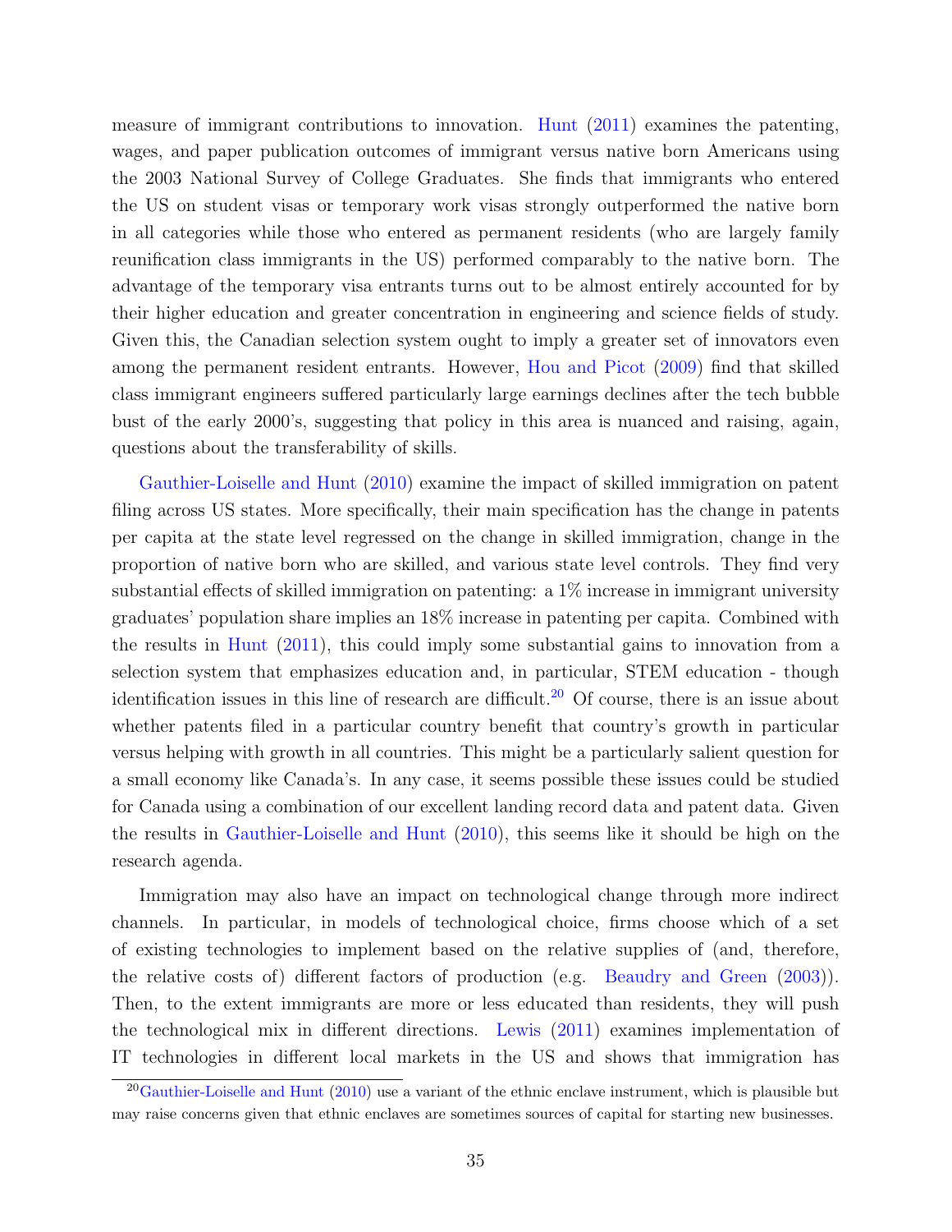measure of immigrant contributions to innovation. Hunt (2011) examines the patenting, wages, and paper publication outcomes of immigrant versus native born Americans using the 2003 National Survey of College Graduates. She finds that immigrants who entered the US on student visas or temporary work visas strongly outperformed the native born in all categories while those who entered as permanent residents (who are largely family reunification class immigrants in the US) performed comparably to the native born. The advantage of the temporary visa entrants turns out to be almost entirely accounted for by their higher education and greater concentration in engineering and science fields of study. Given this, the Canadian selection system ought to imply a greater set of innovators even among the permanent resident entrants. However, Hou and Picot (2009) find that skilled class immigrant engineers suffered particularly large earnings declines after the tech bubble bust of the early 2000's, suggesting that policy in this area is nuanced and raising, again, questions about the transferability of skills.

Gauthier-Loiselle and Hunt (2010) examine the impact of skilled immigration on patent filing across US states. More specifically, their main specification has the change in patents per capita at the state level regressed on the change in skilled immigration, change in the proportion of native born who are skilled, and various state level controls. They find very substantial effects of skilled immigration on patenting: a 1% increase in immigrant university graduates' population share implies an 18% increase in patenting per capita. Combined with the results in Hunt (2011), this could imply some substantial gains to innovation from a selection system that emphasizes education and, in particular, STEM education - though identification issues in this line of research are difficult.[20] Of course, there is an issue about whether patents filed in a particular country benefit that country's growth in particular versus helping with growth in all countries. This might be a particularly salient question for a small economy like Canada's. In any case, it seems possible these issues could be studied for Canada using a combination of our excellent landing record data and patent data. Given the results in Gauthier-Loiselle and Hunt (2010), this seems like it should be high on the research agenda.

Immigration may also have an impact on technological change through more indirect channels. In particular, in models of technological choice, firms choose which of a set of existing technologies to implement based on the relative supplies of (and, therefore, the relative costs of) different factors of production (e.g. Beaudry and Green (2003)). Then, to the extent immigrants are more or less educated than residents, they will push the technological mix in different directions. Lewis (2011) examines implementation of IT technologies in different local markets in the US and shows that immigration has

[20] Gauthier-Loiselle and Hunt (2010) use a variant of the ethnic enclave instrument, which is plausible but may raise concerns given that ethnic enclaves are sometimes sources of capital for starting new businesses.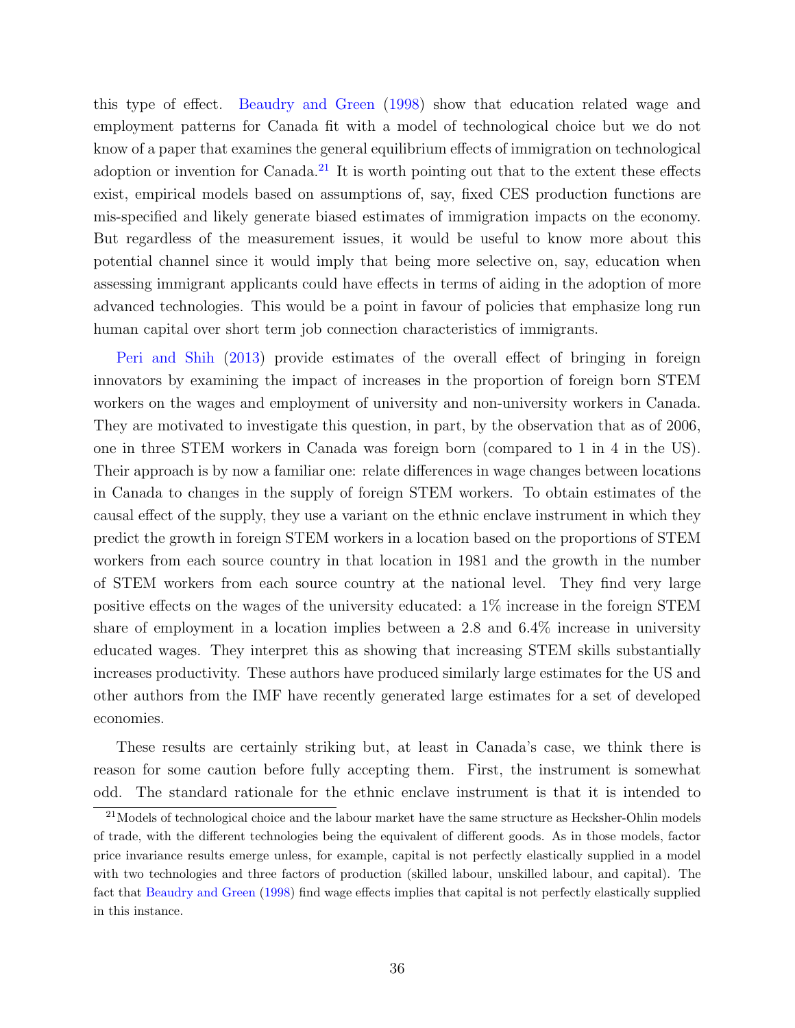this type of effect. Beaudry and Green (1998) show that education related wage and employment patterns for Canada fit with a model of technological choice but we do not know of a paper that examines the general equilibrium effects of immigration on technological adoption or invention for Canada.[21] It is worth pointing out that to the extent these effects exist, empirical models based on assumptions of, say, fixed CES production functions are mis-specified and likely generate biased estimates of immigration impacts on the economy. But regardless of the measurement issues, it would be useful to know more about this potential channel since it would imply that being more selective on, say, education when assessing immigrant applicants could have effects in terms of aiding in the adoption of more advanced technologies. This would be a point in favour of policies that emphasize long run human capital over short term job connection characteristics of immigrants.

Peri and Shih (2013) provide estimates of the overall effect of bringing in foreign innovators by examining the impact of increases in the proportion of foreign born STEM workers on the wages and employment of university and non-university workers in Canada. They are motivated to investigate this question, in part, by the observation that as of 2006, one in three STEM workers in Canada was foreign born (compared to 1 in 4 in the US). Their approach is by now a familiar one: relate differences in wage changes between locations in Canada to changes in the supply of foreign STEM workers. To obtain estimates of the causal effect of the supply, they use a variant on the ethnic enclave instrument in which they predict the growth in foreign STEM workers in a location based on the proportions of STEM workers from each source country in that location in 1981 and the growth in the number of STEM workers from each source country at the national level. They find very large positive effects on the wages of the university educated: a 1% increase in the foreign STEM share of employment in a location implies between a 2.8 and 6.4% increase in university educated wages. They interpret this as showing that increasing STEM skills substantially increases productivity. These authors have produced similarly large estimates for the US and other authors from the IMF have recently generated large estimates for a set of developed economies.

These results are certainly striking but, at least in Canada's case, we think there is reason for some caution before fully accepting them. First, the instrument is somewhat odd. The standard rationale for the ethnic enclave instrument is that it is intended to

[21] Models of technological choice and the labour market have the same structure as Heckser-Ohlin models of trade, with the different technologies being the equivalent of different goods. As in those models, factor price invariance results emerge unless, for example, capital is not perfectly elastically supplied in a model with two technologies and three factors of production (skilled labour, unskilled labour, and capital). The fact that Beaudry and Green (1998) find wage effects implies that capital is not perfectly elastically supplied in this instance.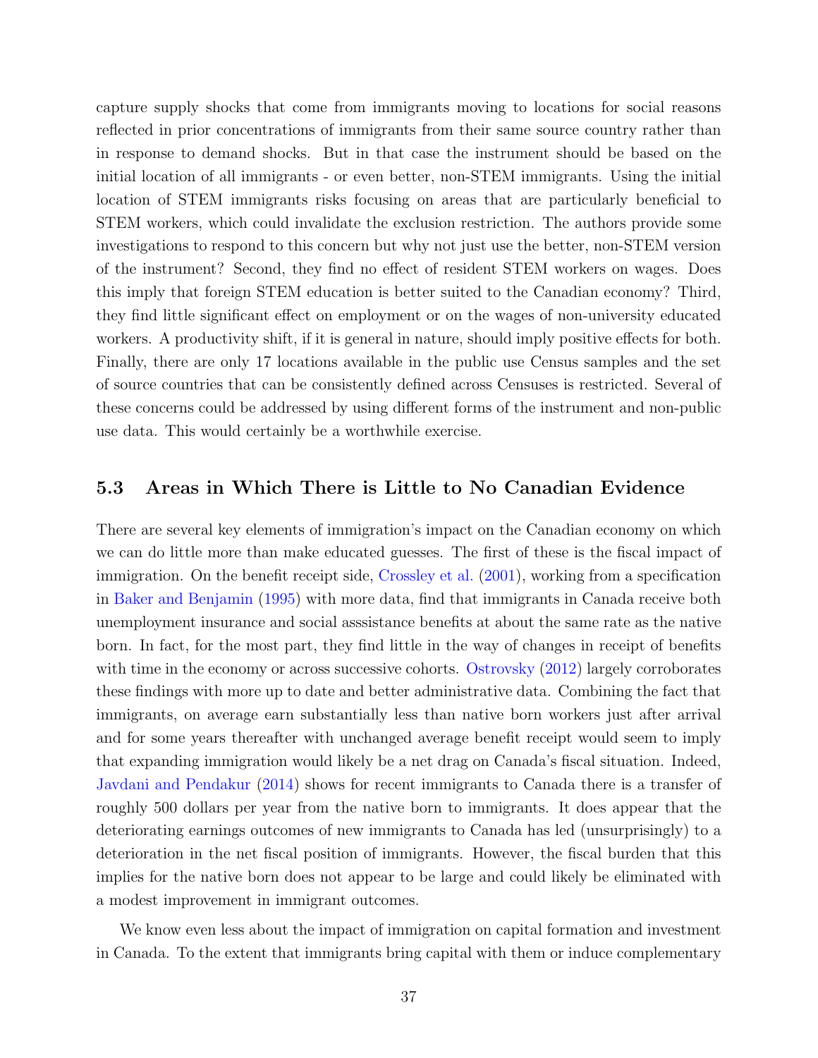capture supply shocks that come from immigrants moving to locations for social reasons reflected in prior concentrations of immigrants from their same source country rather than in response to demand shocks. But in that case the instrument should be based on the initial location of all immigrants - or even better, non-STEM immigrants. Using the initial location of STEM immigrants risks focusing on areas that are particularly beneficial to STEM workers, which could invalidate the exclusion restriction. The authors provide some investigations to respond to this concern but why not just use the better, non-STEM version of the instrument? Second, they find no effect of resident STEM workers on wages. Does this imply that foreign STEM education is better suited to the Canadian economy? Third, they find little significant effect on employment or on the wages of non-university educated workers. A productivity shift, if it is general in nature, should imply positive effects for both. Finally, there are only 17 locations available in the public use Census samples and the set of source countries that can be consistently defined across Censuses is restricted. Several of these concerns could be addressed by using different forms of the instrument and non-public use data. This would certainly be a worthwhile exercise.

### 5.3 Areas in Which There is Little to No Canadian Evidence

There are several key elements of immigration's impact on the Canadian economy on which we can do little more than make educated guesses. The first of these is the fiscal impact of immigration. On the benefit receipt side, Crossley et al. (2001), working from a specification in Baker and Benjamin (1995) with more data, find that immigrants in Canada receive both unemployment insurance and social asssistance benefits at about the same rate as the native born. In fact, for the most part, they find little in the way of changes in receipt of benefits with time in the economy or across successive cohorts. Ostrovsky (2012) largely corroborates these findings with more up to date and better administrative data. Combining the fact that immigrants, on average earn substantially less than native born workers just after arrival and for some years thereafter with unchanged average benefit receipt would seem to imply that expanding immigration would likely be a net drag on Canada's fiscal situation. Indeed, Javdani and Pendakur (2014) shows for recent immigrants to Canada there is a transfer of roughly 500 dollars per year from the native born to immigrants. It does appear that the deteriorating earnings outcomes of new immigrants to Canada has led (unsurprisingly) to a deterioration in the net fiscal position of immigrants. However, the fiscal burden that this implies for the native born does not appear to be large and could likely be eliminated with a modest improvement in immigrant outcomes.

We know even less about the impact of immigration on capital formation and investment in Canada. To the extent that immigrants bring capital with them or induce complementary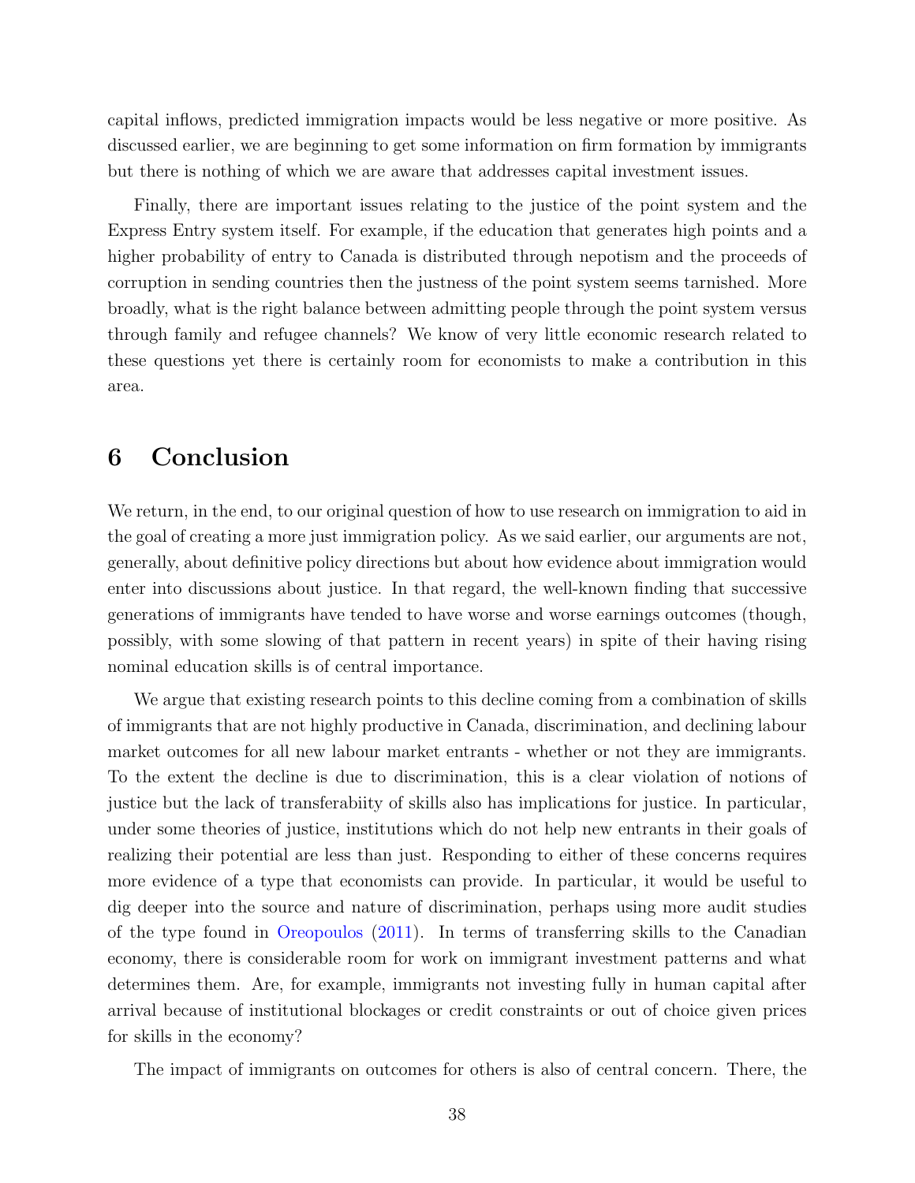capital inflows, predicted immigration impacts would be less negative or more positive. As discussed earlier, we are beginning to get some information on firm formation by immigrants but there is nothing of which we are aware that addresses capital investment issues.

Finally, there are important issues relating to the justice of the point system and the Express Entry system itself. For example, if the education that generates high points and a higher probability of entry to Canada is distributed through nepotism and the proceeds of corruption in sending countries then the justness of the point system seems tarnished. More broadly, what is the right balance between admitting people through the point system versus through family and refugee channels? We know of very little economic research related to these questions yet there is certainly room for economists to make a contribution in this area.

# 6 Conclusion

We return, in the end, to our original question of how to use research on immigration to aid in the goal of creating a more just immigration policy. As we said earlier, our arguments are not, generally, about definitive policy directions but about how evidence about immigration would enter into discussions about justice. In that regard, the well-known finding that successive generations of immigrants have tended to have worse and worse earnings outcomes (though, possibly, with some slowing of that pattern in recent years) in spite of their having rising nominal education skills is of central importance.

We argue that existing research points to this decline coming from a combination of skills of immigrants that are not highly productive in Canada, discrimination, and declining labour market outcomes for all new labour market entrants - whether or not they are immigrants. To the extent the decline is due to discrimination, this is a clear violation of notions of justice but the lack of transferabiity of skills also has implications for justice. In particular, under some theories of justice, institutions which do not help new entrants in their goals of realizing their potential are less than just. Responding to either of these concerns requires more evidence of a type that economists can provide. In particular, it would be useful to dig deeper into the source and nature of discrimination, perhaps using more audit studies of the type found in Oreopoulos (2011). In terms of transferring skills to the Canadian economy, there is considerable room for work on immigrant investment patterns and what determines them. Are, for example, immigrants not investing fully in human capital after arrival because of institutional blockages or credit constraints or out of choice given prices for skills in the economy?

The impact of immigrants on outcomes for others is also of central concern. There, the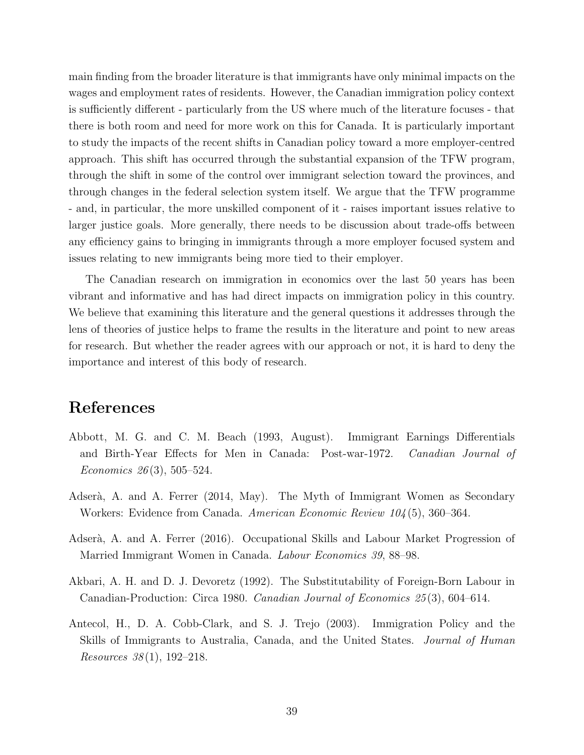main finding from the broader literature is that immigrants have only minimal impacts on the wages and employment rates of residents. However, the Canadian immigration policy context is sufficiently different - particularly from the US where much of the literature focuses - that there is both room and need for more work on this for Canada. It is particularly important to study the impacts of the recent shifts in Canadian policy toward a more employer-centred approach. This shift has occurred through the substantial expansion of the TFW program, through the shift in some of the control over immigrant selection toward the provinces, and through changes in the federal selection system itself. We argue that the TFW programme - and, in particular, the more unskilled component of it - raises important issues relative to larger justice goals. More generally, there needs to be discussion about trade-offs between any efficiency gains to bringing in immigrants through a more employer focused system and issues relating to new immigrants being more tied to their employer.

The Canadian research on immigration in economics over the last 50 years has been vibrant and informative and has had direct impacts on immigration policy in this country. We believe that examining this literature and the general questions it addresses through the lens of theories of justice helps to frame the results in the literature and point to new areas for research. But whether the reader agrees with our approach or not, it is hard to deny the importance and interest of this body of research.

# References

Abbott, M. G. and C. M. Beach (1993, August). Immigrant Earnings Differentials and Birth-Year Effects for Men in Canada: Post-war-1972. *Canadian Journal of Economics 26*(3), 505–524.

Adserà, A. and A. Ferrer (2014, May). The Myth of Immigrant Women as Secondary Workers: Evidence from Canada. *American Economic Review 104*(5), 360–364.

Adserà, A. and A. Ferrer (2016). Occupational Skills and Labour Market Progression of Married Immigrant Women in Canada. *Labour Economics 39*, 88–98.

Akbari, A. H. and D. J. Devoretz (1992). The Substitutability of Foreign-Born Labour in Canadian-Production: Circa 1980. *Canadian Journal of Economics 25*(3), 604–614.

Antecol, H., D. A. Cobb-Clark, and S. J. Trejo (2003). Immigration Policy and the Skills of Immigrants to Australia, Canada, and the United States. *Journal of Human Resources 38*(1), 192–218.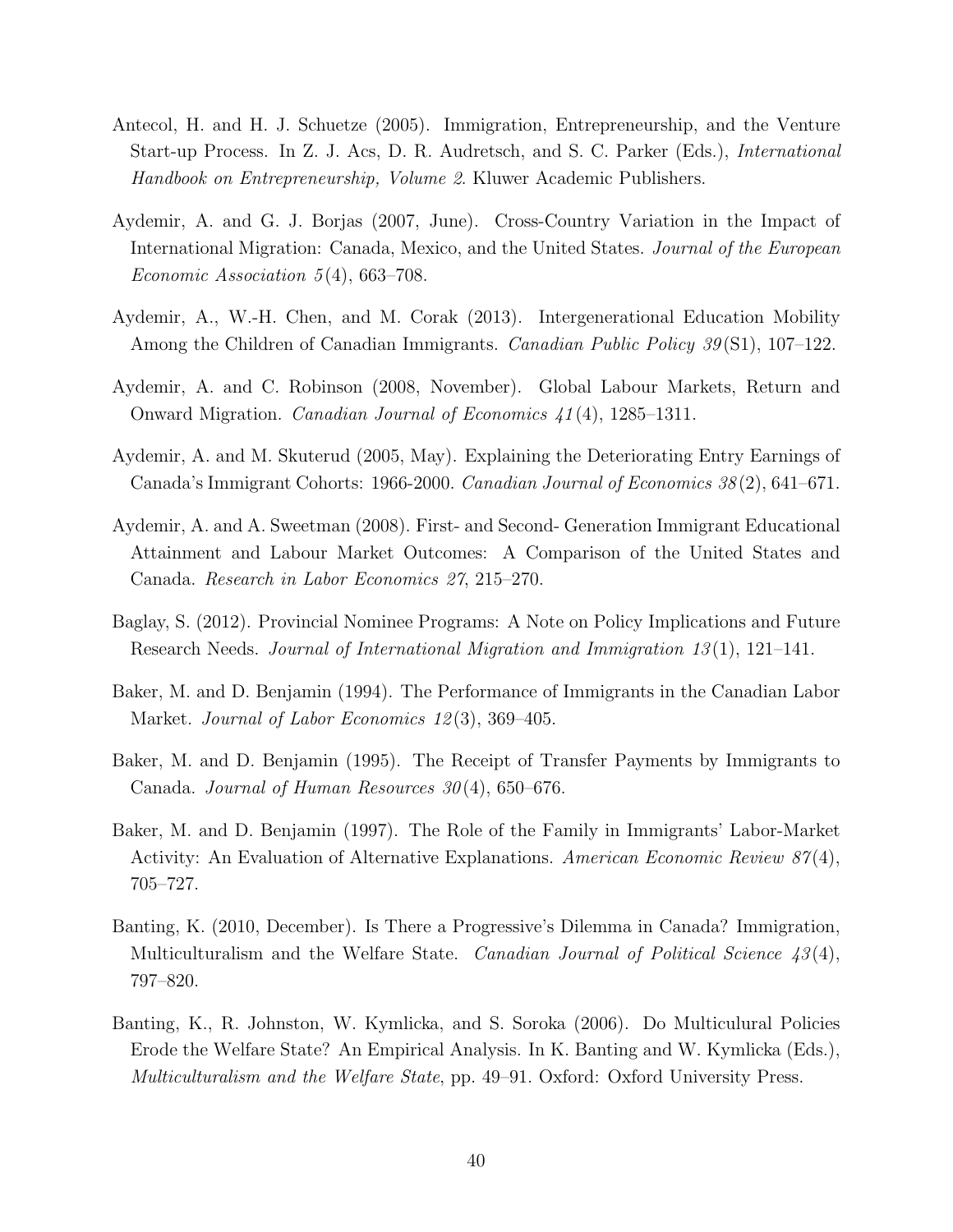Antecol, H. and H. J. Schuetze (2005). Immigration, Entrepreneurship, and the Venture Start-up Process. In Z. J. Acs, D. R. Audretsch, and S. C. Parker (Eds.), *International Handbook on Entrepreneurship, Volume 2*. Kluwer Academic Publishers.

Aydemir, A. and G. J. Borjas (2007, June). Cross-Country Variation in the Impact of International Migration: Canada, Mexico, and the United States. *Journal of the European Economic Association 5*(4), 663–708.

Aydemir, A., W.-H. Chen, and M. Corak (2013). Intergenerational Education Mobility Among the Children of Canadian Immigrants. *Canadian Public Policy 39*(S1), 107–122.

Aydemir, A. and C. Robinson (2008, November). Global Labour Markets, Return and Onward Migration. *Canadian Journal of Economics 41*(4), 1285–1311.

Aydemir, A. and M. Skuterud (2005, May). Explaining the Deteriorating Entry Earnings of Canada's Immigrant Cohorts: 1966-2000. *Canadian Journal of Economics 38*(2), 641–671.

Aydemir, A. and A. Sweetman (2008). First- and Second- Generation Immigrant Educational Attainment and Labour Market Outcomes: A Comparison of the United States and Canada. *Research in Labor Economics 27*, 215–270.

Baglay, S. (2012). Provincial Nominee Programs: A Note on Policy Implications and Future Research Needs. *Journal of International Migration and Immigration 13*(1), 121–141.

Baker, M. and D. Benjamin (1994). The Performance of Immigrants in the Canadian Labor Market. *Journal of Labor Economics 12*(3), 369–405.

Baker, M. and D. Benjamin (1995). The Receipt of Transfer Payments by Immigrants to Canada. *Journal of Human Resources 30*(4), 650–676.

Baker, M. and D. Benjamin (1997). The Role of the Family in Immigrants' Labor-Market Activity: An Evaluation of Alternative Explanations. *American Economic Review 87*(4), 705–727.

Banting, K. (2010, December). Is There a Progressive's Dilemma in Canada? Immigration, Multiculturalism and the Welfare State. *Canadian Journal of Political Science 43*(4), 797–820.

Banting, K., R. Johnston, W. Kymlicka, and S. Soroka (2006). Do Multiculural Policies Erode the Welfare State? An Empirical Analysis. In K. Banting and W. Kymlicka (Eds.), *Multiculturalism and the Welfare State*, pp. 49–91. Oxford: Oxford University Press.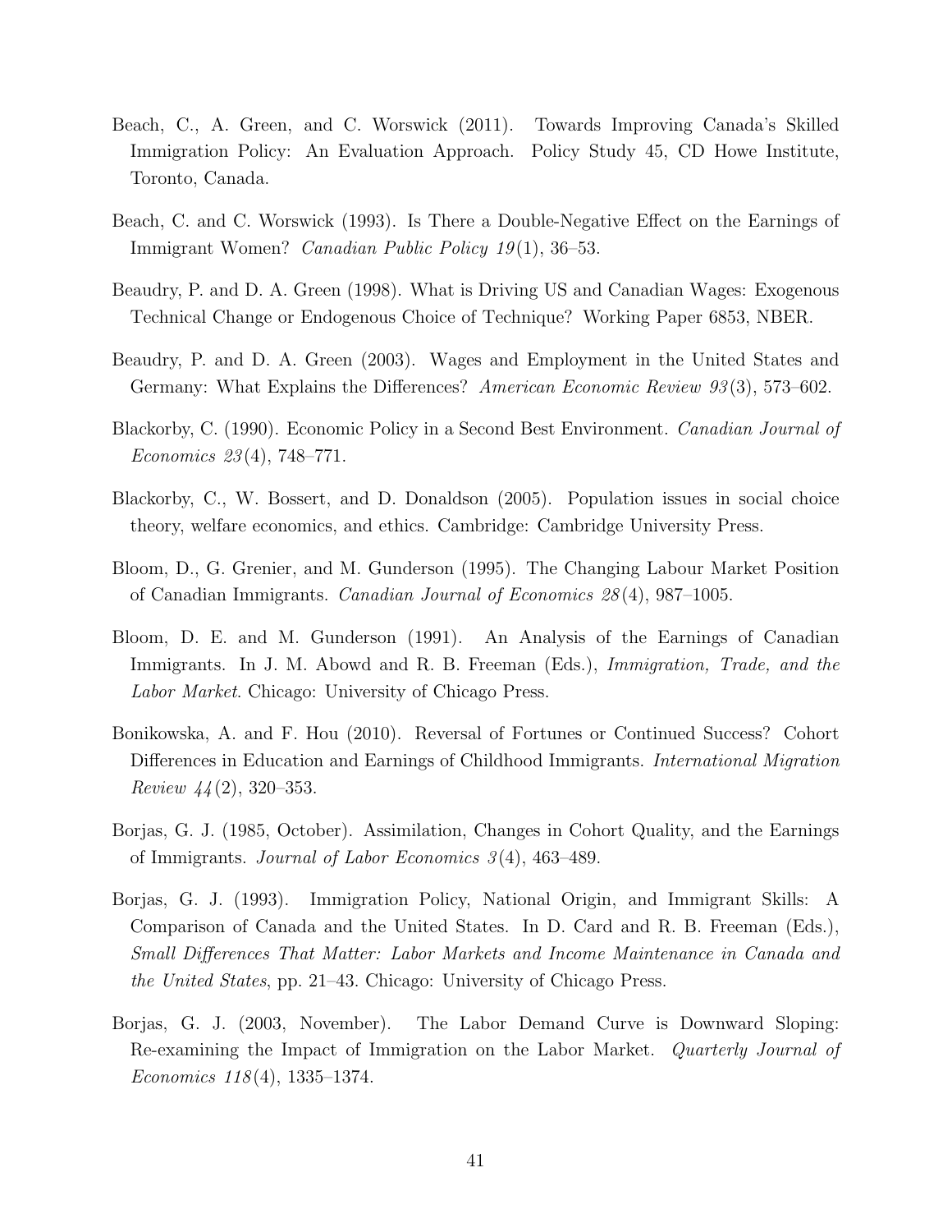Beach, C., A. Green, and C. Worswick (2011). Towards Improving Canada's Skilled Immigration Policy: An Evaluation Approach. Policy Study 45, CD Howe Institute, Toronto, Canada.

Beach, C. and C. Worswick (1993). Is There a Double-Negative Effect on the Earnings of Immigrant Women? *Canadian Public Policy 19*(1), 36–53.

Beaudry, P. and D. A. Green (1998). What is Driving US and Canadian Wages: Exogenous Technical Change or Endogenous Choice of Technique? Working Paper 6853, NBER.

Beaudry, P. and D. A. Green (2003). Wages and Employment in the United States and Germany: What Explains the Differences? *American Economic Review 93*(3), 573–602.

Blackorby, C. (1990). Economic Policy in a Second Best Environment. *Canadian Journal of Economics 23*(4), 748–771.

Blackorby, C., W. Bossert, and D. Donaldson (2005). Population issues in social choice theory, welfare economics, and ethics. Cambridge: Cambridge University Press.

Bloom, D., G. Grenier, and M. Gunderson (1995). The Changing Labour Market Position of Canadian Immigrants. *Canadian Journal of Economics 28*(4), 987–1005.

Bloom, D. E. and M. Gunderson (1991). An Analysis of the Earnings of Canadian Immigrants. In J. M. Abowd and R. B. Freeman (Eds.), *Immigration, Trade, and the Labor Market*. Chicago: University of Chicago Press.

Bonikowska, A. and F. Hou (2010). Reversal of Fortunes or Continued Success? Cohort Differences in Education and Earnings of Childhood Immigrants. *International Migration Review 44*(2), 320–353.

Borjas, G. J. (1985, October). Assimilation, Changes in Cohort Quality, and the Earnings of Immigrants. *Journal of Labor Economics 3*(4), 463–489.

Borjas, G. J. (1993). Immigration Policy, National Origin, and Immigrant Skills: A Comparison of Canada and the United States. In D. Card and R. B. Freeman (Eds.), *Small Differences That Matter: Labor Markets and Income Maintenance in Canada and the United States*, pp. 21–43. Chicago: University of Chicago Press.

Borjas, G. J. (2003, November). The Labor Demand Curve is Downward Sloping: Re-examining the Impact of Immigration on the Labor Market. *Quarterly Journal of Economics 118*(4), 1335–1374.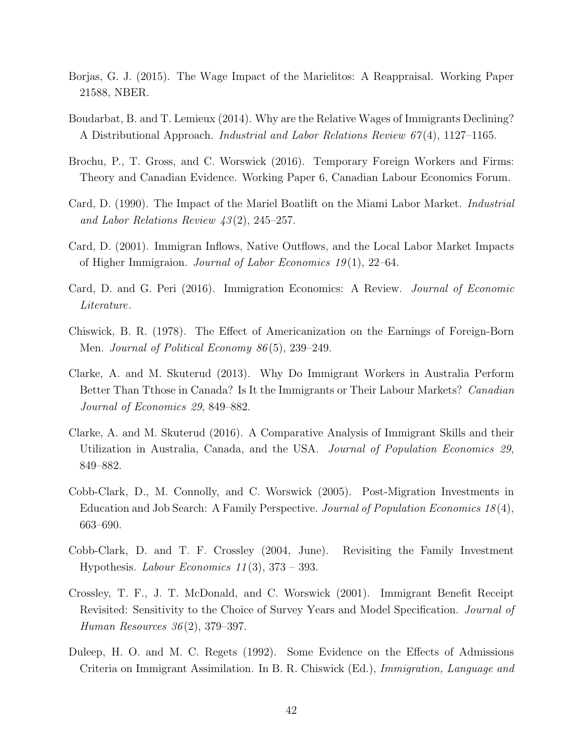Borjas, G. J. (2015). The Wage Impact of the Marielitos: A Reappraisal. Working Paper 21588, NBER.

Boudarbat, B. and T. Lemieux (2014). Why are the Relative Wages of Immigrants Declining? A Distributional Approach. *Industrial and Labor Relations Review 67*(4), 1127–1165.

Brochu, P., T. Gross, and C. Worswick (2016). Temporary Foreign Workers and Firms: Theory and Canadian Evidence. Working Paper 6, Canadian Labour Economics Forum.

Card, D. (1990). The Impact of the Mariel Boatlift on the Miami Labor Market. *Industrial and Labor Relations Review 43*(2), 245–257.

Card, D. (2001). Immigran Inflows, Native Outflows, and the Local Labor Market Impacts of Higher Immigraion. *Journal of Labor Economics 19*(1), 22–64.

Card, D. and G. Peri (2016). Immigration Economics: A Review. *Journal of Economic Literature*.

Chiswick, B. R. (1978). The Effect of Americanization on the Earnings of Foreign-Born Men. *Journal of Political Economy 86*(5), 239–249.

Clarke, A. and M. Skuterud (2013). Why Do Immigrant Workers in Australia Perform Better Than Tthose in Canada? Is It the Immigrants or Their Labour Markets? *Canadian Journal of Economics 29*, 849–882.

Clarke, A. and M. Skuterud (2016). A Comparative Analysis of Immigrant Skills and their Utilization in Australia, Canada, and the USA. *Journal of Population Economics 29*, 849–882.

Cobb-Clark, D., M. Connolly, and C. Worswick (2005). Post-Migration Investments in Education and Job Search: A Family Perspective. *Journal of Population Economics 18*(4), 663–690.

Cobb-Clark, D. and T. F. Crossley (2004, June). Revisiting the Family Investment Hypothesis. *Labour Economics 11*(3), 373 – 393.

Crossley, T. F., J. T. McDonald, and C. Worswick (2001). Immigrant Benefit Receipt Revisited: Sensitivity to the Choice of Survey Years and Model Specification. *Journal of Human Resources 36*(2), 379–397.

Duleep, H. O. and M. C. Regets (1992). Some Evidence on the Effects of Admissions Criteria on Immigrant Assimilation. In B. R. Chiswick (Ed.), *Immigration, Language and*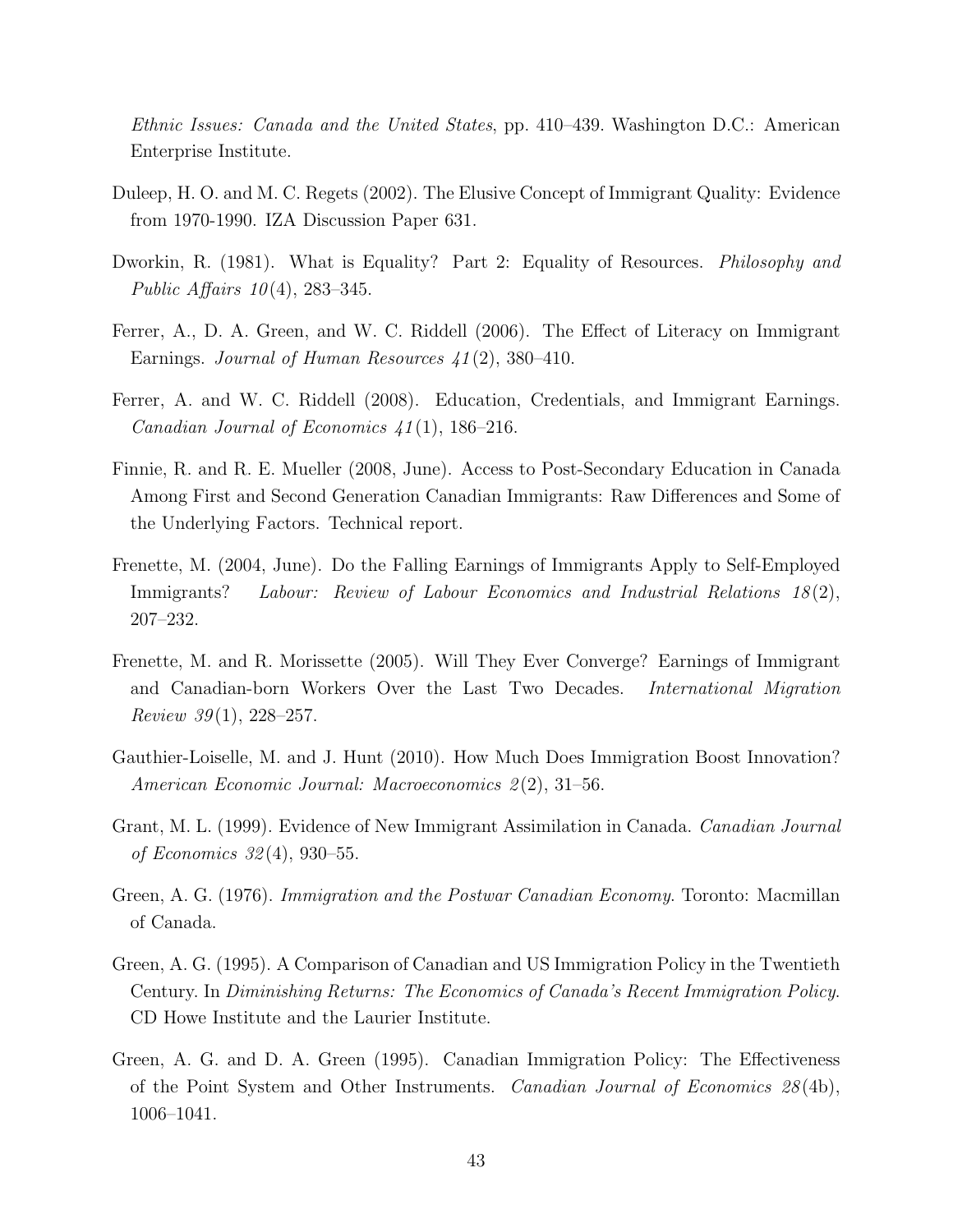*Ethnic Issues: Canada and the United States*, pp. 410–439. Washington D.C.: American Enterprise Institute.

Duleep, H. O. and M. C. Regets (2002). The Elusive Concept of Immigrant Quality: Evidence from 1970-1990. IZA Discussion Paper 631.

Dworkin, R. (1981). What is Equality? Part 2: Equality of Resources. *Philosophy and Public Affairs 10*(4), 283–345.

Ferrer, A., D. A. Green, and W. C. Riddell (2006). The Effect of Literacy on Immigrant Earnings. *Journal of Human Resources 41*(2), 380–410.

Ferrer, A. and W. C. Riddell (2008). Education, Credentials, and Immigrant Earnings. *Canadian Journal of Economics 41*(1), 186–216.

Finnie, R. and R. E. Mueller (2008, June). Access to Post-Secondary Education in Canada Among First and Second Generation Canadian Immigrants: Raw Differences and Some of the Underlying Factors. Technical report.

Frenette, M. (2004, June). Do the Falling Earnings of Immigrants Apply to Self-Employed Immigrants? *Labour: Review of Labour Economics and Industrial Relations 18*(2), 207–232.

Frenette, M. and R. Morissette (2005). Will They Ever Converge? Earnings of Immigrant and Canadian-born Workers Over the Last Two Decades. *International Migration Review 39*(1), 228–257.

Gauthier-Loiselle, M. and J. Hunt (2010). How Much Does Immigration Boost Innovation? *American Economic Journal: Macroeconomics 2*(2), 31–56.

Grant, M. L. (1999). Evidence of New Immigrant Assimilation in Canada. *Canadian Journal of Economics 32*(4), 930–55.

Green, A. G. (1976). *Immigration and the Postwar Canadian Economy*. Toronto: Macmillan of Canada.

Green, A. G. (1995). A Comparison of Canadian and US Immigration Policy in the Twentieth Century. In *Diminishing Returns: The Economics of Canada's Recent Immigration Policy*. CD Howe Institute and the Laurier Institute.

Green, A. G. and D. A. Green (1995). Canadian Immigration Policy: The Effectiveness of the Point System and Other Instruments. *Canadian Journal of Economics 28*(4b), 1006–1041.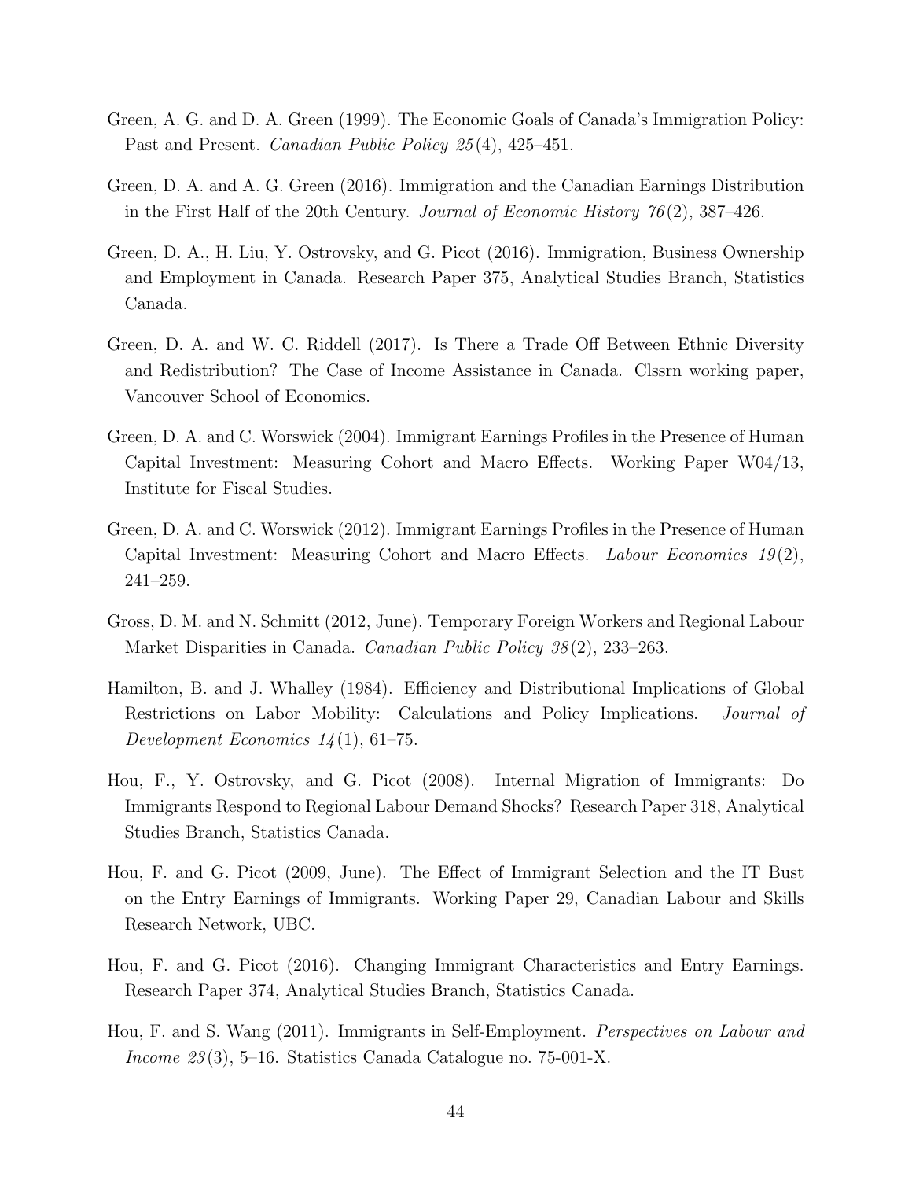Green, A. G. and D. A. Green (1999). The Economic Goals of Canada's Immigration Policy: Past and Present. *Canadian Public Policy 25*(4), 425–451.

Green, D. A. and A. G. Green (2016). Immigration and the Canadian Earnings Distribution in the First Half of the 20th Century. *Journal of Economic History 76*(2), 387–426.

Green, D. A., H. Liu, Y. Ostrovsky, and G. Picot (2016). Immigration, Business Ownership and Employment in Canada. Research Paper 375, Analytical Studies Branch, Statistics Canada.

Green, D. A. and W. C. Riddell (2017). Is There a Trade Off Between Ethnic Diversity and Redistribution? The Case of Income Assistance in Canada. Clssrn working paper, Vancouver School of Economics.

Green, D. A. and C. Worswick (2004). Immigrant Earnings Profiles in the Presence of Human Capital Investment: Measuring Cohort and Macro Effects. Working Paper W04/13, Institute for Fiscal Studies.

Green, D. A. and C. Worswick (2012). Immigrant Earnings Profiles in the Presence of Human Capital Investment: Measuring Cohort and Macro Effects. *Labour Economics 19*(2), 241–259.

Gross, D. M. and N. Schmitt (2012, June). Temporary Foreign Workers and Regional Labour Market Disparities in Canada. *Canadian Public Policy 38*(2), 233–263.

Hamilton, B. and J. Whalley (1984). Efficiency and Distributional Implications of Global Restrictions on Labor Mobility: Calculations and Policy Implications. *Journal of Development Economics 14*(1), 61–75.

Hou, F., Y. Ostrovsky, and G. Picot (2008). Internal Migration of Immigrants: Do Immigrants Respond to Regional Labour Demand Shocks? Research Paper 318, Analytical Studies Branch, Statistics Canada.

Hou, F. and G. Picot (2009, June). The Effect of Immigrant Selection and the IT Bust on the Entry Earnings of Immigrants. Working Paper 29, Canadian Labour and Skills Research Network, UBC.

Hou, F. and G. Picot (2016). Changing Immigrant Characteristics and Entry Earnings. Research Paper 374, Analytical Studies Branch, Statistics Canada.

Hou, F. and S. Wang (2011). Immigrants in Self-Employment. *Perspectives on Labour and Income 23*(3), 5–16. Statistics Canada Catalogue no. 75-001-X.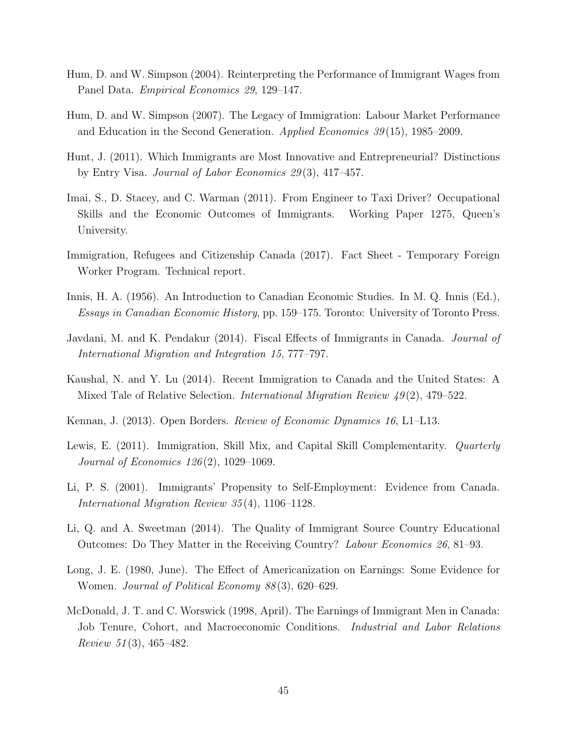Hum, D. and W. Simpson (2004). Reinterpreting the Performance of Immigrant Wages from Panel Data. *Empirical Economics 29*, 129–147.

Hum, D. and W. Simpson (2007). The Legacy of Immigration: Labour Market Performance and Education in the Second Generation. *Applied Economics 39*(15), 1985–2009.

Hunt, J. (2011). Which Immigrants are Most Innovative and Entrepreneurial? Distinctions by Entry Visa. *Journal of Labor Economics 29*(3), 417–457.

Imai, S., D. Stacey, and C. Warman (2011). From Engineer to Taxi Driver? Occupational Skills and the Economic Outcomes of Immigrants. Working Paper 1275, Queen's University.

Immigration, Refugees and Citizenship Canada (2017). Fact Sheet - Temporary Foreign Worker Program. Technical report.

Innis, H. A. (1956). An Introduction to Canadian Economic Studies. In M. Q. Innis (Ed.), *Essays in Canadian Economic History*, pp. 159–175. Toronto: University of Toronto Press.

Javdani, M. and K. Pendakur (2014). Fiscal Effects of Immigrants in Canada. *Journal of International Migration and Integration 15*, 777–797.

Kaushal, N. and Y. Lu (2014). Recent Immigration to Canada and the United States: A Mixed Tale of Relative Selection. *International Migration Review 49*(2), 479–522.

Kennan, J. (2013). Open Borders. *Review of Economic Dynamics 16*, L1–L13.

Lewis, E. (2011). Immigration, Skill Mix, and Capital Skill Complementarity. *Quarterly Journal of Economics 126*(2), 1029–1069.

Li, P. S. (2001). Immigrants' Propensity to Self-Employment: Evidence from Canada. *International Migration Review 35*(4), 1106–1128.

Li, Q. and A. Sweetman (2014). The Quality of Immigrant Source Country Educational Outcomes: Do They Matter in the Receiving Country? *Labour Economics 26*, 81–93.

Long, J. E. (1980, June). The Effect of Americanization on Earnings: Some Evidence for Women. *Journal of Political Economy 88*(3), 620–629.

McDonald, J. T. and C. Worswick (1998, April). The Earnings of Immigrant Men in Canada: Job Tenure, Cohort, and Macroeconomic Conditions. *Industrial and Labor Relations Review 51*(3), 465–482.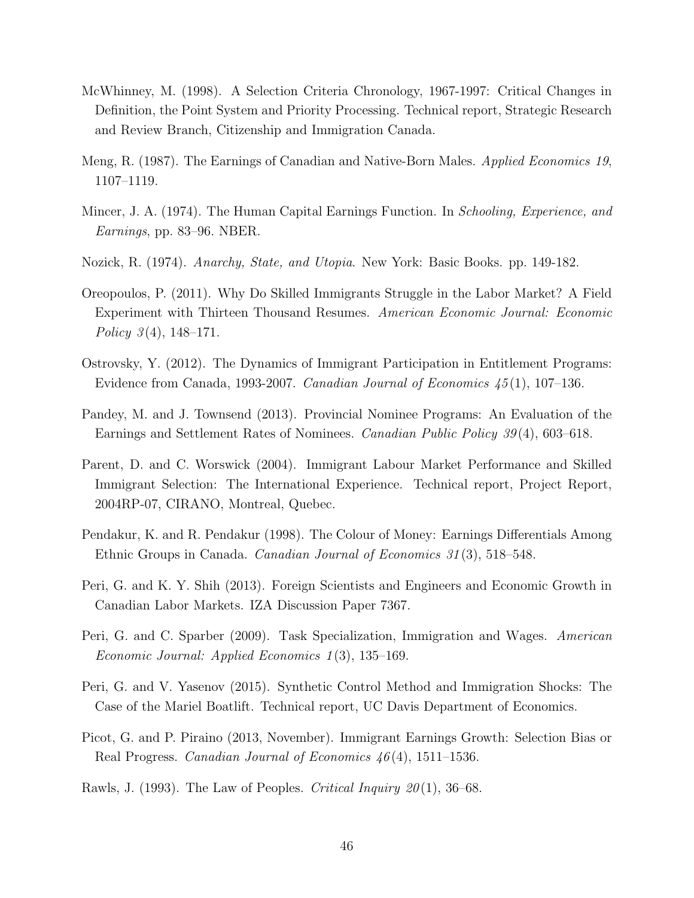McWhinney, M. (1998). A Selection Criteria Chronology, 1967-1997: Critical Changes in Definition, the Point System and Priority Processing. Technical report, Strategic Research and Review Branch, Citizenship and Immigration Canada.

Meng, R. (1987). The Earnings of Canadian and Native-Born Males. *Applied Economics 19*, 1107–1119.

Mincer, J. A. (1974). The Human Capital Earnings Function. In *Schooling, Experience, and Earnings*, pp. 83–96. NBER.

Nozick, R. (1974). *Anarchy, State, and Utopia*. New York: Basic Books. pp. 149-182.

Oreopoulos, P. (2011). Why Do Skilled Immigrants Struggle in the Labor Market? A Field Experiment with Thirteen Thousand Resumes. *American Economic Journal: Economic Policy 3*(4), 148–171.

Ostrovsky, Y. (2012). The Dynamics of Immigrant Participation in Entitlement Programs: Evidence from Canada, 1993-2007. *Canadian Journal of Economics 45*(1), 107–136.

Pandey, M. and J. Townsend (2013). Provincial Nominee Programs: An Evaluation of the Earnings and Settlement Rates of Nominees. *Canadian Public Policy 39*(4), 603–618.

Parent, D. and C. Worswick (2004). Immigrant Labour Market Performance and Skilled Immigrant Selection: The International Experience. Technical report, Project Report, 2004RP-07, CIRANO, Montreal, Quebec.

Pendakur, K. and R. Pendakur (1998). The Colour of Money: Earnings Differentials Among Ethnic Groups in Canada. *Canadian Journal of Economics 31*(3), 518–548.

Peri, G. and K. Y. Shih (2013). Foreign Scientists and Engineers and Economic Growth in Canadian Labor Markets. IZA Discussion Paper 7367.

Peri, G. and C. Sparber (2009). Task Specialization, Immigration and Wages. *American Economic Journal: Applied Economics 1*(3), 135–169.

Peri, G. and V. Yasenov (2015). Synthetic Control Method and Immigration Shocks: The Case of the Mariel Boatlift. Technical report, UC Davis Department of Economics.

Picot, G. and P. Piraino (2013, November). Immigrant Earnings Growth: Selection Bias or Real Progress. *Canadian Journal of Economics 46*(4), 1511–1536.

Rawls, J. (1993). The Law of Peoples. *Critical Inquiry 20*(1), 36–68.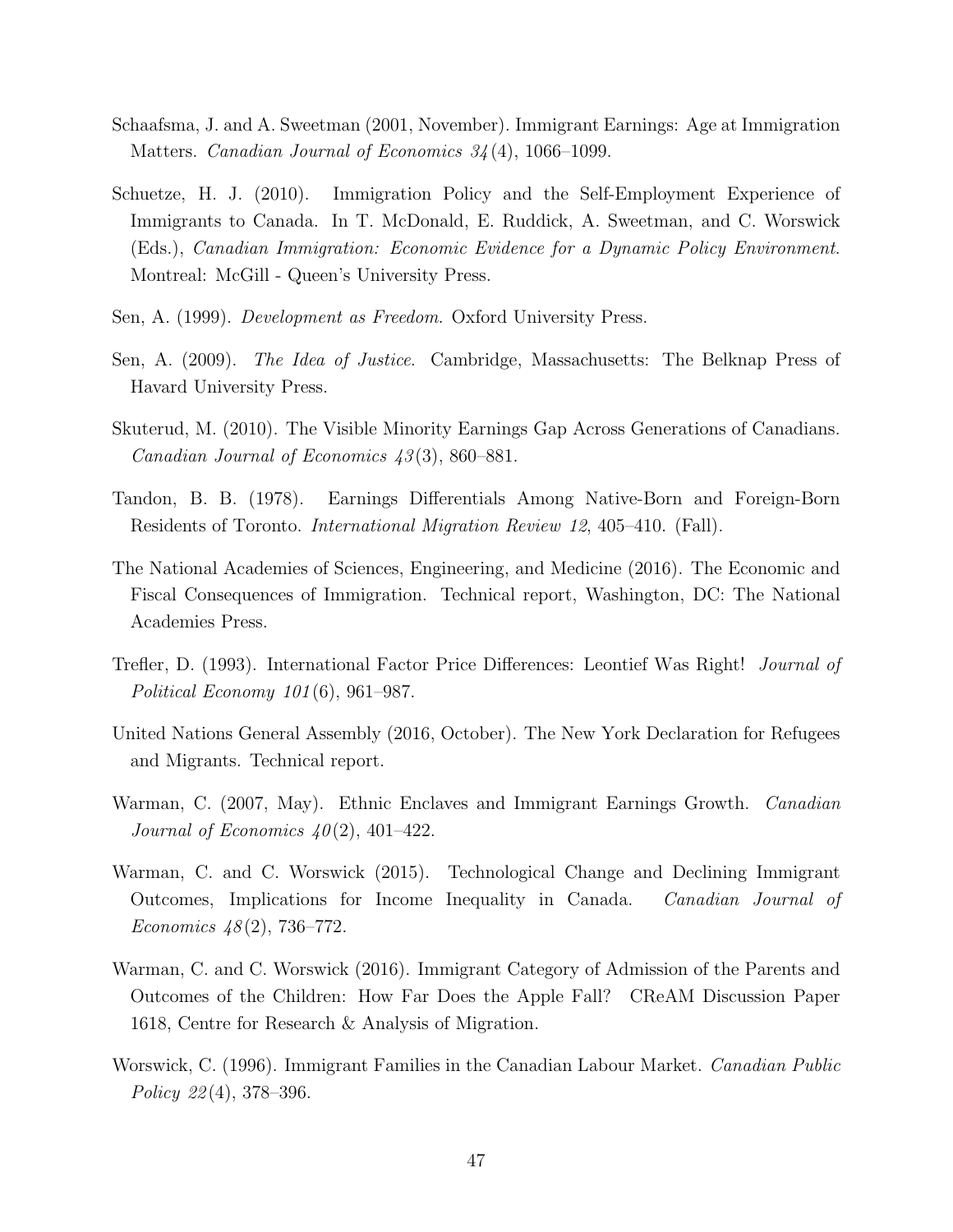Schaafsma, J. and A. Sweetman (2001, November). Immigrant Earnings: Age at Immigration Matters. *Canadian Journal of Economics 34*(4), 1066–1099.

Schuetze, H. J. (2010). Immigration Policy and the Self-Employment Experience of Immigrants to Canada. In T. McDonald, E. Ruddick, A. Sweetman, and C. Worswick (Eds.), *Canadian Immigration: Economic Evidence for a Dynamic Policy Environment*. Montreal: McGill - Queen's University Press.

Sen, A. (1999). *Development as Freedom*. Oxford University Press.

Sen, A. (2009). *The Idea of Justice*. Cambridge, Massachusetts: The Belknap Press of Havard University Press.

Skuterud, M. (2010). The Visible Minority Earnings Gap Across Generations of Canadians. *Canadian Journal of Economics 43*(3), 860–881.

Tandon, B. B. (1978). Earnings Differentials Among Native-Born and Foreign-Born Residents of Toronto. *International Migration Review 12*, 405–410. (Fall).

The National Academies of Sciences, Engineering, and Medicine (2016). The Economic and Fiscal Consequences of Immigration. Technical report, Washington, DC: The National Academies Press.

Trefler, D. (1993). International Factor Price Differences: Leontief Was Right! *Journal of Political Economy 101*(6), 961–987.

United Nations General Assembly (2016, October). The New York Declaration for Refugees and Migrants. Technical report.

Warman, C. (2007, May). Ethnic Enclaves and Immigrant Earnings Growth. *Canadian Journal of Economics 40*(2), 401–422.

Warman, C. and C. Worswick (2015). Technological Change and Declining Immigrant Outcomes, Implications for Income Inequality in Canada. *Canadian Journal of Economics 48*(2), 736–772.

Warman, C. and C. Worswick (2016). Immigrant Category of Admission of the Parents and Outcomes of the Children: How Far Does the Apple Fall? CReAM Discussion Paper 1618, Centre for Research & Analysis of Migration.

Worswick, C. (1996). Immigrant Families in the Canadian Labour Market. *Canadian Public Policy 22*(4), 378–396.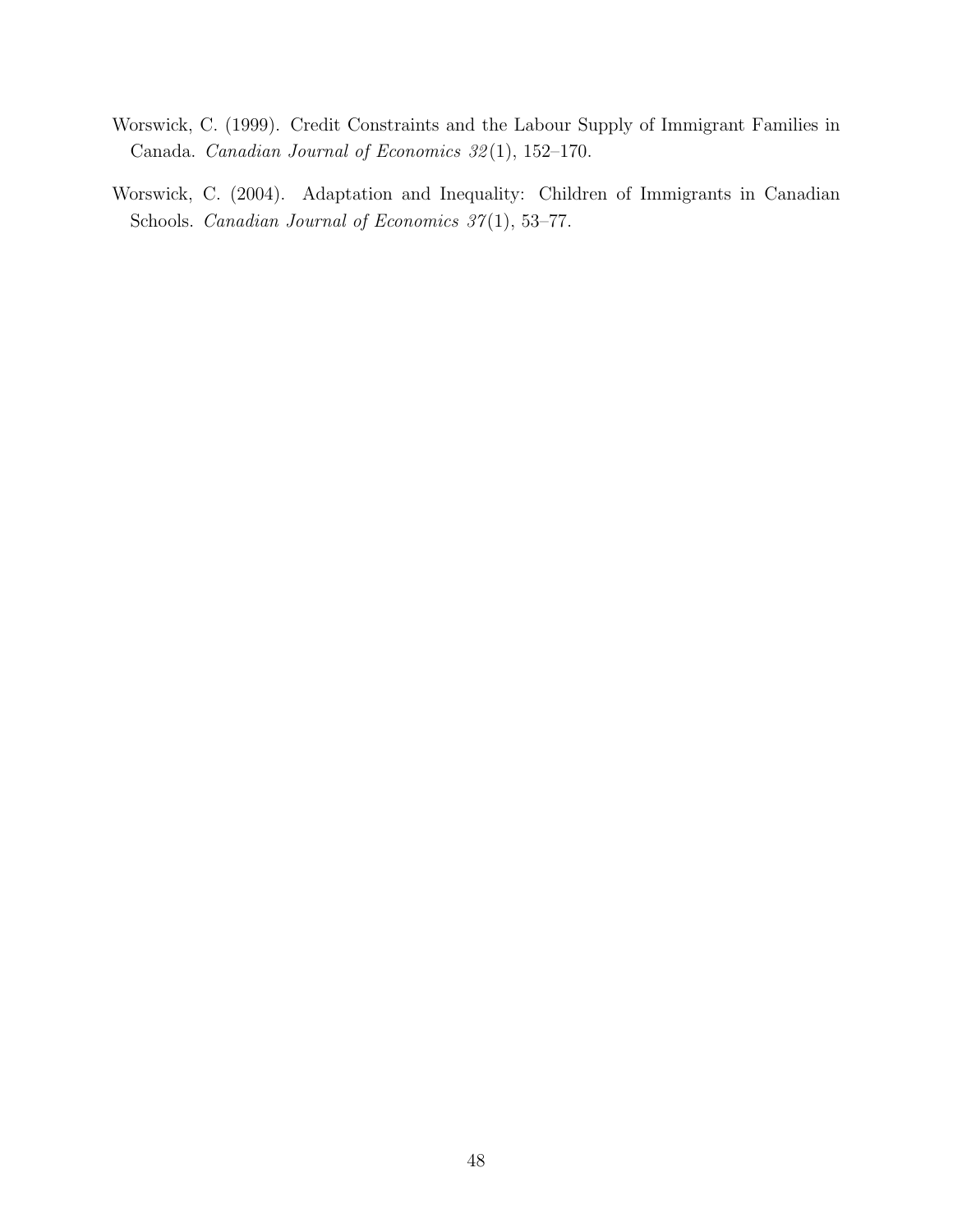Worswick, C. (1999). Credit Constraints and the Labour Supply of Immigrant Families in Canada. *Canadian Journal of Economics 32*(1), 152–170.

Worswick, C. (2004). Adaptation and Inequality: Children of Immigrants in Canadian Schools. *Canadian Journal of Economics 37*(1), 53–77.